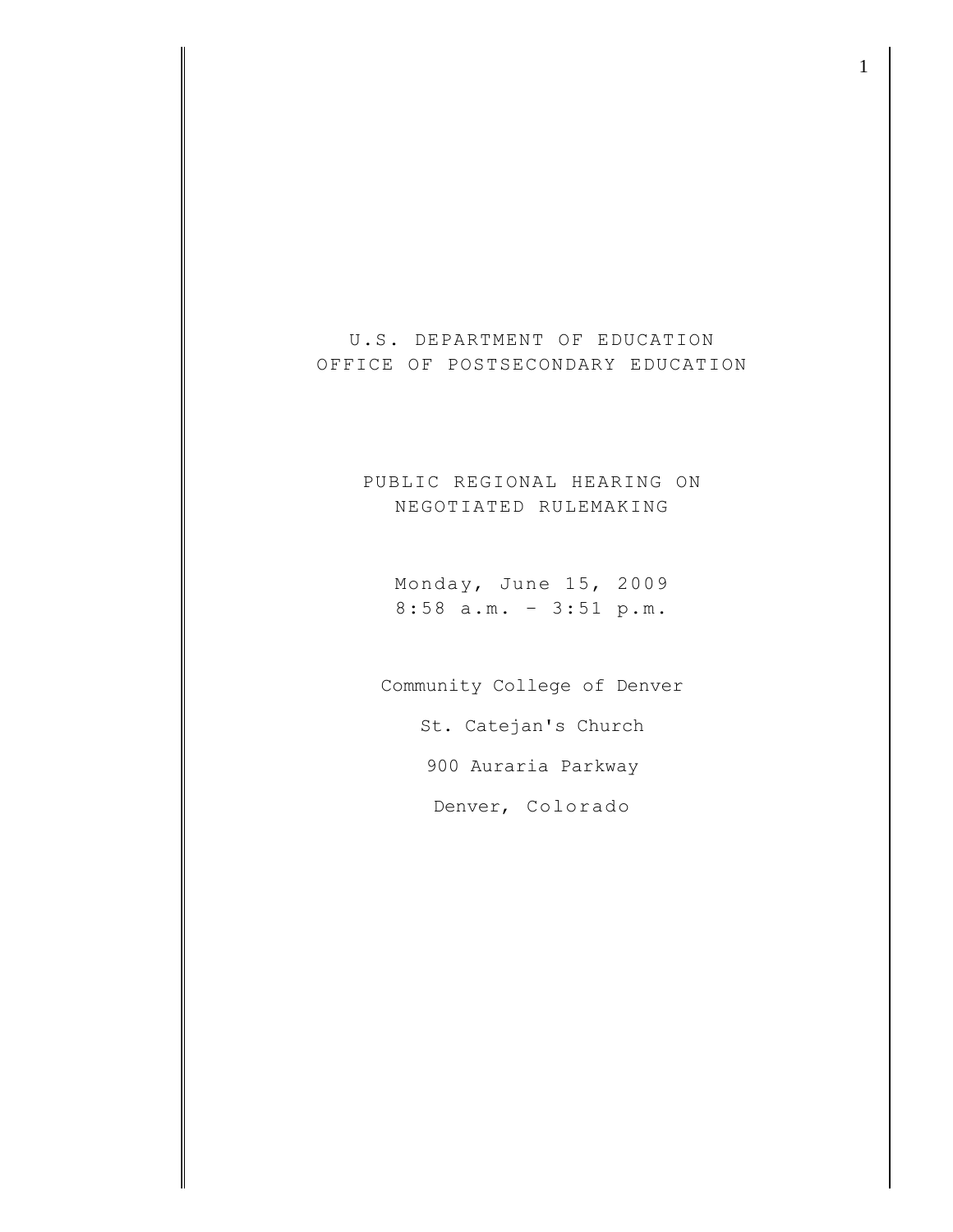U.S. DEPARTMENT OF EDUCATION
OFFICE OF POSTSECONDARY EDUCATION

PUBLIC REGIONAL HEARING ON
NEGOTIATED RULEMAKING

Monday, June 15, 2009
8:58 a.m. – 3:51 p.m.

Community College of Denver

St. Catejan's Church

900 Auraria Parkway

Denver, Colorado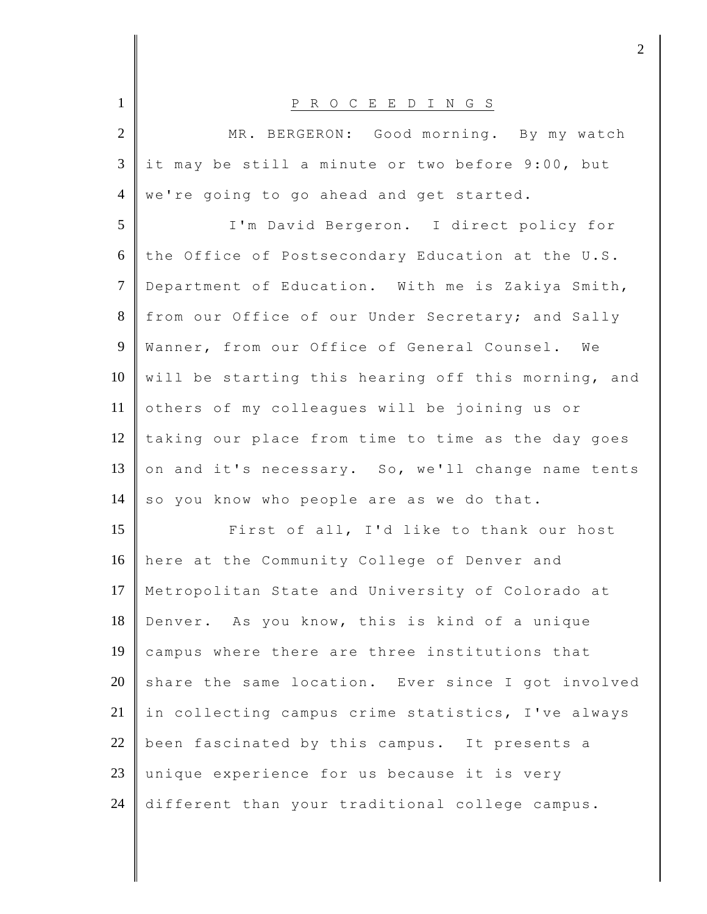P R O C E E D I N G S

MR. BERGERON: Good morning. By my watch it may be still a minute or two before 9:00, but we're going to go ahead and get started.

I'm David Bergeron. I direct policy for the Office of Postsecondary Education at the U.S. Department of Education. With me is Zakiya Smith, from our Office of our Under Secretary; and Sally Wanner, from our Office of General Counsel. We will be starting this hearing off this morning, and others of my colleagues will be joining us or taking our place from time to time as the day goes on and it's necessary. So, we'll change name tents so you know who people are as we do that.

First of all, I'd like to thank our host here at the Community College of Denver and Metropolitan State and University of Colorado at Denver. As you know, this is kind of a unique campus where there are three institutions that share the same location. Ever since I got involved in collecting campus crime statistics, I've always been fascinated by this campus. It presents a unique experience for us because it is very different than your traditional college campus.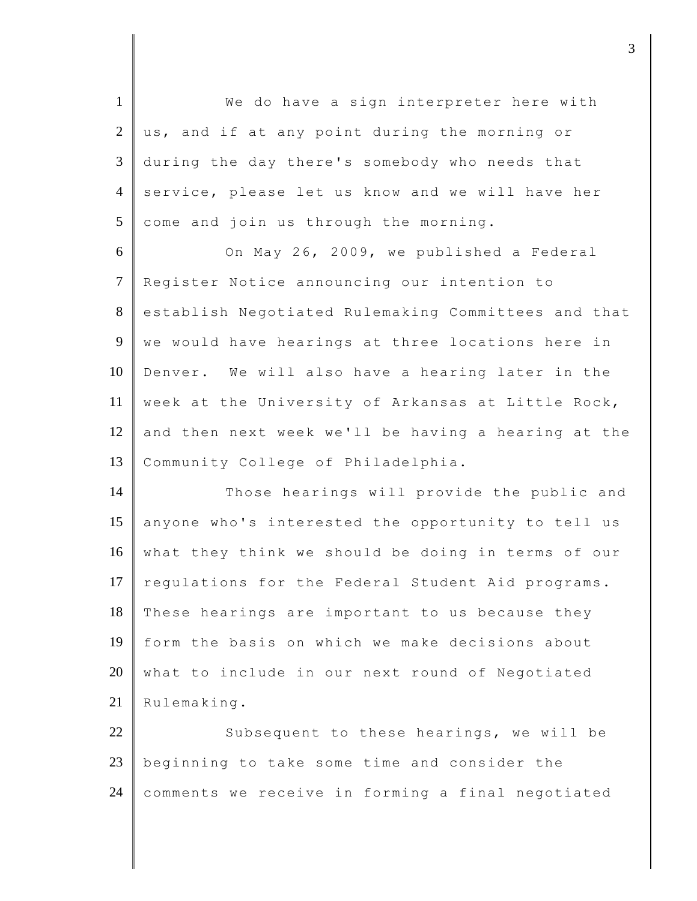We do have a sign interpreter here with us, and if at any point during the morning or during the day there's somebody who needs that service, please let us know and we will have her come and join us through the morning.

On May 26, 2009, we published a Federal Register Notice announcing our intention to establish Negotiated Rulemaking Committees and that we would have hearings at three locations here in Denver. We will also have a hearing later in the week at the University of Arkansas at Little Rock, and then next week we'll be having a hearing at the Community College of Philadelphia.

Those hearings will provide the public and anyone who's interested the opportunity to tell us what they think we should be doing in terms of our regulations for the Federal Student Aid programs. These hearings are important to us because they form the basis on which we make decisions about what to include in our next round of Negotiated Rulemaking.

Subsequent to these hearings, we will be beginning to take some time and consider the comments we receive in forming a final negotiated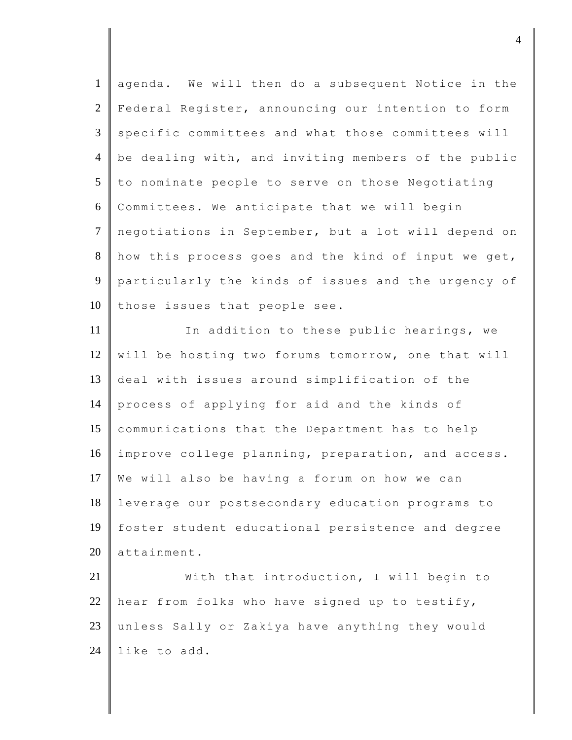agenda. We will then do a subsequent Notice in the Federal Register, announcing our intention to form specific committees and what those committees will be dealing with, and inviting members of the public to nominate people to serve on those Negotiating Committees. We anticipate that we will begin negotiations in September, but a lot will depend on how this process goes and the kind of input we get, particularly the kinds of issues and the urgency of those issues that people see.

In addition to these public hearings, we will be hosting two forums tomorrow, one that will deal with issues around simplification of the process of applying for aid and the kinds of communications that the Department has to help improve college planning, preparation, and access. We will also be having a forum on how we can leverage our postsecondary education programs to foster student educational persistence and degree attainment.

With that introduction, I will begin to hear from folks who have signed up to testify, unless Sally or Zakiya have anything they would like to add.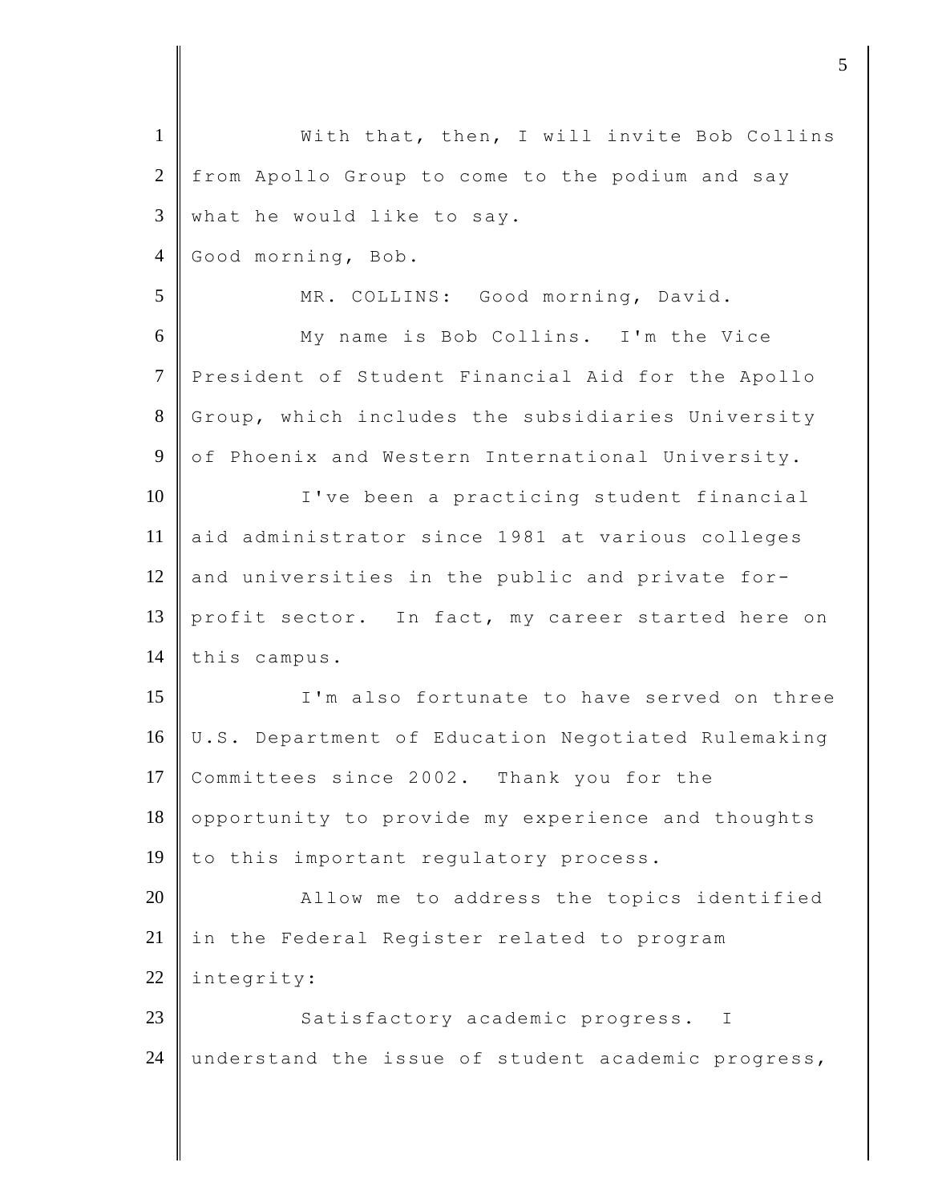With that, then, I will invite Bob Collins from Apollo Group to come to the podium and say what he would like to say.

Good morning, Bob.

MR. COLLINS: Good morning, David.

My name is Bob Collins. I'm the Vice President of Student Financial Aid for the Apollo Group, which includes the subsidiaries University of Phoenix and Western International University.

I've been a practicing student financial aid administrator since 1981 at various colleges and universities in the public and private for-profit sector. In fact, my career started here on this campus.

I'm also fortunate to have served on three U.S. Department of Education Negotiated Rulemaking Committees since 2002. Thank you for the opportunity to provide my experience and thoughts to this important regulatory process.

Allow me to address the topics identified in the Federal Register related to program integrity:

Satisfactory academic progress. I understand the issue of student academic progress,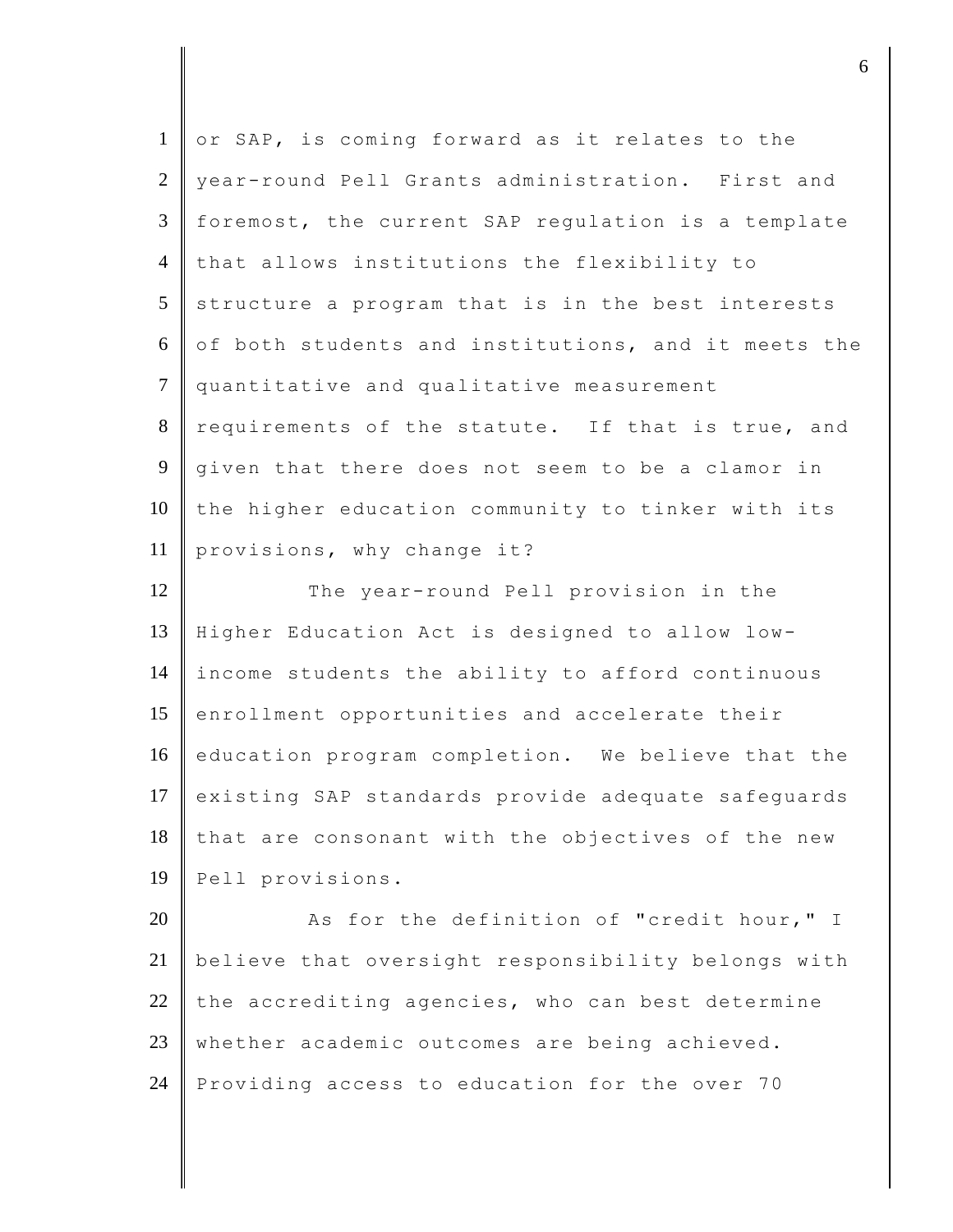or SAP, is coming forward as it relates to the year-round Pell Grants administration. First and foremost, the current SAP regulation is a template that allows institutions the flexibility to structure a program that is in the best interests of both students and institutions, and it meets the quantitative and qualitative measurement requirements of the statute. If that is true, and given that there does not seem to be a clamor in the higher education community to tinker with its provisions, why change it?

The year-round Pell provision in the Higher Education Act is designed to allow low-income students the ability to afford continuous enrollment opportunities and accelerate their education program completion. We believe that the existing SAP standards provide adequate safeguards that are consonant with the objectives of the new Pell provisions.

As for the definition of "credit hour," I believe that oversight responsibility belongs with the accrediting agencies, who can best determine whether academic outcomes are being achieved. Providing access to education for the over 70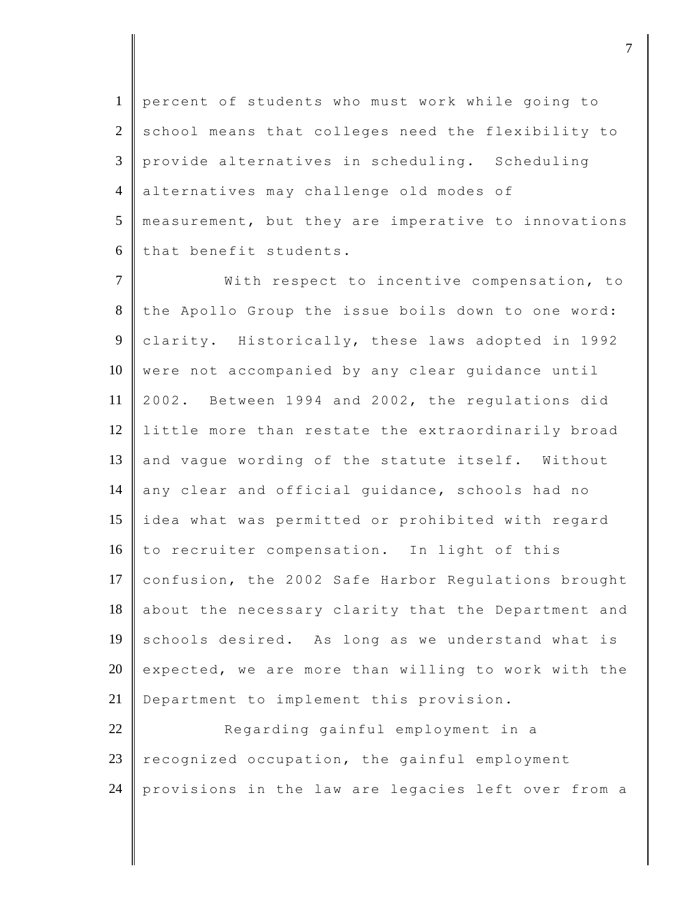percent of students who must work while going to school means that colleges need the flexibility to provide alternatives in scheduling. Scheduling alternatives may challenge old modes of measurement, but they are imperative to innovations that benefit students.

With respect to incentive compensation, to the Apollo Group the issue boils down to one word: clarity. Historically, these laws adopted in 1992 were not accompanied by any clear guidance until 2002. Between 1994 and 2002, the regulations did little more than restate the extraordinarily broad and vague wording of the statute itself. Without any clear and official guidance, schools had no idea what was permitted or prohibited with regard to recruiter compensation. In light of this confusion, the 2002 Safe Harbor Regulations brought about the necessary clarity that the Department and schools desired. As long as we understand what is expected, we are more than willing to work with the Department to implement this provision.

Regarding gainful employment in a recognized occupation, the gainful employment provisions in the law are legacies left over from a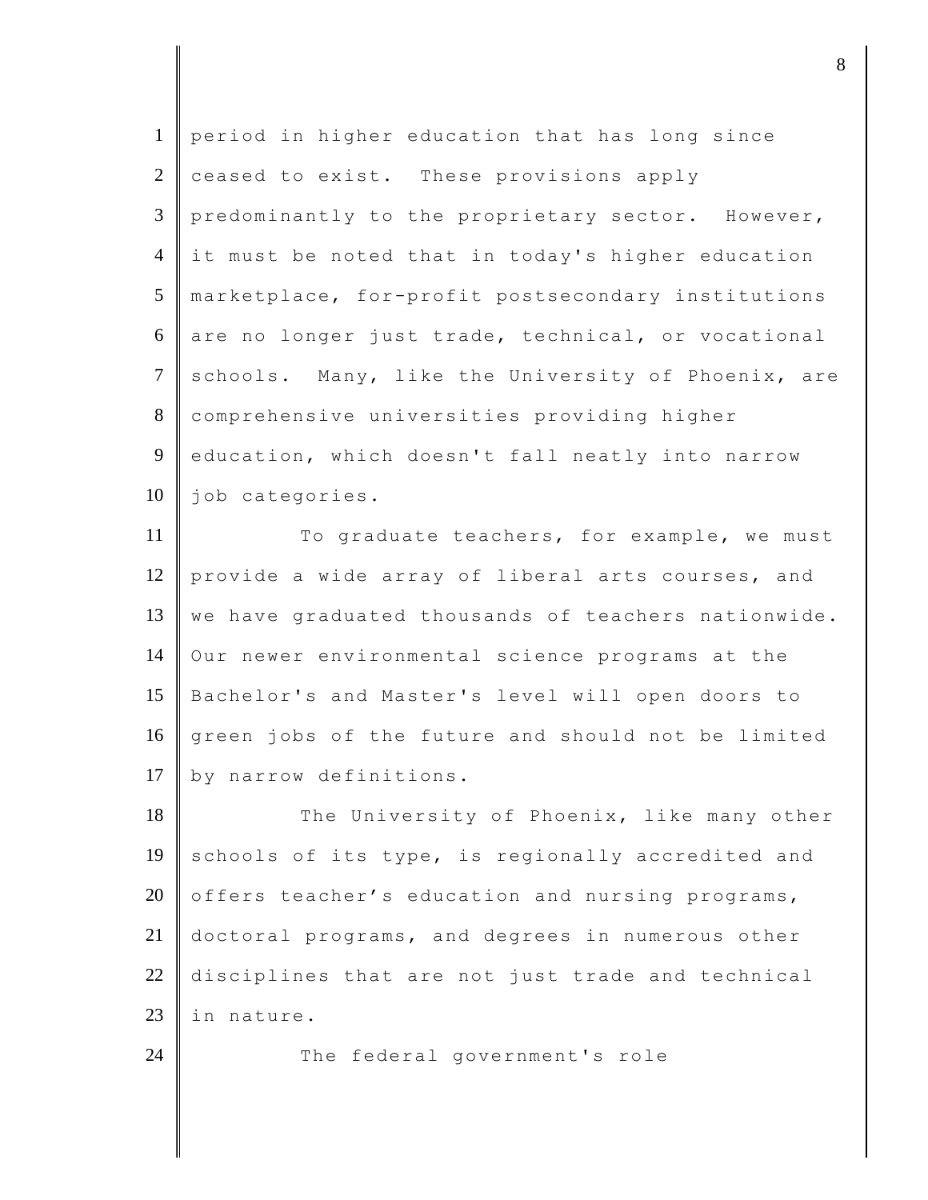period in higher education that has long since ceased to exist. These provisions apply predominantly to the proprietary sector. However, it must be noted that in today's higher education marketplace, for-profit postsecondary institutions are no longer just trade, technical, or vocational schools. Many, like the University of Phoenix, are comprehensive universities providing higher education, which doesn't fall neatly into narrow job categories.

To graduate teachers, for example, we must provide a wide array of liberal arts courses, and we have graduated thousands of teachers nationwide. Our newer environmental science programs at the Bachelor's and Master's level will open doors to green jobs of the future and should not be limited by narrow definitions.

The University of Phoenix, like many other schools of its type, is regionally accredited and offers teacher's education and nursing programs, doctoral programs, and degrees in numerous other disciplines that are not just trade and technical in nature.

The federal government's role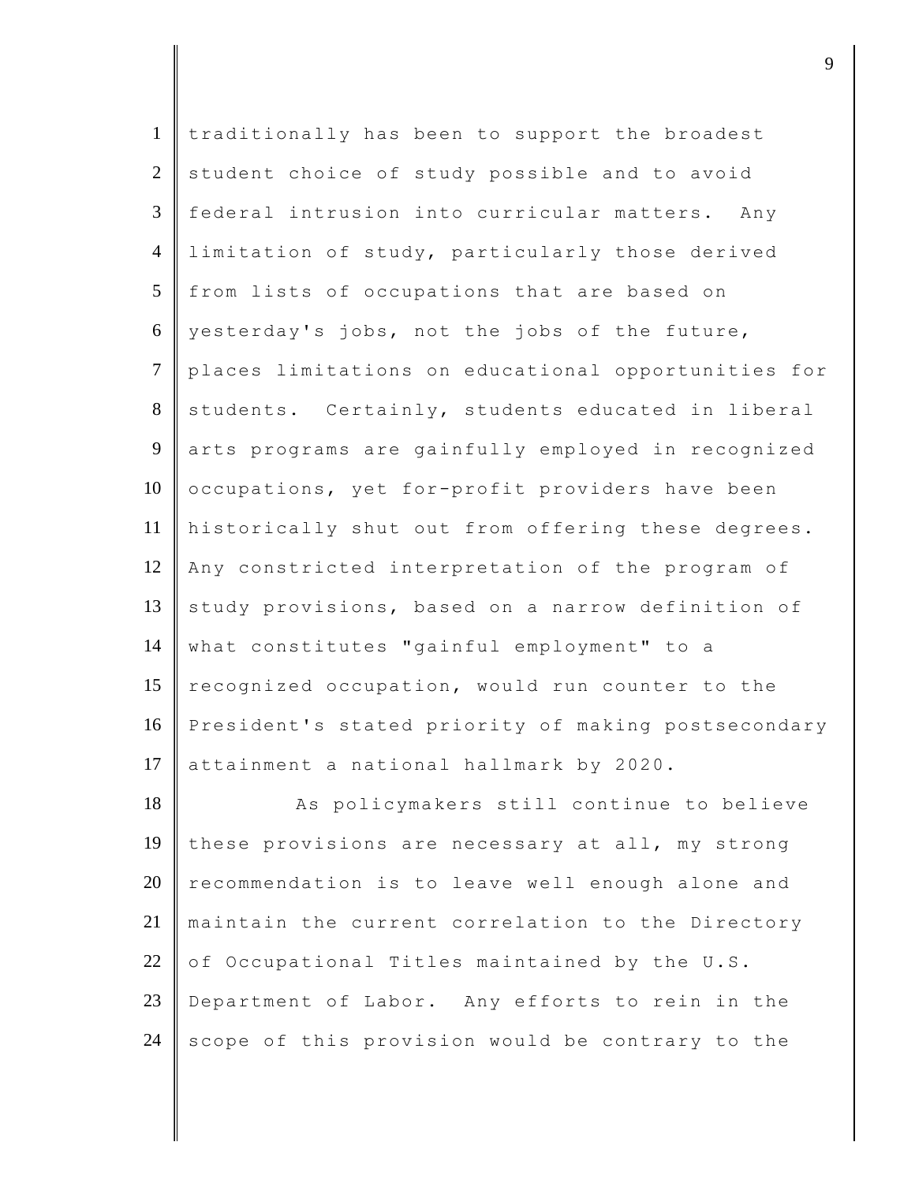traditionally has been to support the broadest student choice of study possible and to avoid federal intrusion into curricular matters. Any limitation of study, particularly those derived from lists of occupations that are based on yesterday's jobs, not the jobs of the future, places limitations on educational opportunities for students. Certainly, students educated in liberal arts programs are gainfully employed in recognized occupations, yet for-profit providers have been historically shut out from offering these degrees. Any constricted interpretation of the program of study provisions, based on a narrow definition of what constitutes "gainful employment" to a recognized occupation, would run counter to the President's stated priority of making postsecondary attainment a national hallmark by 2020.

As policymakers still continue to believe these provisions are necessary at all, my strong recommendation is to leave well enough alone and maintain the current correlation to the Directory of Occupational Titles maintained by the U.S. Department of Labor. Any efforts to rein in the scope of this provision would be contrary to the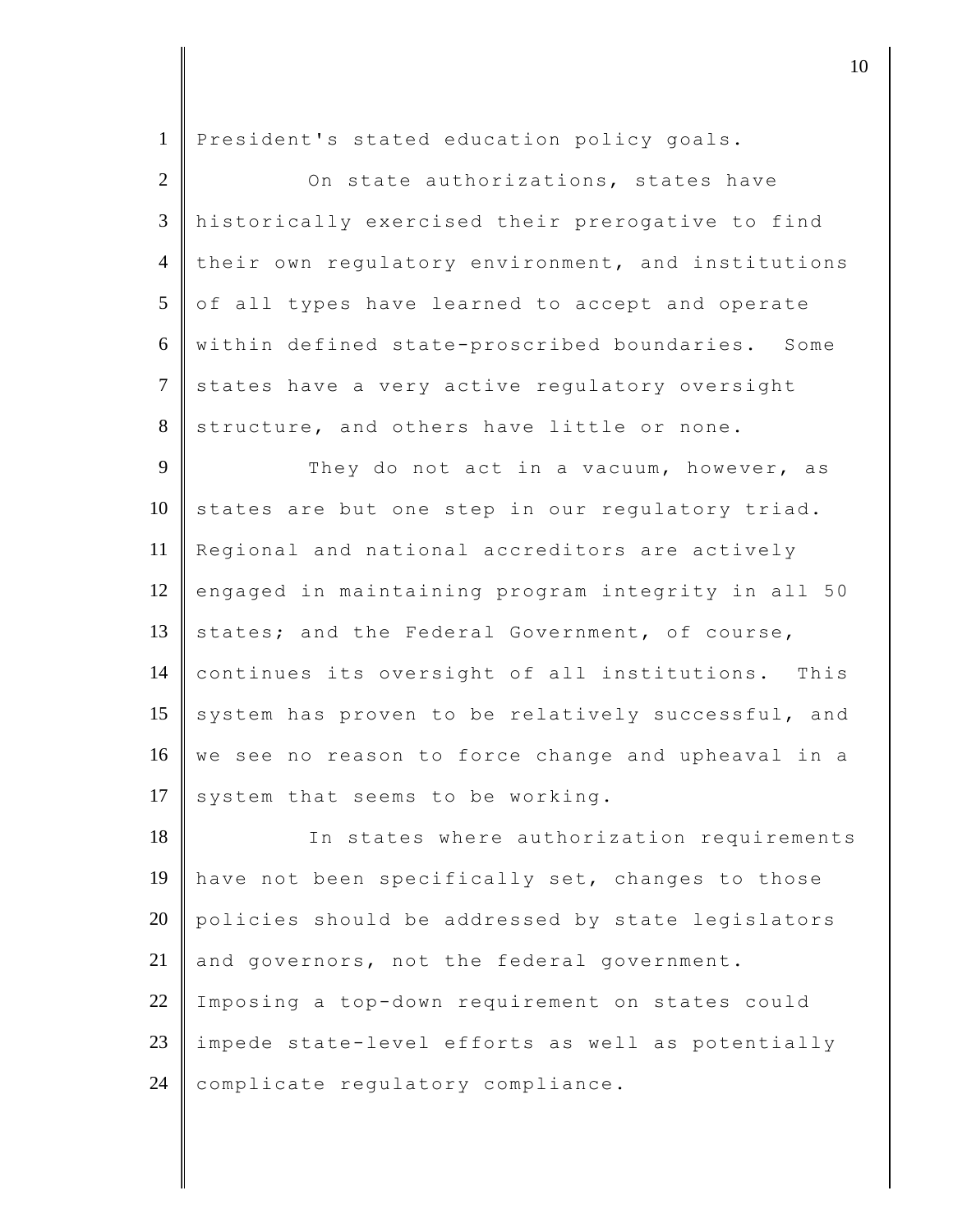President's stated education policy goals.

On state authorizations, states have historically exercised their prerogative to find their own regulatory environment, and institutions of all types have learned to accept and operate within defined state-proscribed boundaries. Some states have a very active regulatory oversight structure, and others have little or none.

They do not act in a vacuum, however, as states are but one step in our regulatory triad. Regional and national accreditors are actively engaged in maintaining program integrity in all 50 states; and the Federal Government, of course, continues its oversight of all institutions. This system has proven to be relatively successful, and we see no reason to force change and upheaval in a system that seems to be working.

In states where authorization requirements have not been specifically set, changes to those policies should be addressed by state legislators and governors, not the federal government. Imposing a top-down requirement on states could impede state-level efforts as well as potentially complicate regulatory compliance.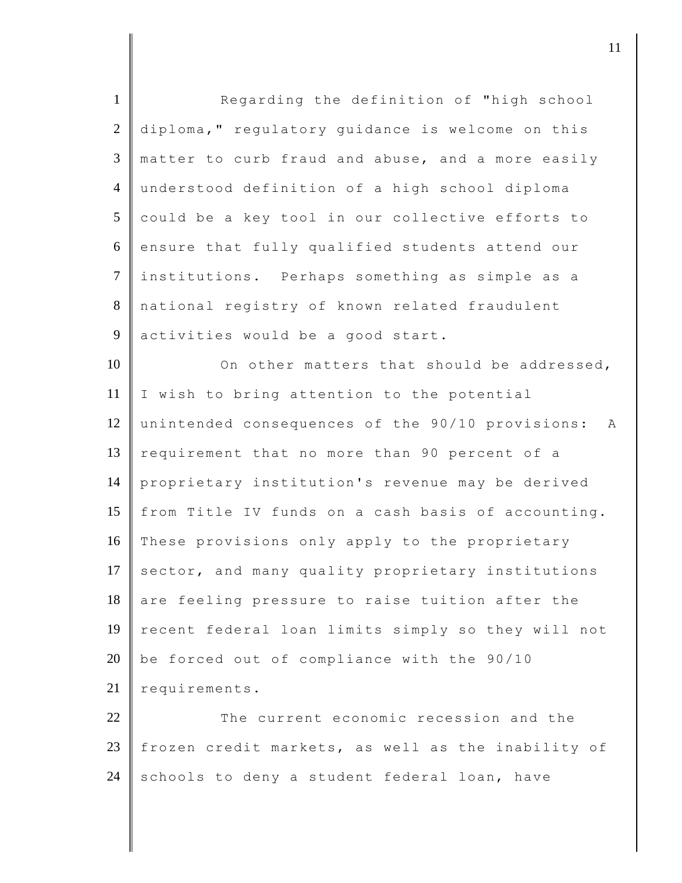Regarding the definition of "high school diploma," regulatory guidance is welcome on this matter to curb fraud and abuse, and a more easily understood definition of a high school diploma could be a key tool in our collective efforts to ensure that fully qualified students attend our institutions. Perhaps something as simple as a national registry of known related fraudulent activities would be a good start.

On other matters that should be addressed, I wish to bring attention to the potential unintended consequences of the 90/10 provisions: A requirement that no more than 90 percent of a proprietary institution's revenue may be derived from Title IV funds on a cash basis of accounting. These provisions only apply to the proprietary sector, and many quality proprietary institutions are feeling pressure to raise tuition after the recent federal loan limits simply so they will not be forced out of compliance with the 90/10 requirements.

The current economic recession and the frozen credit markets, as well as the inability of schools to deny a student federal loan, have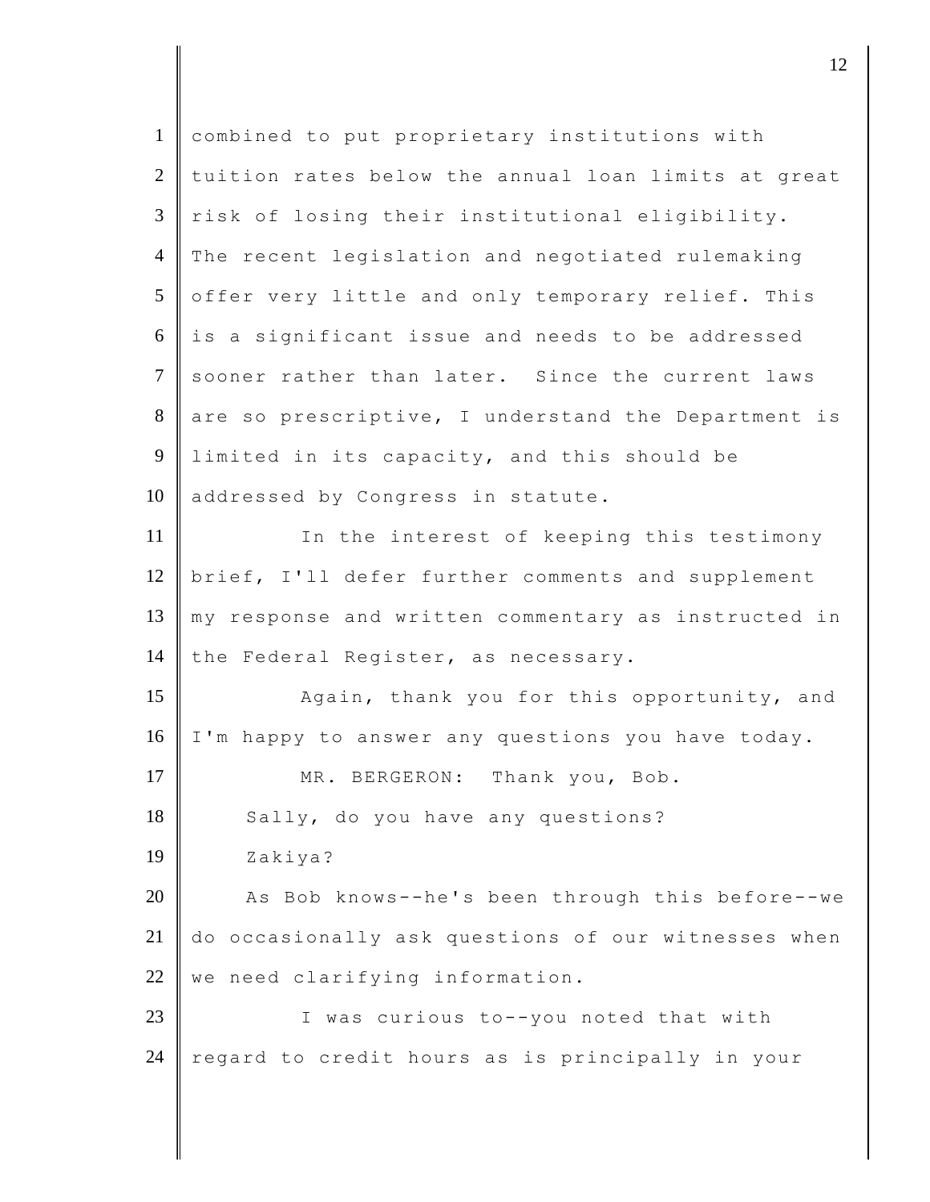combined to put proprietary institutions with tuition rates below the annual loan limits at great risk of losing their institutional eligibility. The recent legislation and negotiated rulemaking offer very little and only temporary relief. This is a significant issue and needs to be addressed sooner rather than later. Since the current laws are so prescriptive, I understand the Department is limited in its capacity, and this should be addressed by Congress in statute.

In the interest of keeping this testimony brief, I'll defer further comments and supplement my response and written commentary as instructed in the Federal Register, as necessary.

Again, thank you for this opportunity, and I'm happy to answer any questions you have today.

MR. BERGERON: Thank you, Bob.

Sally, do you have any questions?

Zakiya?

As Bob knows--he's been through this before--we do occasionally ask questions of our witnesses when we need clarifying information.

I was curious to--you noted that with regard to credit hours as is principally in your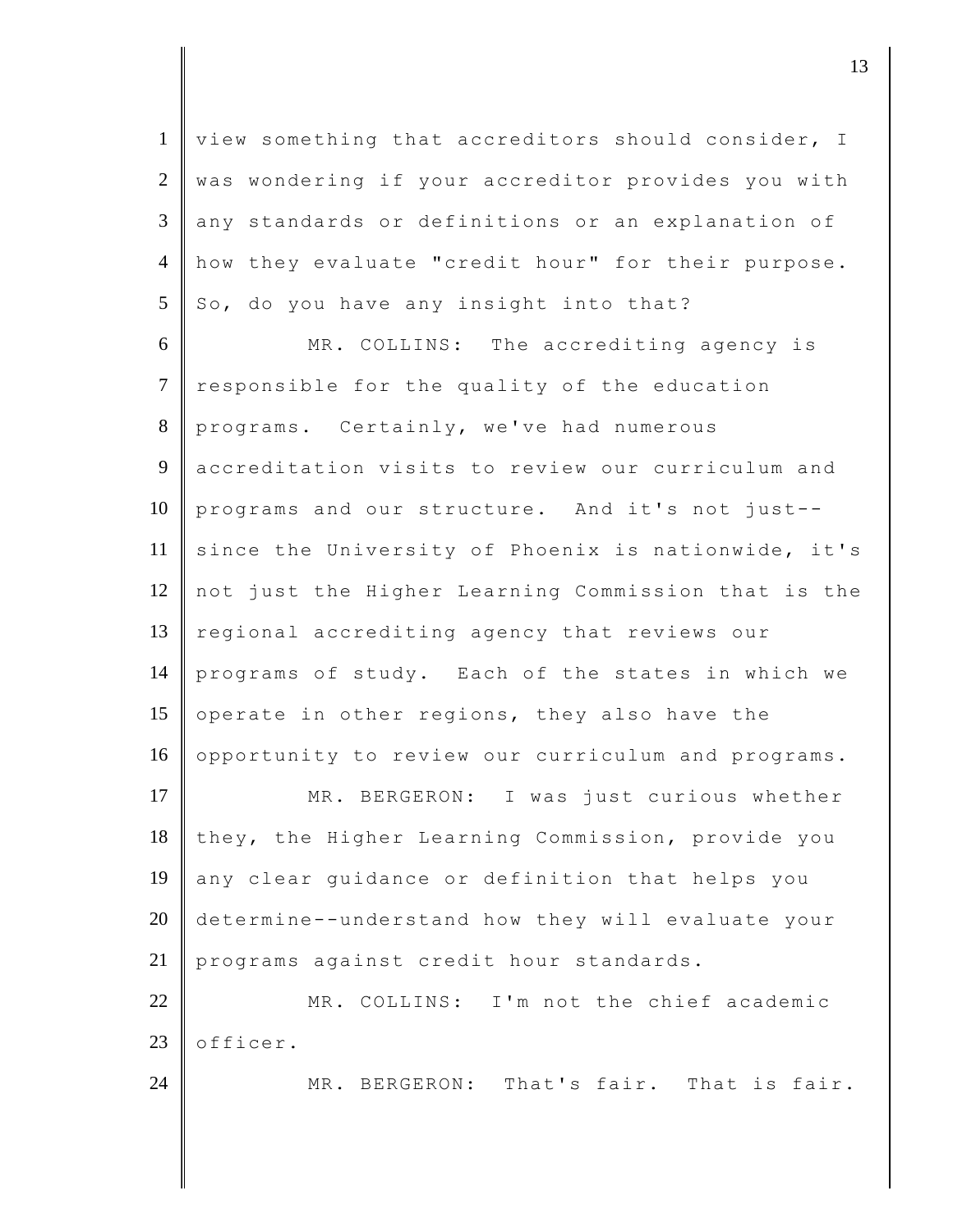view something that accreditors should consider, I was wondering if your accreditor provides you with any standards or definitions or an explanation of how they evaluate "credit hour" for their purpose. So, do you have any insight into that?

MR. COLLINS: The accrediting agency is responsible for the quality of the education programs. Certainly, we've had numerous accreditation visits to review our curriculum and programs and our structure. And it's not just--since the University of Phoenix is nationwide, it's not just the Higher Learning Commission that is the regional accrediting agency that reviews our programs of study. Each of the states in which we operate in other regions, they also have the opportunity to review our curriculum and programs.

MR. BERGERON: I was just curious whether they, the Higher Learning Commission, provide you any clear guidance or definition that helps you determine--understand how they will evaluate your programs against credit hour standards.

MR. COLLINS: I'm not the chief academic officer.

MR. BERGERON: That's fair. That is fair.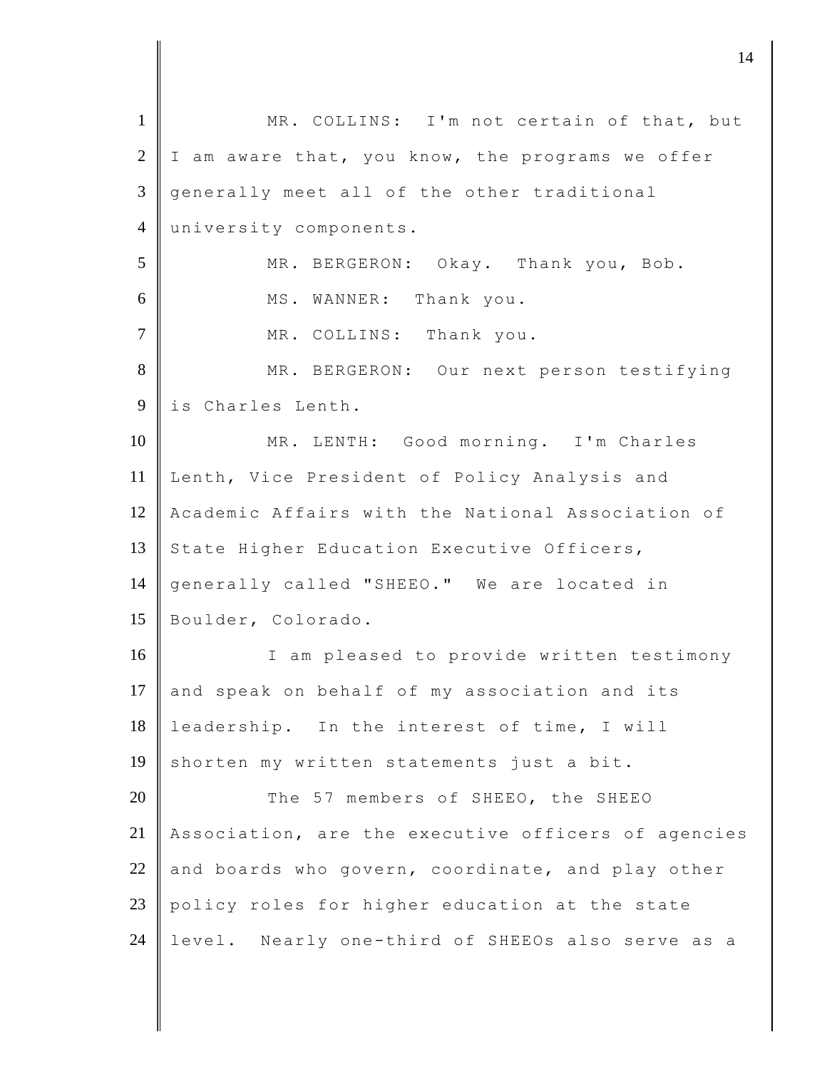MR. COLLINS: I'm not certain of that, but I am aware that, you know, the programs we offer generally meet all of the other traditional university components.

MR. BERGERON: Okay. Thank you, Bob.

MS. WANNER: Thank you.

MR. COLLINS: Thank you.

MR. BERGERON: Our next person testifying is Charles Lenth.

MR. LENTH: Good morning. I'm Charles Lenth, Vice President of Policy Analysis and Academic Affairs with the National Association of State Higher Education Executive Officers, generally called "SHEEO." We are located in Boulder, Colorado.

I am pleased to provide written testimony and speak on behalf of my association and its leadership. In the interest of time, I will shorten my written statements just a bit.

The 57 members of SHEEO, the SHEEO Association, are the executive officers of agencies and boards who govern, coordinate, and play other policy roles for higher education at the state level. Nearly one-third of SHEEOs also serve as a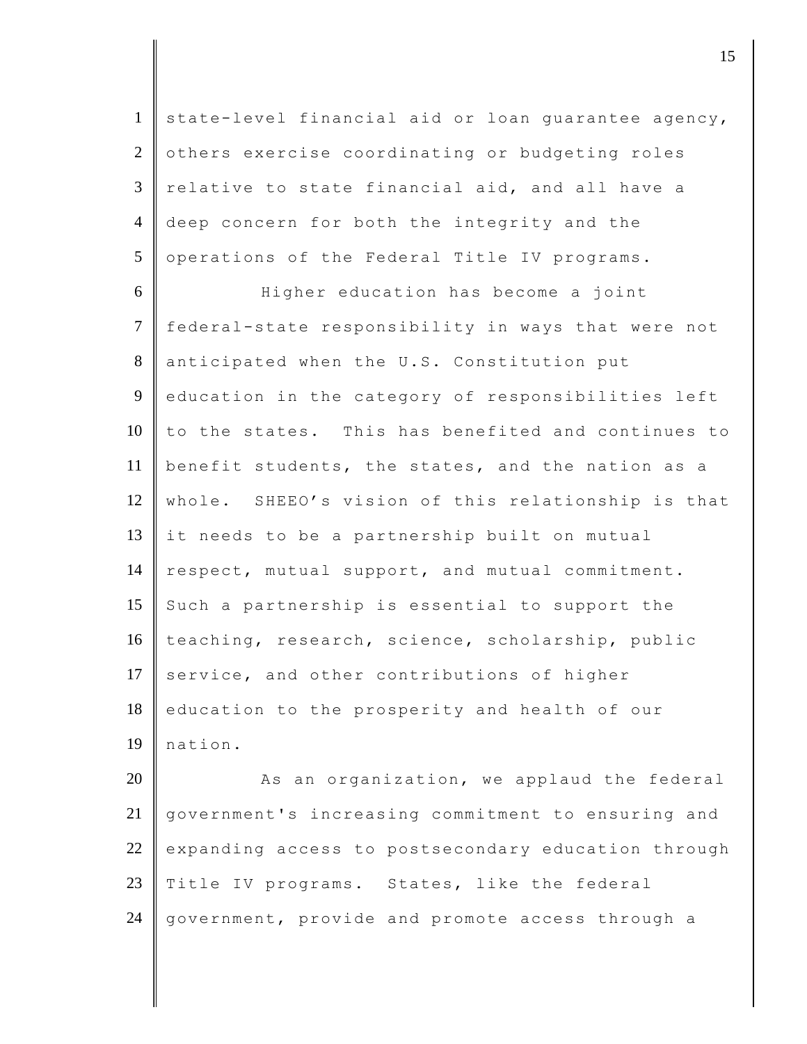state-level financial aid or loan guarantee agency, others exercise coordinating or budgeting roles relative to state financial aid, and all have a deep concern for both the integrity and the operations of the Federal Title IV programs.

Higher education has become a joint federal-state responsibility in ways that were not anticipated when the U.S. Constitution put education in the category of responsibilities left to the states. This has benefited and continues to benefit students, the states, and the nation as a whole. SHEEO's vision of this relationship is that it needs to be a partnership built on mutual respect, mutual support, and mutual commitment. Such a partnership is essential to support the teaching, research, science, scholarship, public service, and other contributions of higher education to the prosperity and health of our nation.

As an organization, we applaud the federal government's increasing commitment to ensuring and expanding access to postsecondary education through Title IV programs. States, like the federal government, provide and promote access through a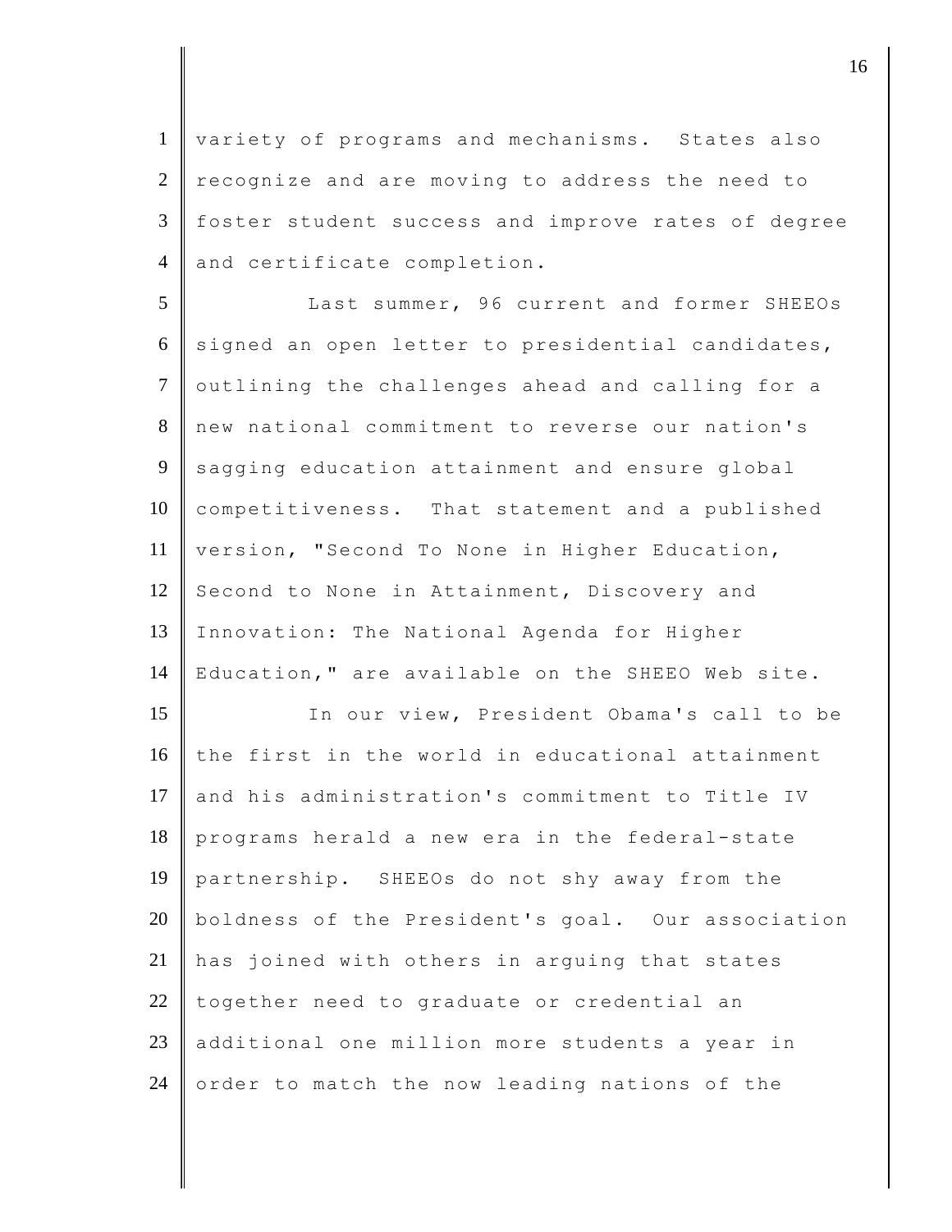variety of programs and mechanisms. States also recognize and are moving to address the need to foster student success and improve rates of degree and certificate completion.

Last summer, 96 current and former SHEEOs signed an open letter to presidential candidates, outlining the challenges ahead and calling for a new national commitment to reverse our nation's sagging education attainment and ensure global competitiveness. That statement and a published version, "Second To None in Higher Education, Second to None in Attainment, Discovery and Innovation: The National Agenda for Higher Education," are available on the SHEEO Web site.

In our view, President Obama's call to be the first in the world in educational attainment and his administration's commitment to Title IV programs herald a new era in the federal-state partnership. SHEEOs do not shy away from the boldness of the President's goal. Our association has joined with others in arguing that states together need to graduate or credential an additional one million more students a year in order to match the now leading nations of the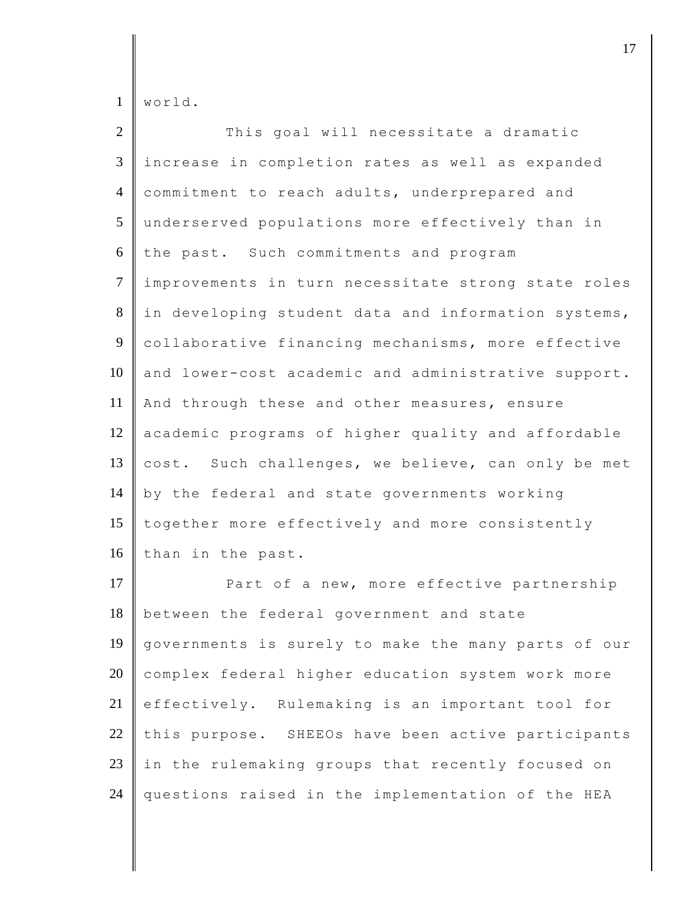world.

This goal will necessitate a dramatic increase in completion rates as well as expanded commitment to reach adults, underprepared and underserved populations more effectively than in the past. Such commitments and program improvements in turn necessitate strong state roles in developing student data and information systems, collaborative financing mechanisms, more effective and lower-cost academic and administrative support. And through these and other measures, ensure academic programs of higher quality and affordable cost. Such challenges, we believe, can only be met by the federal and state governments working together more effectively and more consistently than in the past.

Part of a new, more effective partnership between the federal government and state governments is surely to make the many parts of our complex federal higher education system work more effectively. Rulemaking is an important tool for this purpose. SHEEOs have been active participants in the rulemaking groups that recently focused on questions raised in the implementation of the HEA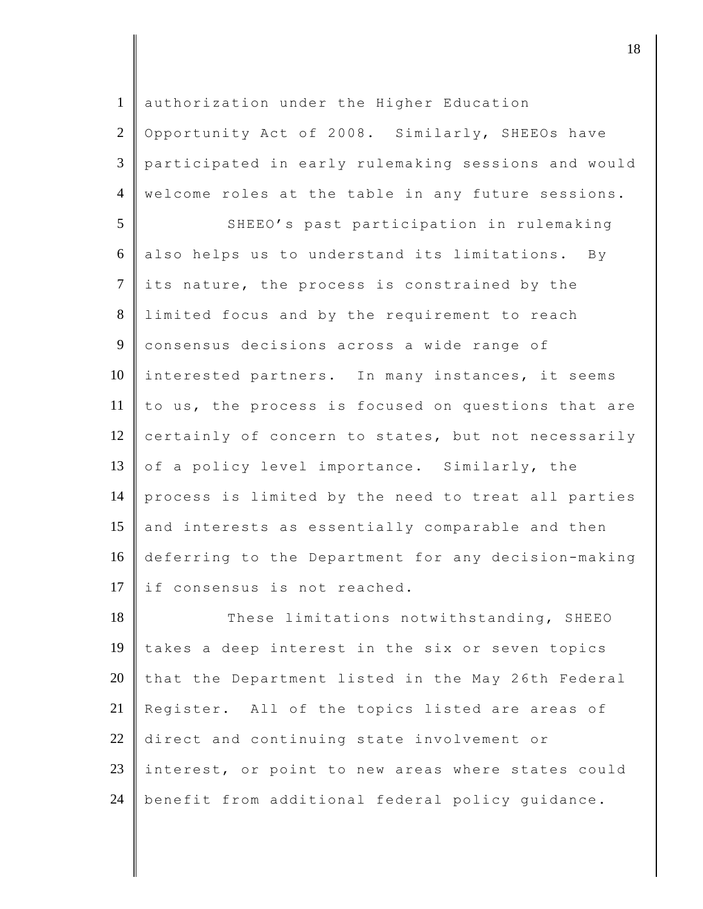authorization under the Higher Education Opportunity Act of 2008. Similarly, SHEEOs have participated in early rulemaking sessions and would welcome roles at the table in any future sessions.

SHEEO's past participation in rulemaking also helps us to understand its limitations. By its nature, the process is constrained by the limited focus and by the requirement to reach consensus decisions across a wide range of interested partners. In many instances, it seems to us, the process is focused on questions that are certainly of concern to states, but not necessarily of a policy level importance. Similarly, the process is limited by the need to treat all parties and interests as essentially comparable and then deferring to the Department for any decision-making if consensus is not reached.

These limitations notwithstanding, SHEEO takes a deep interest in the six or seven topics that the Department listed in the May 26th Federal Register. All of the topics listed are areas of direct and continuing state involvement or interest, or point to new areas where states could benefit from additional federal policy guidance.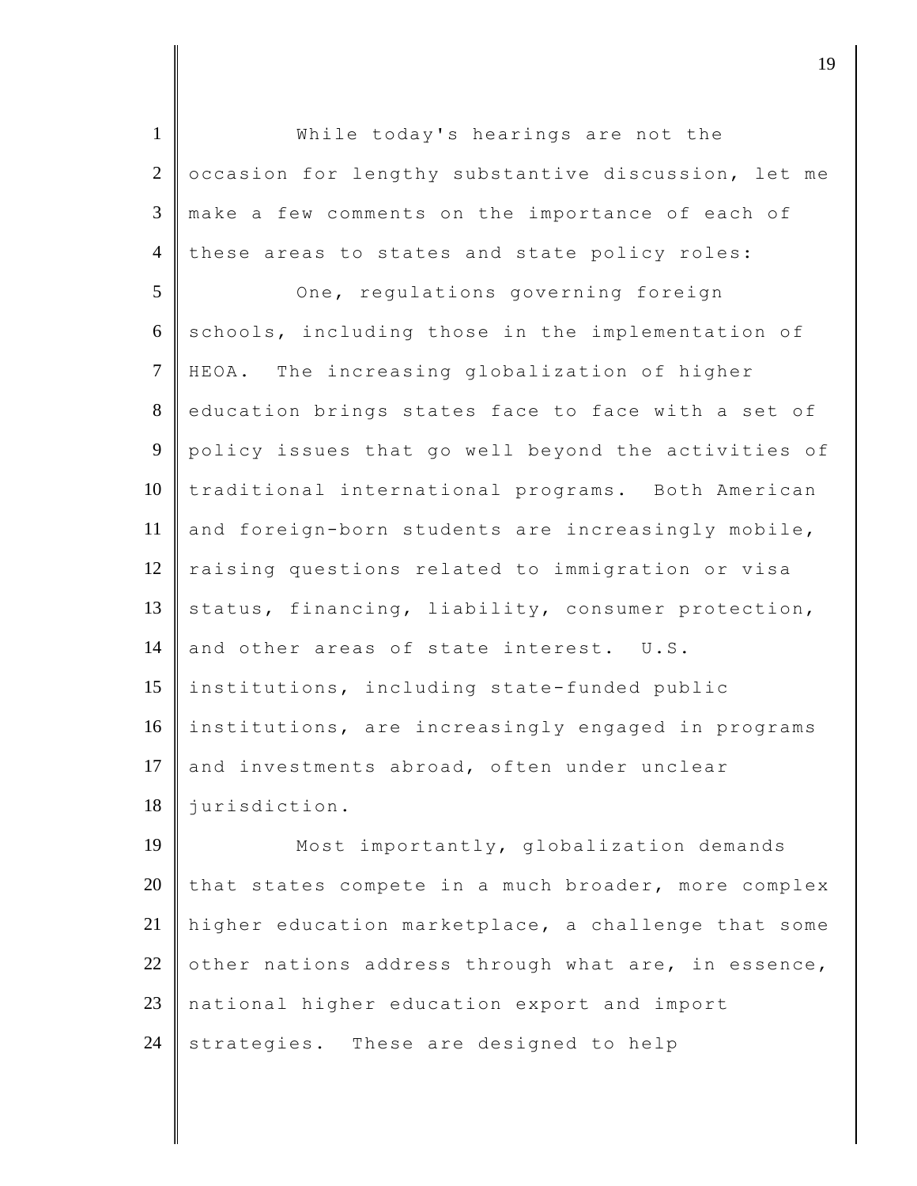While today's hearings are not the occasion for lengthy substantive discussion, let me make a few comments on the importance of each of these areas to states and state policy roles:

One, regulations governing foreign schools, including those in the implementation of HEOA. The increasing globalization of higher education brings states face to face with a set of policy issues that go well beyond the activities of traditional international programs. Both American and foreign-born students are increasingly mobile, raising questions related to immigration or visa status, financing, liability, consumer protection, and other areas of state interest. U.S. institutions, including state-funded public institutions, are increasingly engaged in programs and investments abroad, often under unclear jurisdiction.

Most importantly, globalization demands that states compete in a much broader, more complex higher education marketplace, a challenge that some other nations address through what are, in essence, national higher education export and import strategies. These are designed to help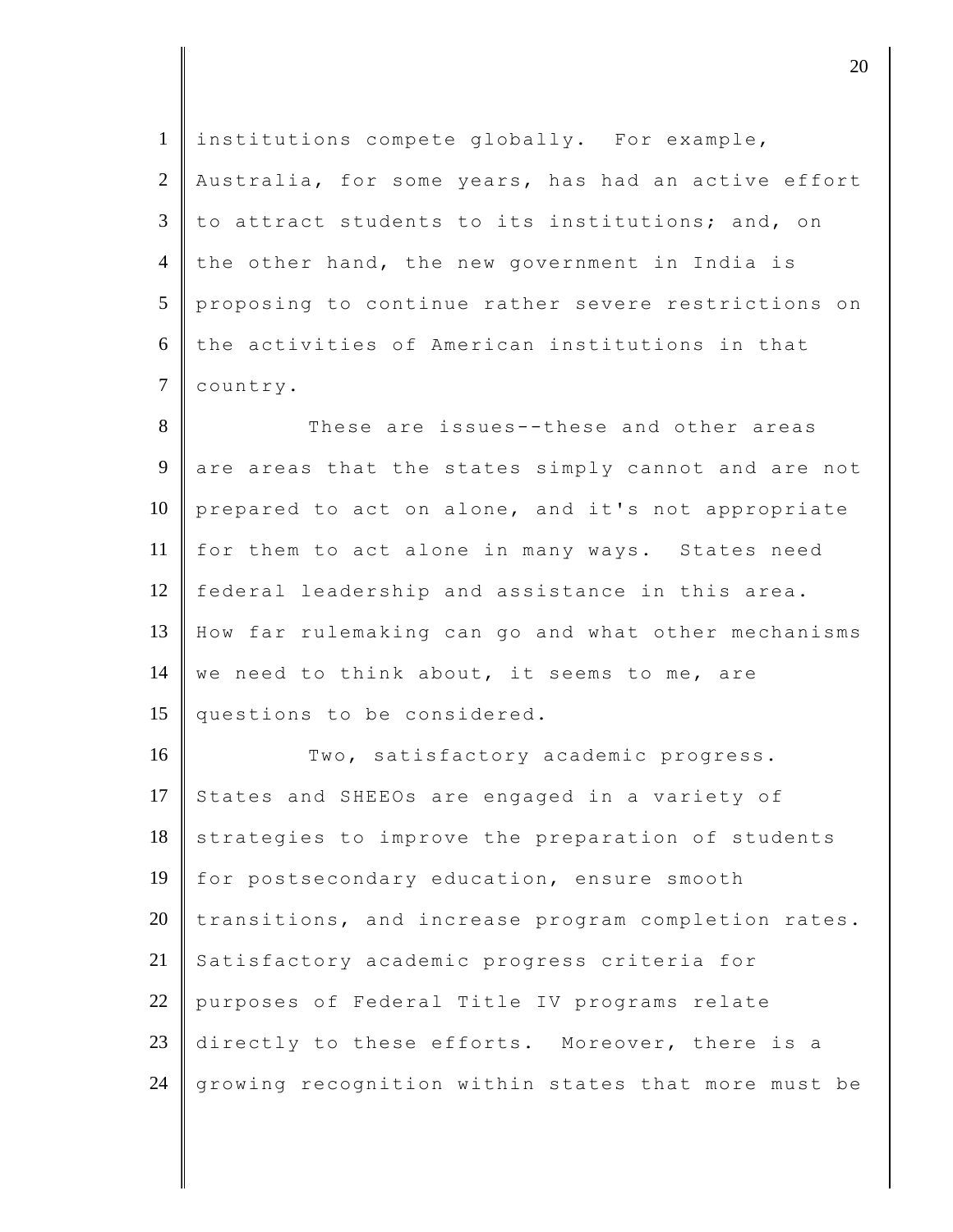institutions compete globally. For example, Australia, for some years, has had an active effort to attract students to its institutions; and, on the other hand, the new government in India is proposing to continue rather severe restrictions on the activities of American institutions in that country.

These are issues--these and other areas are areas that the states simply cannot and are not prepared to act on alone, and it's not appropriate for them to act alone in many ways. States need federal leadership and assistance in this area. How far rulemaking can go and what other mechanisms we need to think about, it seems to me, are questions to be considered.

Two, satisfactory academic progress. States and SHEEOs are engaged in a variety of strategies to improve the preparation of students for postsecondary education, ensure smooth transitions, and increase program completion rates. Satisfactory academic progress criteria for purposes of Federal Title IV programs relate directly to these efforts. Moreover, there is a growing recognition within states that more must be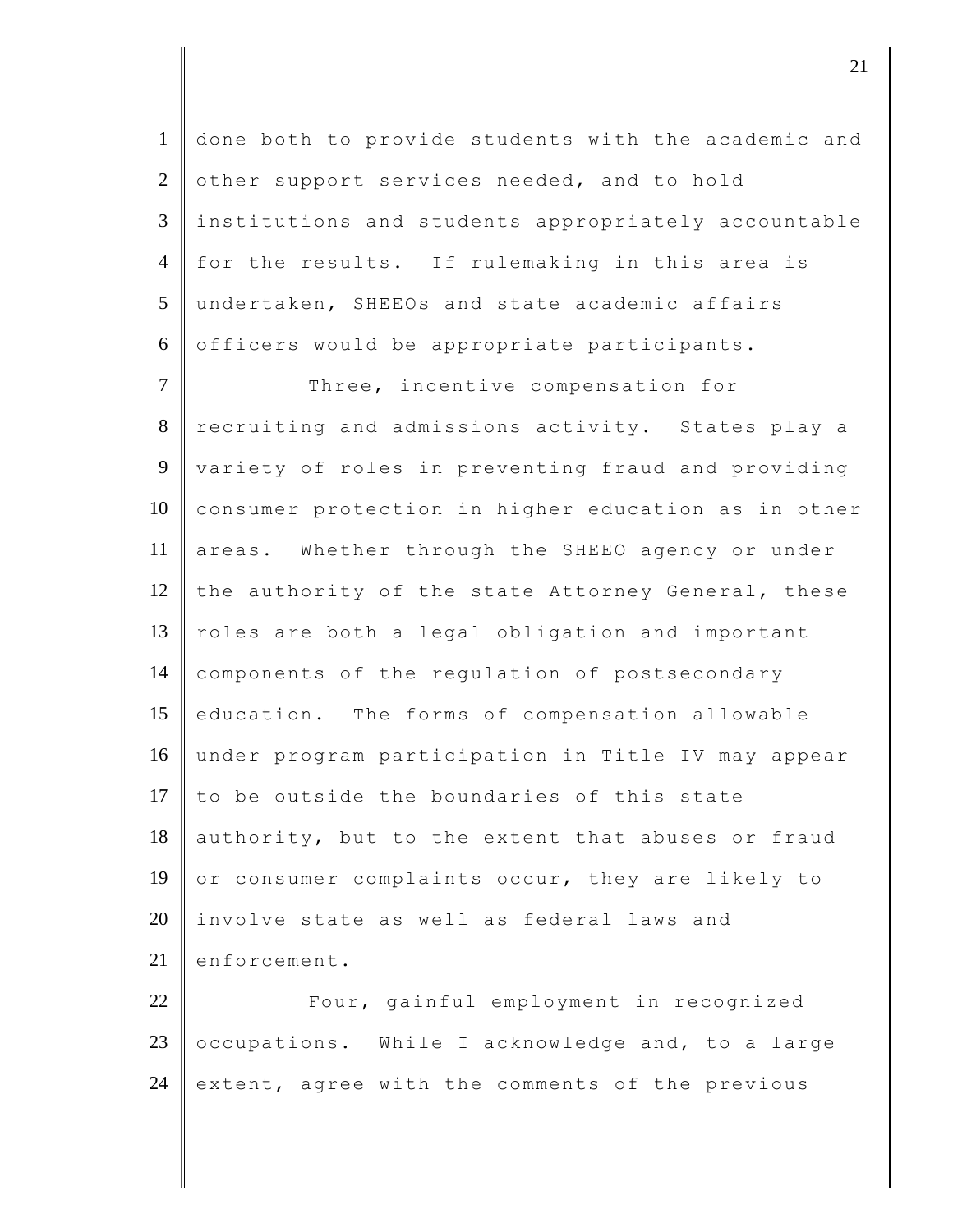done both to provide students with the academic and other support services needed, and to hold institutions and students appropriately accountable for the results. If rulemaking in this area is undertaken, SHEEOs and state academic affairs officers would be appropriate participants.

Three, incentive compensation for recruiting and admissions activity. States play a variety of roles in preventing fraud and providing consumer protection in higher education as in other areas. Whether through the SHEEO agency or under the authority of the state Attorney General, these roles are both a legal obligation and important components of the regulation of postsecondary education. The forms of compensation allowable under program participation in Title IV may appear to be outside the boundaries of this state authority, but to the extent that abuses or fraud or consumer complaints occur, they are likely to involve state as well as federal laws and enforcement.

Four, gainful employment in recognized occupations. While I acknowledge and, to a large extent, agree with the comments of the previous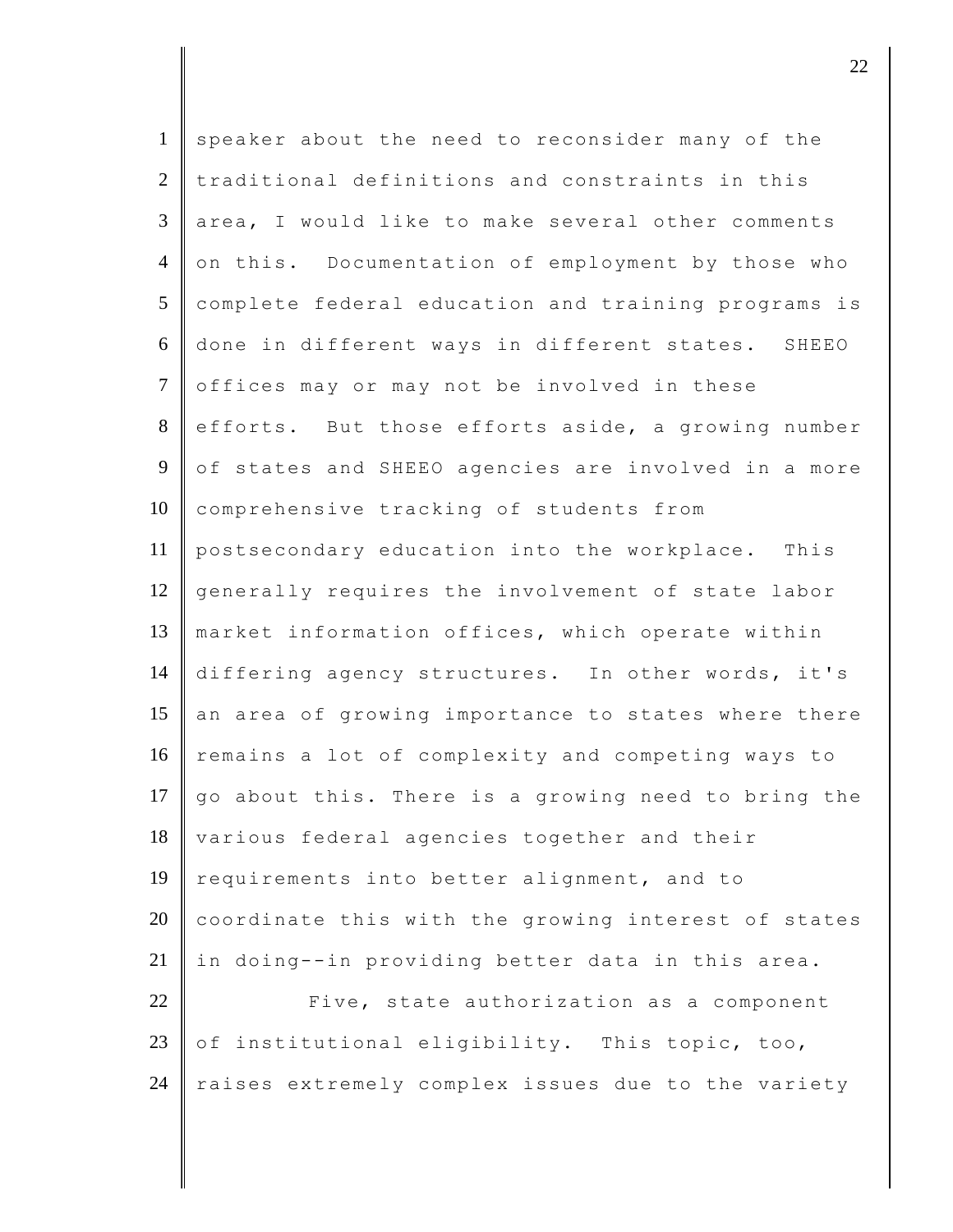speaker about the need to reconsider many of the traditional definitions and constraints in this area, I would like to make several other comments on this. Documentation of employment by those who complete federal education and training programs is done in different ways in different states. SHEEO offices may or may not be involved in these efforts. But those efforts aside, a growing number of states and SHEEO agencies are involved in a more comprehensive tracking of students from postsecondary education into the workplace. This generally requires the involvement of state labor market information offices, which operate within differing agency structures. In other words, it's an area of growing importance to states where there remains a lot of complexity and competing ways to go about this. There is a growing need to bring the various federal agencies together and their requirements into better alignment, and to coordinate this with the growing interest of states in doing--in providing better data in this area.

Five, state authorization as a component of institutional eligibility. This topic, too, raises extremely complex issues due to the variety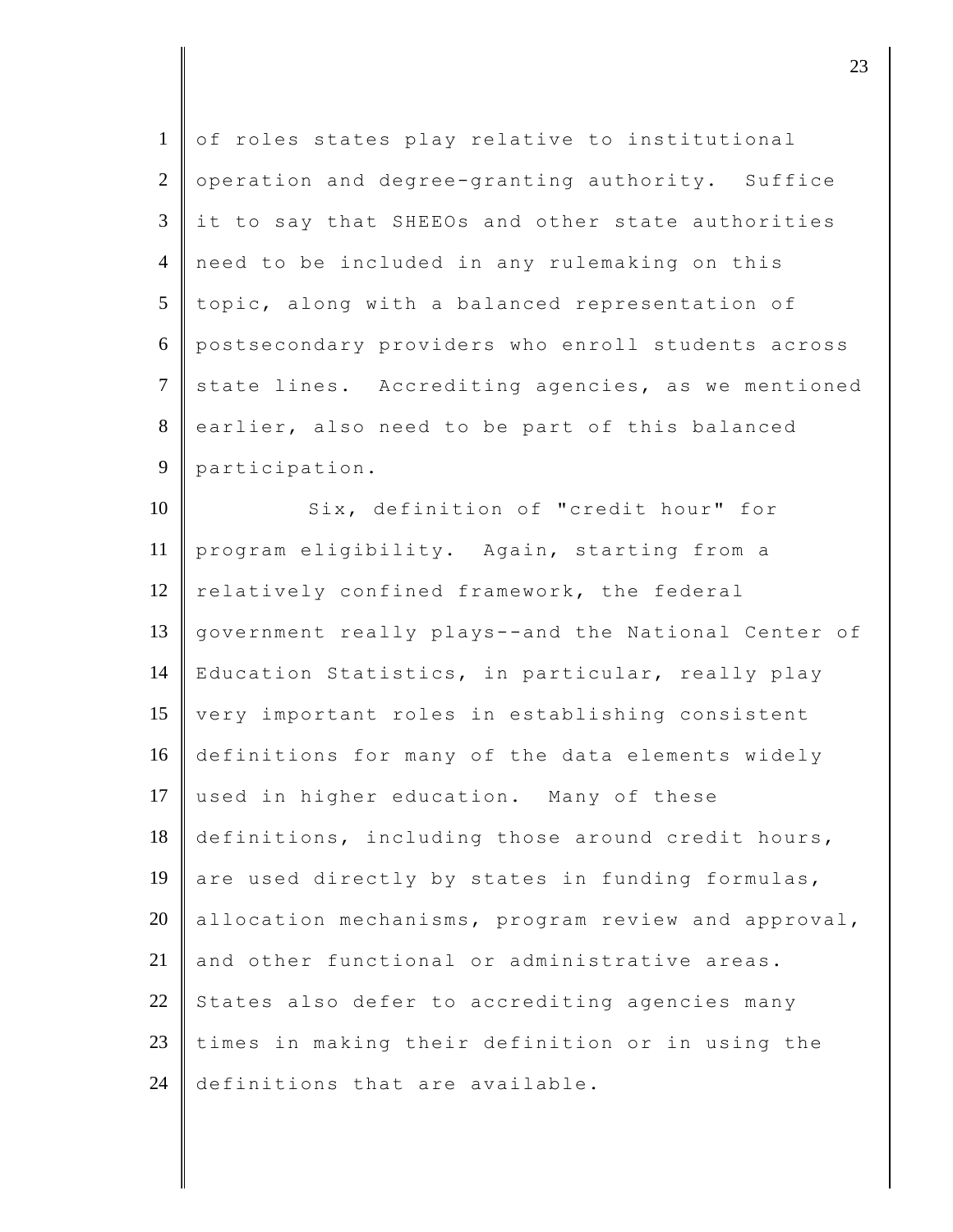of roles states play relative to institutional operation and degree-granting authority. Suffice it to say that SHEEOs and other state authorities need to be included in any rulemaking on this topic, along with a balanced representation of postsecondary providers who enroll students across state lines. Accrediting agencies, as we mentioned earlier, also need to be part of this balanced participation.

Six, definition of "credit hour" for program eligibility. Again, starting from a relatively confined framework, the federal government really plays--and the National Center of Education Statistics, in particular, really play very important roles in establishing consistent definitions for many of the data elements widely used in higher education. Many of these definitions, including those around credit hours, are used directly by states in funding formulas, allocation mechanisms, program review and approval, and other functional or administrative areas. States also defer to accrediting agencies many times in making their definition or in using the definitions that are available.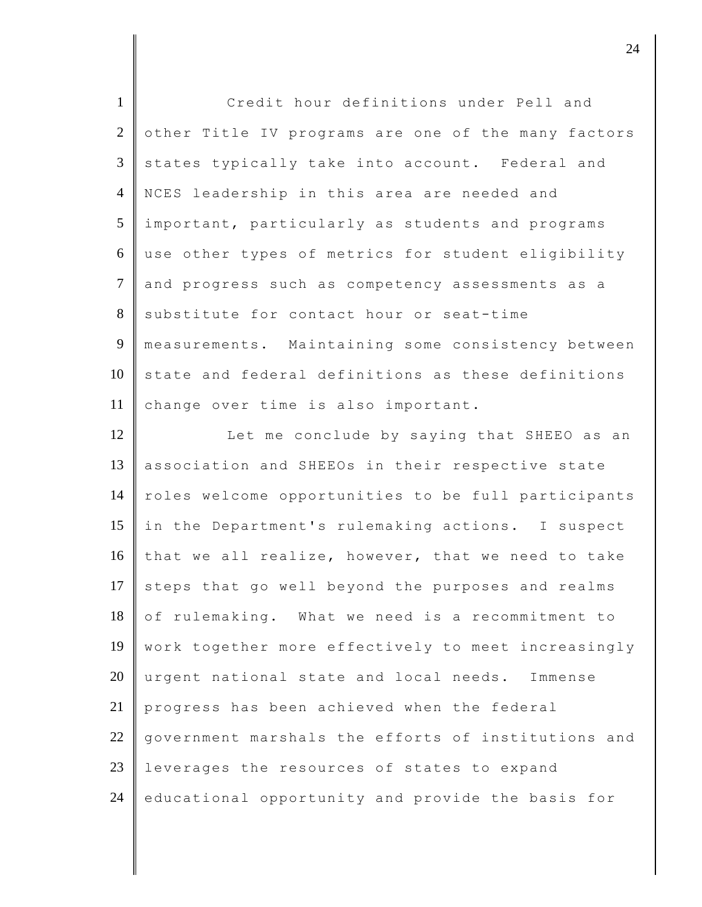Credit hour definitions under Pell and other Title IV programs are one of the many factors states typically take into account. Federal and NCES leadership in this area are needed and important, particularly as students and programs use other types of metrics for student eligibility and progress such as competency assessments as a substitute for contact hour or seat-time measurements. Maintaining some consistency between state and federal definitions as these definitions change over time is also important.

Let me conclude by saying that SHEEO as an association and SHEEOs in their respective state roles welcome opportunities to be full participants in the Department's rulemaking actions. I suspect that we all realize, however, that we need to take steps that go well beyond the purposes and realms of rulemaking. What we need is a recommitment to work together more effectively to meet increasingly urgent national state and local needs. Immense progress has been achieved when the federal government marshals the efforts of institutions and leverages the resources of states to expand educational opportunity and provide the basis for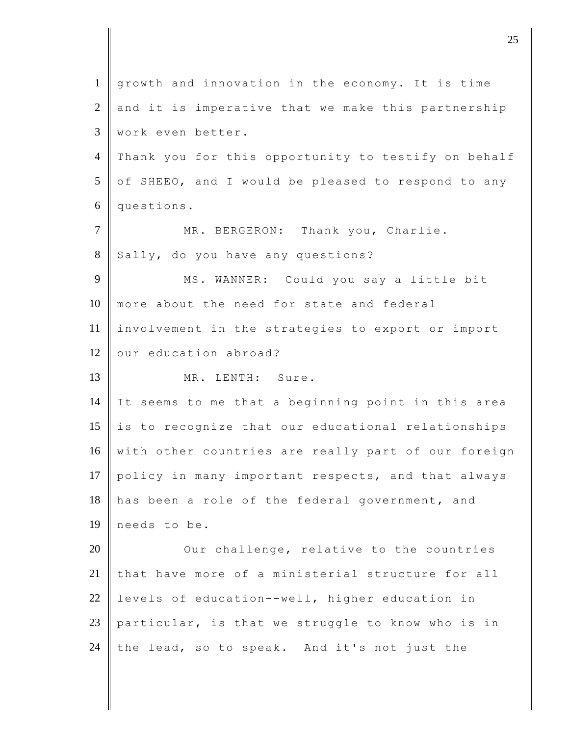growth and innovation in the economy. It is time and it is imperative that we make this partnership work even better.

Thank you for this opportunity to testify on behalf of SHEEO, and I would be pleased to respond to any questions.

MR. BERGERON: Thank you, Charlie.

Sally, do you have any questions?

MS. WANNER: Could you say a little bit more about the need for state and federal involvement in the strategies to export or import our education abroad?

MR. LENTH: Sure.

It seems to me that a beginning point in this area is to recognize that our educational relationships with other countries are really part of our foreign policy in many important respects, and that always has been a role of the federal government, and needs to be.

Our challenge, relative to the countries that have more of a ministerial structure for all levels of education--well, higher education in particular, is that we struggle to know who is in the lead, so to speak. And it's not just the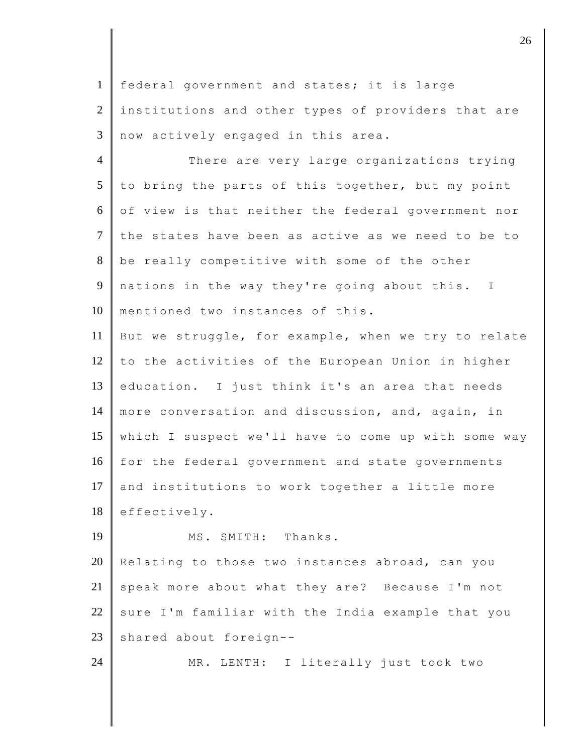federal government and states; it is large institutions and other types of providers that are now actively engaged in this area.

There are very large organizations trying to bring the parts of this together, but my point of view is that neither the federal government nor the states have been as active as we need to be to be really competitive with some of the other nations in the way they're going about this. I mentioned two instances of this.

But we struggle, for example, when we try to relate to the activities of the European Union in higher education. I just think it's an area that needs more conversation and discussion, and, again, in which I suspect we'll have to come up with some way for the federal government and state governments and institutions to work together a little more effectively.

MS. SMITH: Thanks.

Relating to those two instances abroad, can you speak more about what they are? Because I'm not sure I'm familiar with the India example that you shared about foreign--

MR. LENTH: I literally just took two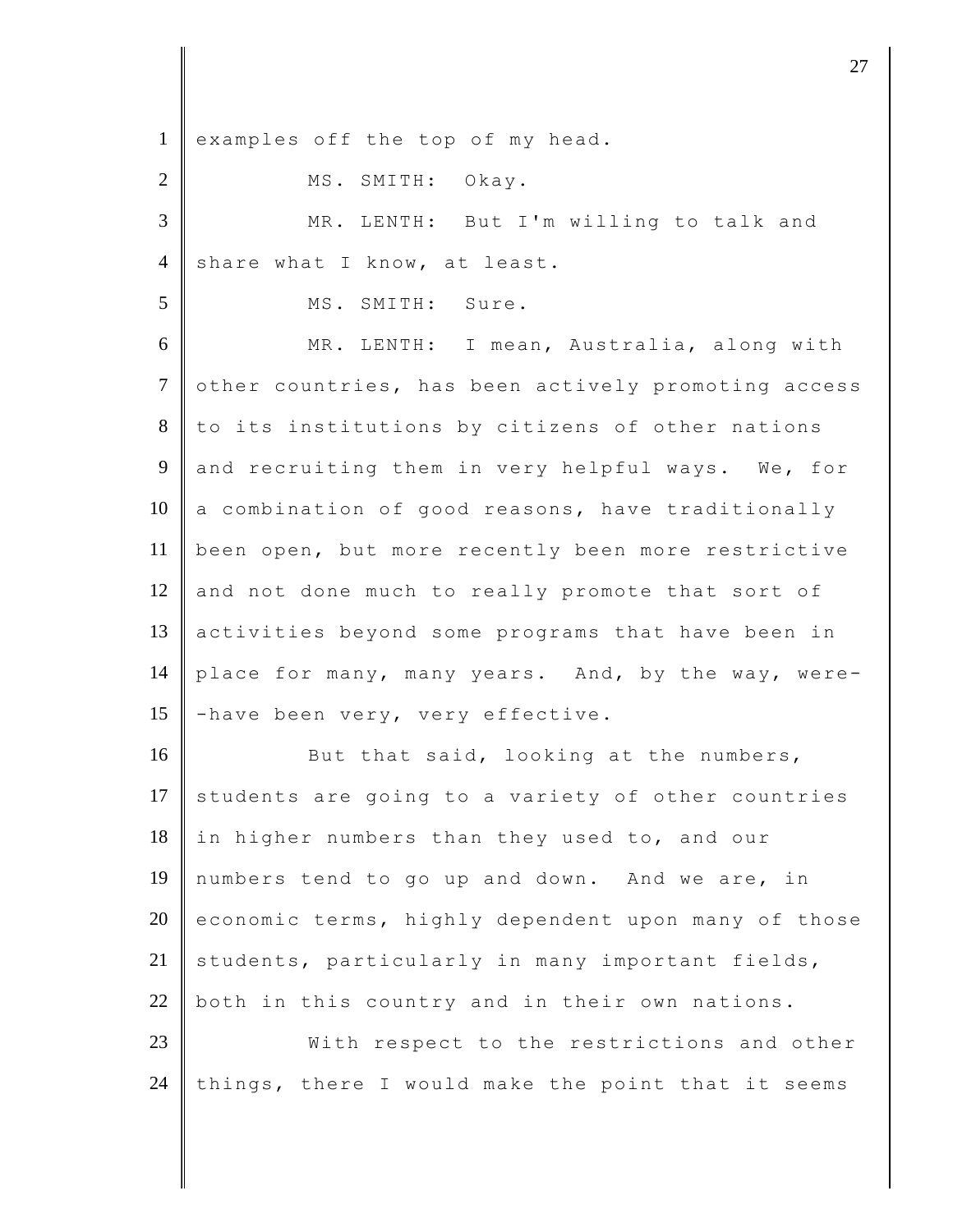examples off the top of my head.

MS. SMITH: Okay.

MR. LENTH: But I'm willing to talk and share what I know, at least.

MS. SMITH: Sure.

MR. LENTH: I mean, Australia, along with other countries, has been actively promoting access to its institutions by citizens of other nations and recruiting them in very helpful ways. We, for a combination of good reasons, have traditionally been open, but more recently been more restrictive and not done much to really promote that sort of activities beyond some programs that have been in place for many, many years. And, by the way, were--have been very, very effective.

But that said, looking at the numbers, students are going to a variety of other countries in higher numbers than they used to, and our numbers tend to go up and down. And we are, in economic terms, highly dependent upon many of those students, particularly in many important fields, both in this country and in their own nations.

With respect to the restrictions and other things, there I would make the point that it seems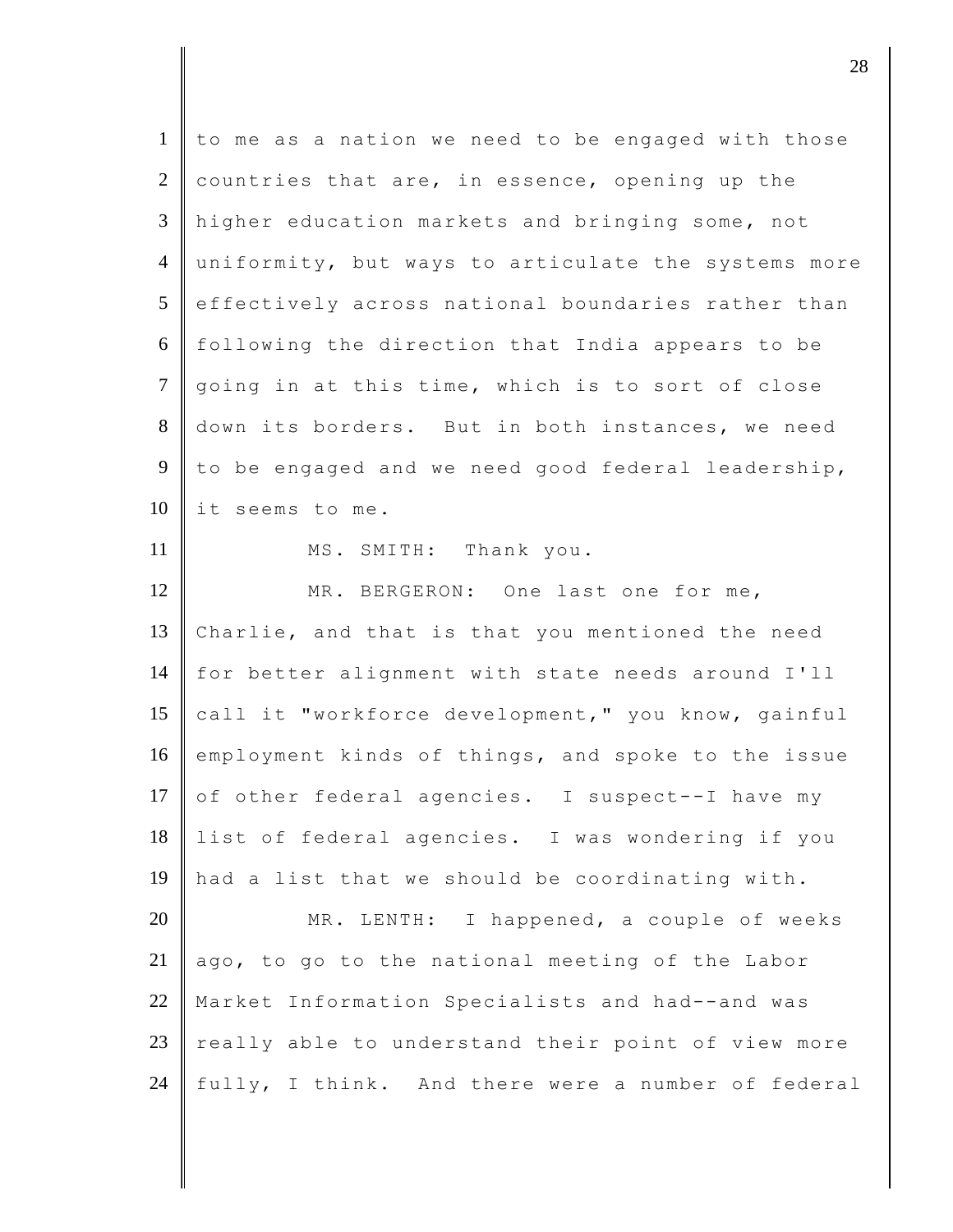to me as a nation we need to be engaged with those countries that are, in essence, opening up the higher education markets and bringing some, not uniformity, but ways to articulate the systems more effectively across national boundaries rather than following the direction that India appears to be going in at this time, which is to sort of close down its borders. But in both instances, we need to be engaged and we need good federal leadership, it seems to me.

MS. SMITH: Thank you.

MR. BERGERON: One last one for me, Charlie, and that is that you mentioned the need for better alignment with state needs around I'll call it "workforce development," you know, gainful employment kinds of things, and spoke to the issue of other federal agencies. I suspect--I have my list of federal agencies. I was wondering if you had a list that we should be coordinating with.

MR. LENTH: I happened, a couple of weeks ago, to go to the national meeting of the Labor Market Information Specialists and had--and was really able to understand their point of view more fully, I think. And there were a number of federal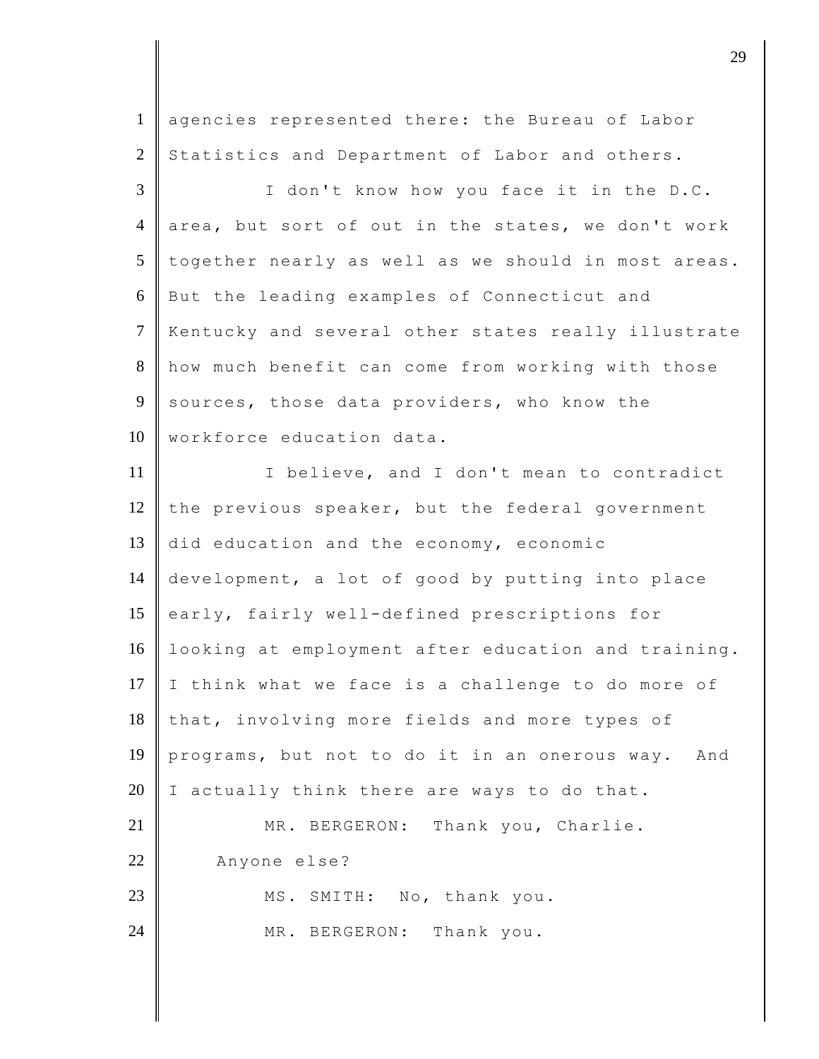agencies represented there: the Bureau of Labor Statistics and Department of Labor and others.

I don't know how you face it in the D.C. area, but sort of out in the states, we don't work together nearly as well as we should in most areas. But the leading examples of Connecticut and Kentucky and several other states really illustrate how much benefit can come from working with those sources, those data providers, who know the workforce education data.

I believe, and I don't mean to contradict the previous speaker, but the federal government did education and the economy, economic development, a lot of good by putting into place early, fairly well-defined prescriptions for looking at employment after education and training. I think what we face is a challenge to do more of that, involving more fields and more types of programs, but not to do it in an onerous way. And I actually think there are ways to do that.

MR. BERGERON: Thank you, Charlie. Anyone else?

MS. SMITH: No, thank you.

MR. BERGERON: Thank you.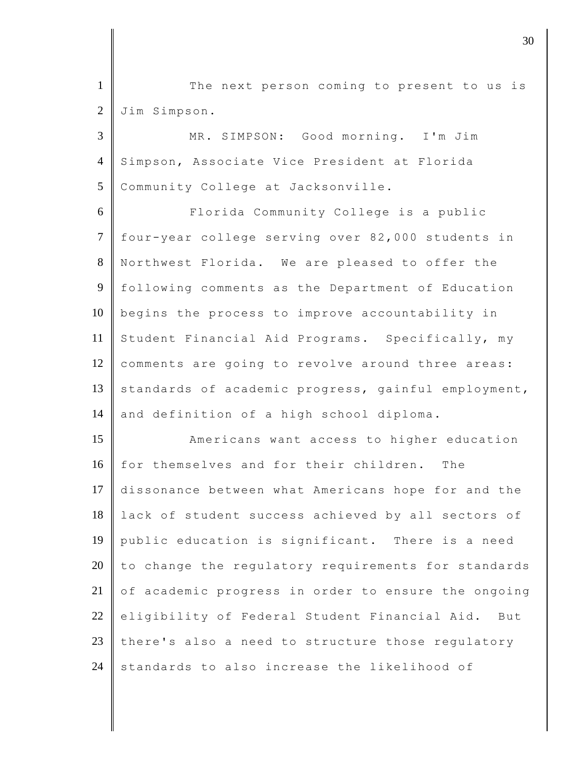The next person coming to present to us is Jim Simpson.

MR. SIMPSON: Good morning. I'm Jim Simpson, Associate Vice President at Florida Community College at Jacksonville.

Florida Community College is a public four-year college serving over 82,000 students in Northwest Florida. We are pleased to offer the following comments as the Department of Education begins the process to improve accountability in Student Financial Aid Programs. Specifically, my comments are going to revolve around three areas: standards of academic progress, gainful employment, and definition of a high school diploma.

Americans want access to higher education for themselves and for their children. The dissonance between what Americans hope for and the lack of student success achieved by all sectors of public education is significant. There is a need to change the regulatory requirements for standards of academic progress in order to ensure the ongoing eligibility of Federal Student Financial Aid. But there's also a need to structure those regulatory standards to also increase the likelihood of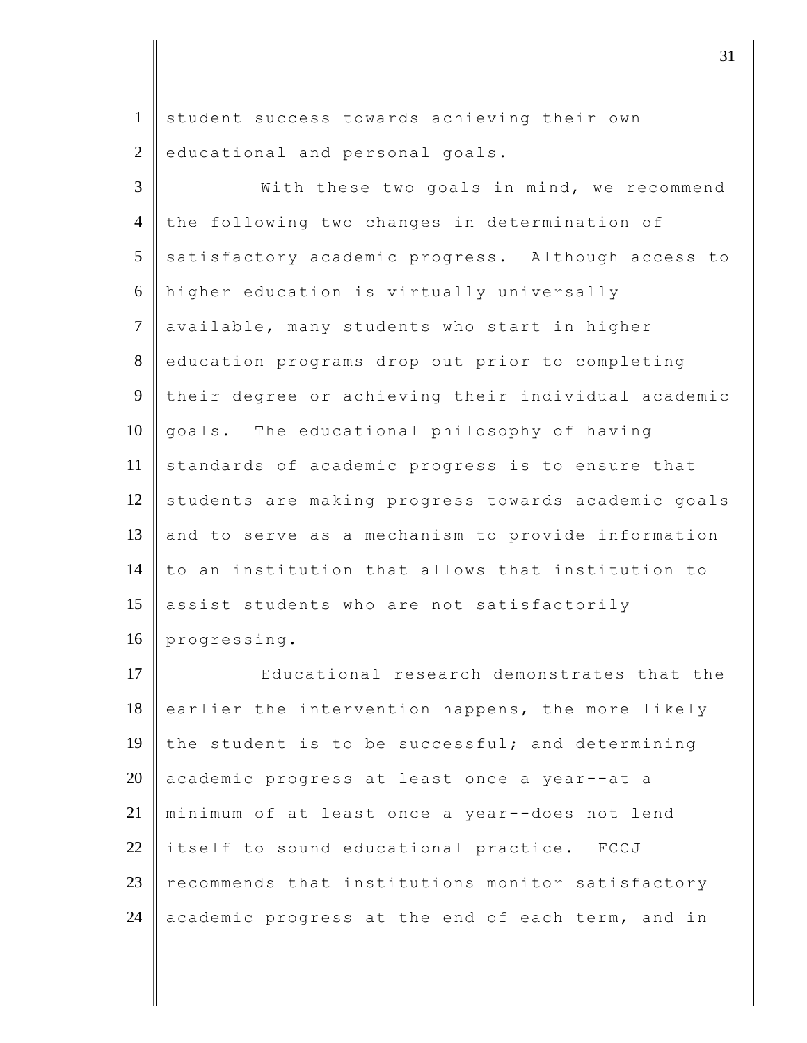student success towards achieving their own educational and personal goals.

With these two goals in mind, we recommend the following two changes in determination of satisfactory academic progress. Although access to higher education is virtually universally available, many students who start in higher education programs drop out prior to completing their degree or achieving their individual academic goals. The educational philosophy of having standards of academic progress is to ensure that students are making progress towards academic goals and to serve as a mechanism to provide information to an institution that allows that institution to assist students who are not satisfactorily progressing.

Educational research demonstrates that the earlier the intervention happens, the more likely the student is to be successful; and determining academic progress at least once a year--at a minimum of at least once a year--does not lend itself to sound educational practice. FCCJ recommends that institutions monitor satisfactory academic progress at the end of each term, and in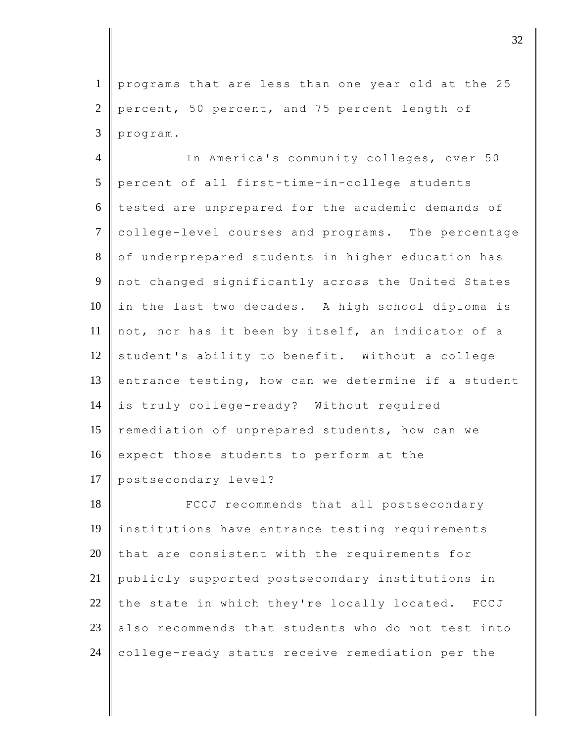programs that are less than one year old at the 25 percent, 50 percent, and 75 percent length of program.

In America's community colleges, over 50 percent of all first-time-in-college students tested are unprepared for the academic demands of college-level courses and programs. The percentage of underprepared students in higher education has not changed significantly across the United States in the last two decades. A high school diploma is not, nor has it been by itself, an indicator of a student's ability to benefit. Without a college entrance testing, how can we determine if a student is truly college-ready? Without required remediation of unprepared students, how can we expect those students to perform at the postsecondary level?

FCCJ recommends that all postsecondary institutions have entrance testing requirements that are consistent with the requirements for publicly supported postsecondary institutions in the state in which they're locally located. FCCJ also recommends that students who do not test into college-ready status receive remediation per the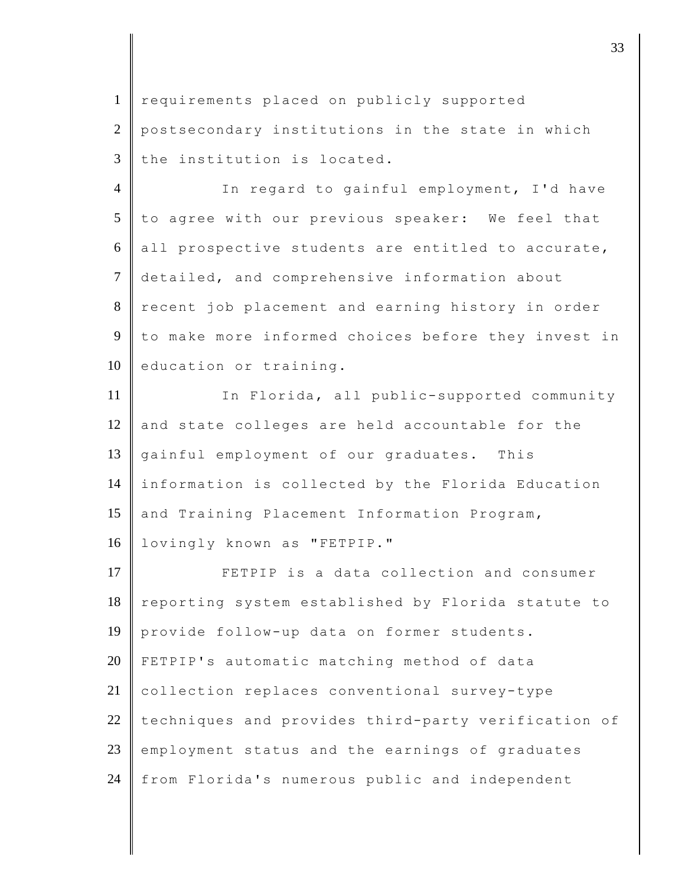requirements placed on publicly supported postsecondary institutions in the state in which the institution is located.

In regard to gainful employment, I'd have to agree with our previous speaker: We feel that all prospective students are entitled to accurate, detailed, and comprehensive information about recent job placement and earning history in order to make more informed choices before they invest in education or training.

In Florida, all public-supported community and state colleges are held accountable for the gainful employment of our graduates. This information is collected by the Florida Education and Training Placement Information Program, lovingly known as "FETPIP."

FETPIP is a data collection and consumer reporting system established by Florida statute to provide follow-up data on former students. FETPIP's automatic matching method of data collection replaces conventional survey-type techniques and provides third-party verification of employment status and the earnings of graduates from Florida's numerous public and independent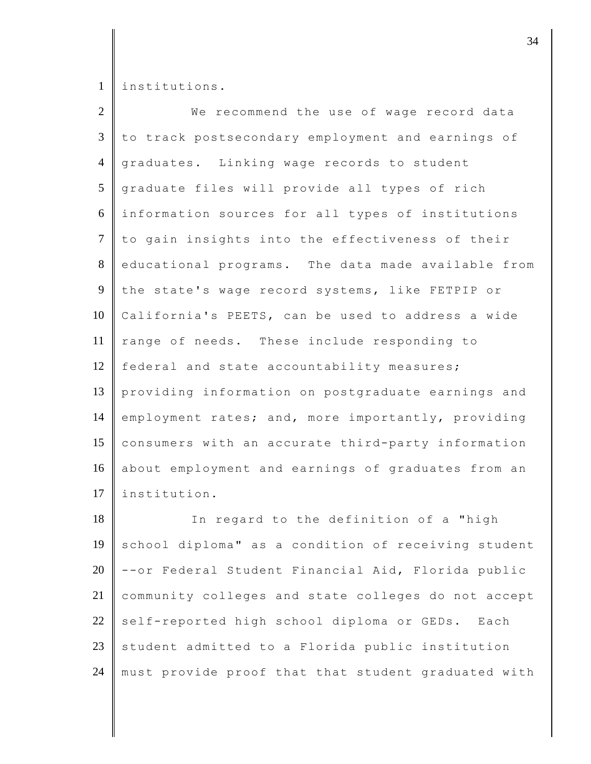institutions.

We recommend the use of wage record data to track postsecondary employment and earnings of graduates. Linking wage records to student graduate files will provide all types of rich information sources for all types of institutions to gain insights into the effectiveness of their educational programs. The data made available from the state's wage record systems, like FETPIP or California's PEETS, can be used to address a wide range of needs. These include responding to federal and state accountability measures; providing information on postgraduate earnings and employment rates; and, more importantly, providing consumers with an accurate third-party information about employment and earnings of graduates from an institution.

In regard to the definition of a "high school diploma" as a condition of receiving student --or Federal Student Financial Aid, Florida public community colleges and state colleges do not accept self-reported high school diploma or GEDs. Each student admitted to a Florida public institution must provide proof that that student graduated with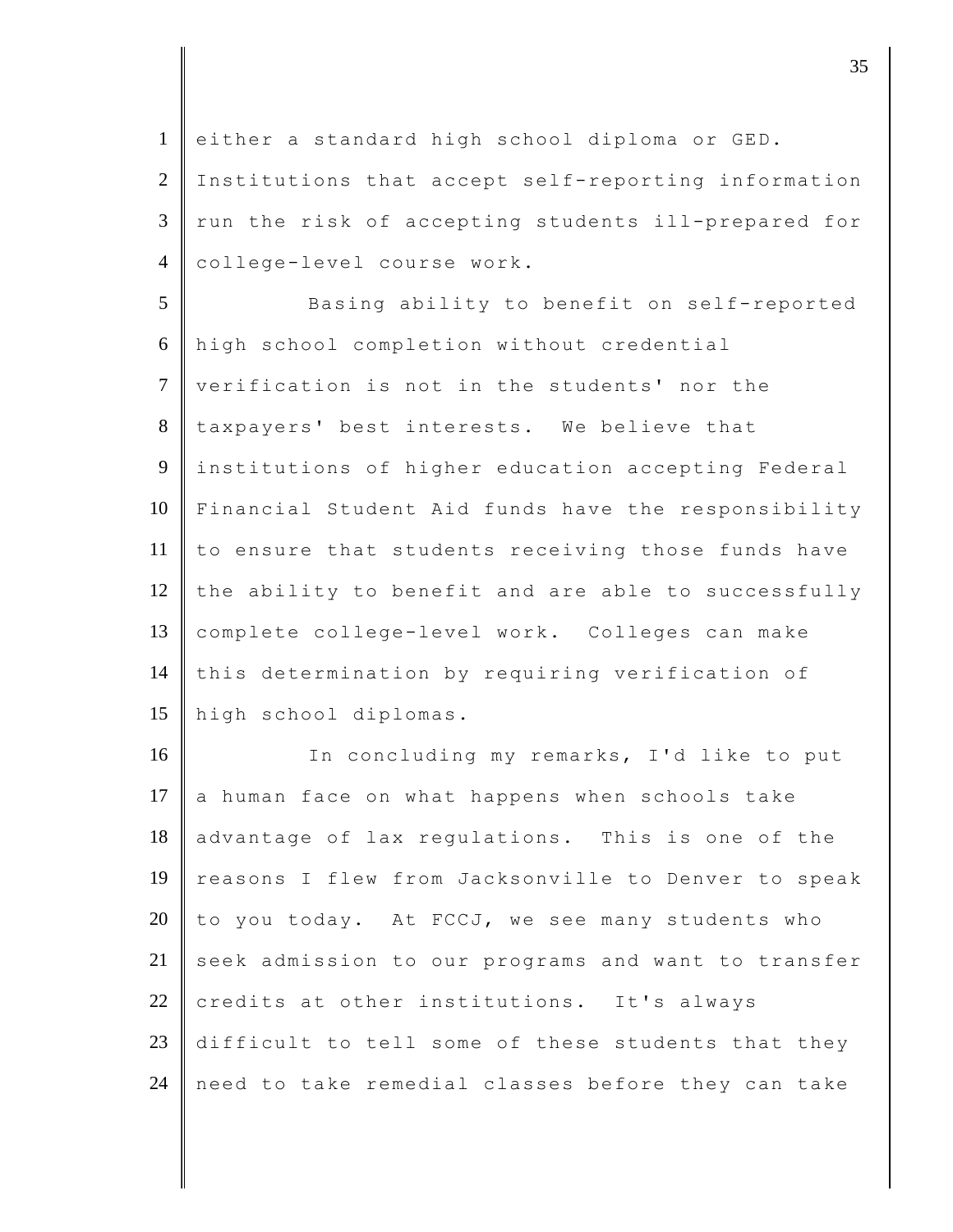either a standard high school diploma or GED. Institutions that accept self-reporting information run the risk of accepting students ill-prepared for college-level course work.

Basing ability to benefit on self-reported high school completion without credential verification is not in the students' nor the taxpayers' best interests. We believe that institutions of higher education accepting Federal Financial Student Aid funds have the responsibility to ensure that students receiving those funds have the ability to benefit and are able to successfully complete college-level work. Colleges can make this determination by requiring verification of high school diplomas.

In concluding my remarks, I'd like to put a human face on what happens when schools take advantage of lax regulations. This is one of the reasons I flew from Jacksonville to Denver to speak to you today. At FCCJ, we see many students who seek admission to our programs and want to transfer credits at other institutions. It's always difficult to tell some of these students that they need to take remedial classes before they can take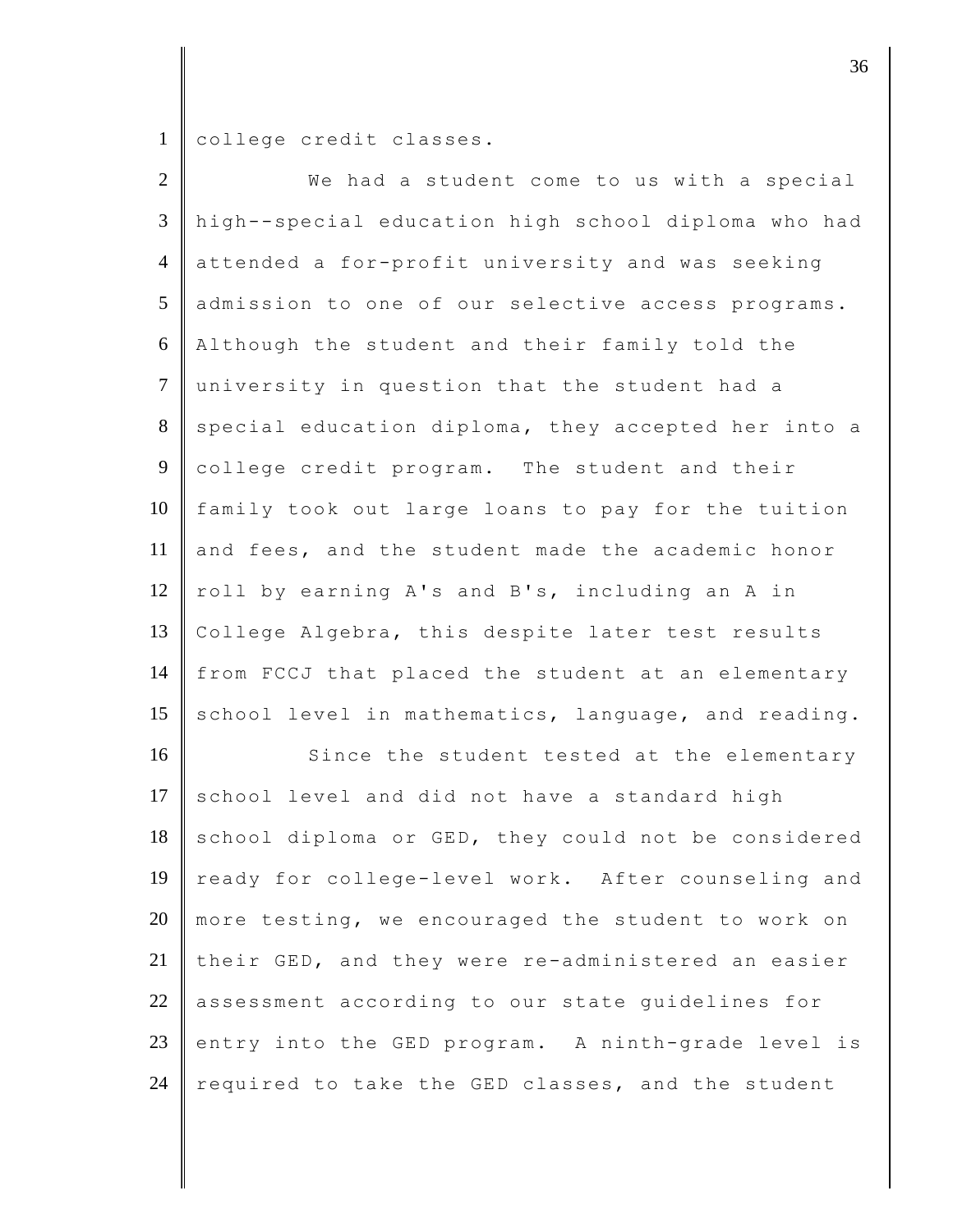college credit classes.

We had a student come to us with a special high--special education high school diploma who had attended a for-profit university and was seeking admission to one of our selective access programs. Although the student and their family told the university in question that the student had a special education diploma, they accepted her into a college credit program. The student and their family took out large loans to pay for the tuition and fees, and the student made the academic honor roll by earning A's and B's, including an A in College Algebra, this despite later test results from FCCJ that placed the student at an elementary school level in mathematics, language, and reading.

Since the student tested at the elementary school level and did not have a standard high school diploma or GED, they could not be considered ready for college-level work. After counseling and more testing, we encouraged the student to work on their GED, and they were re-administered an easier assessment according to our state guidelines for entry into the GED program. A ninth-grade level is required to take the GED classes, and the student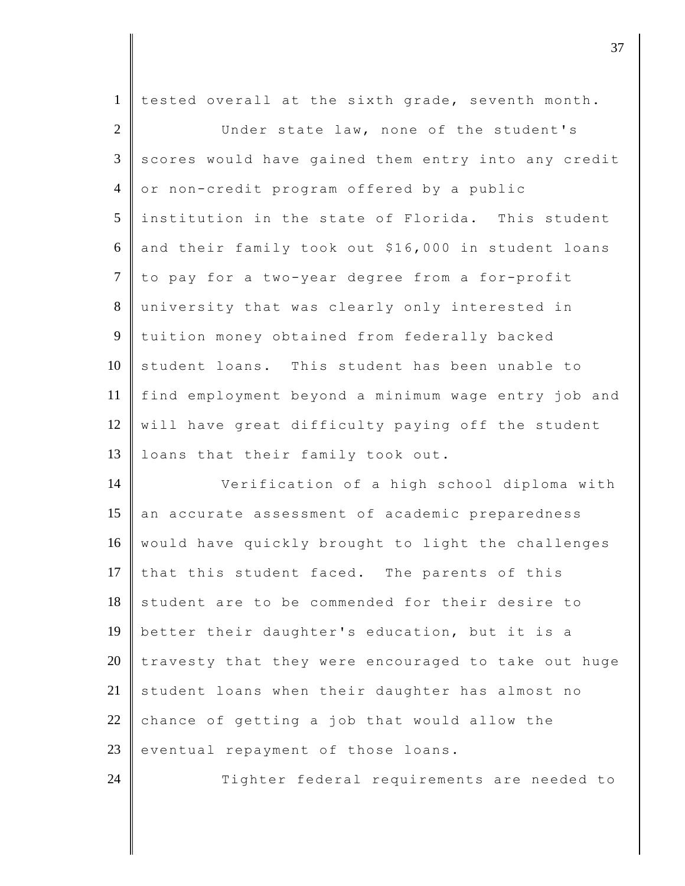tested overall at the sixth grade, seventh month.

Under state law, none of the student's scores would have gained them entry into any credit or non-credit program offered by a public institution in the state of Florida. This student and their family took out $16,000 in student loans to pay for a two-year degree from a for-profit university that was clearly only interested in tuition money obtained from federally backed student loans. This student has been unable to find employment beyond a minimum wage entry job and will have great difficulty paying off the student loans that their family took out.

Verification of a high school diploma with an accurate assessment of academic preparedness would have quickly brought to light the challenges that this student faced. The parents of this student are to be commended for their desire to better their daughter's education, but it is a travesty that they were encouraged to take out huge student loans when their daughter has almost no chance of getting a job that would allow the eventual repayment of those loans.

Tighter federal requirements are needed to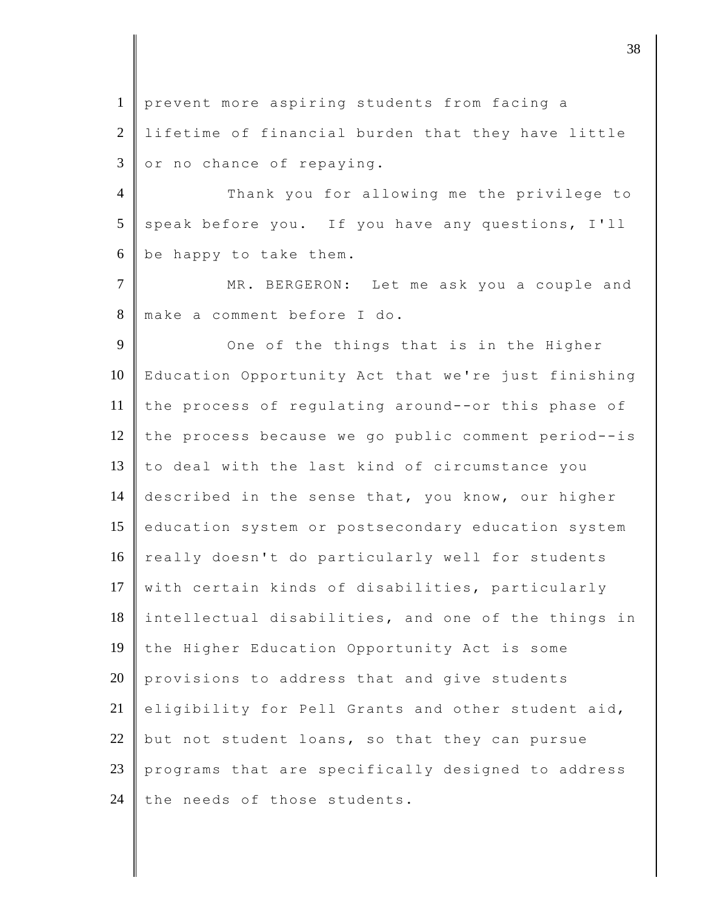prevent more aspiring students from facing a lifetime of financial burden that they have little or no chance of repaying.

Thank you for allowing me the privilege to speak before you. If you have any questions, I'll be happy to take them.

MR. BERGERON: Let me ask you a couple and make a comment before I do.

One of the things that is in the Higher Education Opportunity Act that we're just finishing the process of regulating around--or this phase of the process because we go public comment period--is to deal with the last kind of circumstance you described in the sense that, you know, our higher education system or postsecondary education system really doesn't do particularly well for students with certain kinds of disabilities, particularly intellectual disabilities, and one of the things in the Higher Education Opportunity Act is some provisions to address that and give students eligibility for Pell Grants and other student aid, but not student loans, so that they can pursue programs that are specifically designed to address the needs of those students.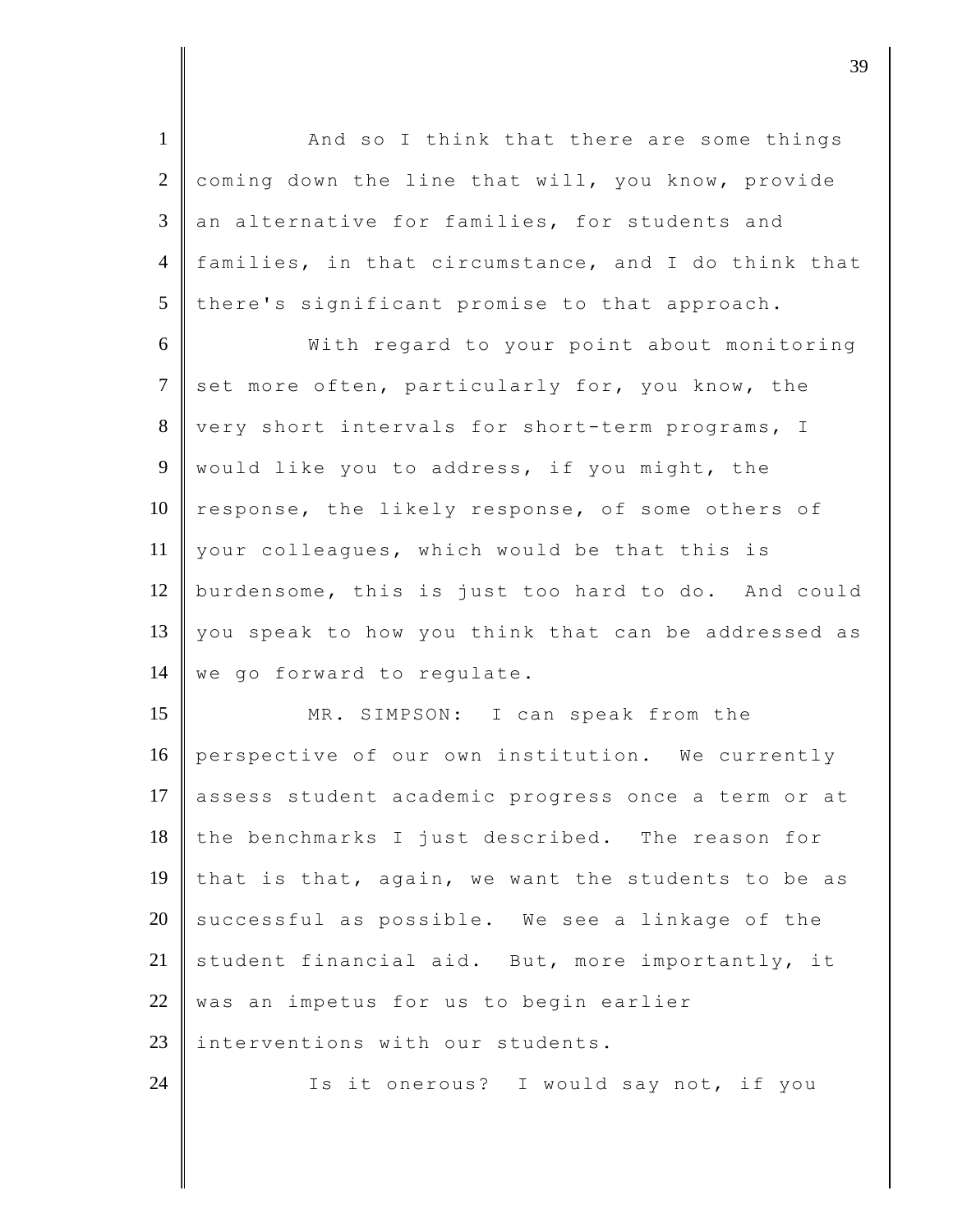And so I think that there are some things coming down the line that will, you know, provide an alternative for families, for students and families, in that circumstance, and I do think that there's significant promise to that approach.

With regard to your point about monitoring set more often, particularly for, you know, the very short intervals for short-term programs, I would like you to address, if you might, the response, the likely response, of some others of your colleagues, which would be that this is burdensome, this is just too hard to do. And could you speak to how you think that can be addressed as we go forward to regulate.

MR. SIMPSON: I can speak from the perspective of our own institution. We currently assess student academic progress once a term or at the benchmarks I just described. The reason for that is that, again, we want the students to be as successful as possible. We see a linkage of the student financial aid. But, more importantly, it was an impetus for us to begin earlier interventions with our students.

Is it onerous? I would say not, if you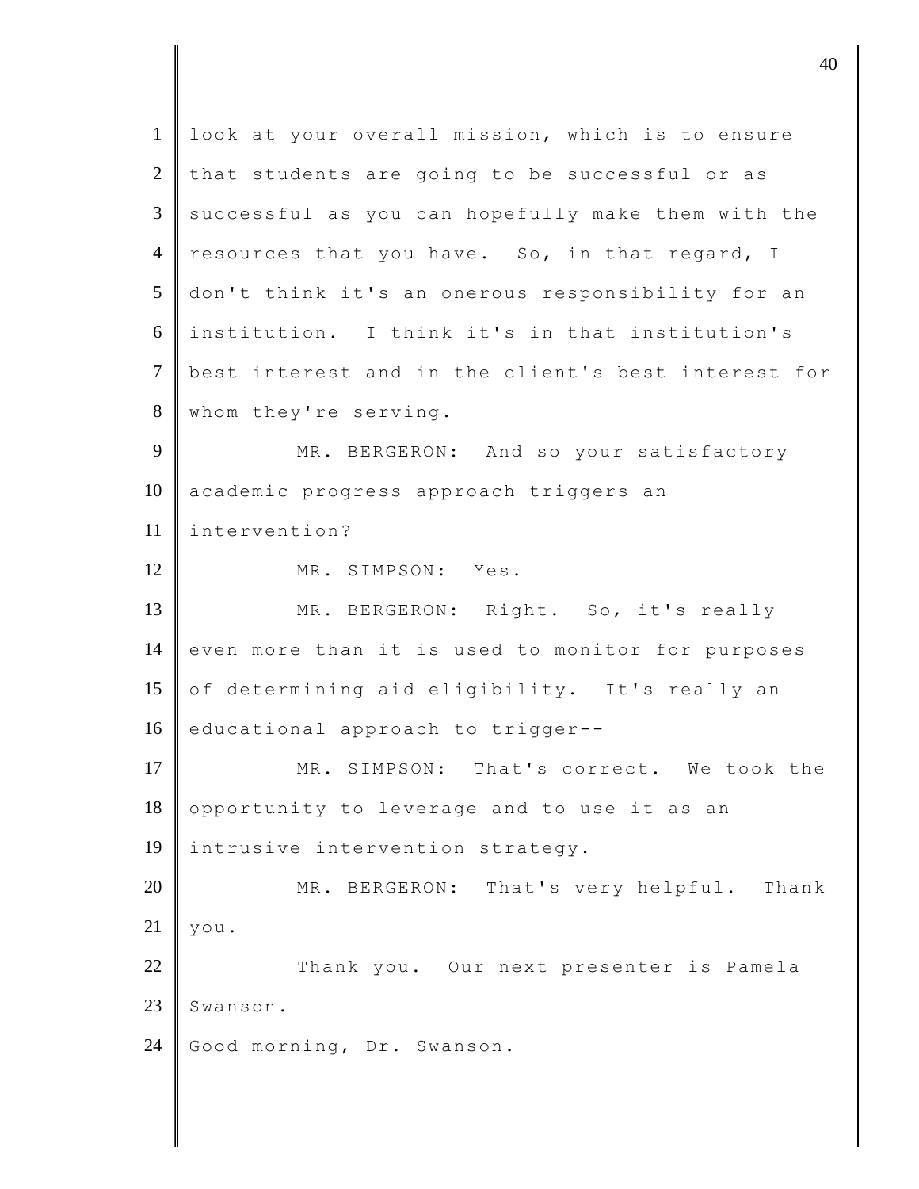look at your overall mission, which is to ensure that students are going to be successful or as successful as you can hopefully make them with the resources that you have. So, in that regard, I don't think it's an onerous responsibility for an institution. I think it's in that institution's best interest and in the client's best interest for whom they're serving.

MR. BERGERON: And so your satisfactory academic progress approach triggers an intervention?

MR. SIMPSON: Yes.

MR. BERGERON: Right. So, it's really even more than it is used to monitor for purposes of determining aid eligibility. It's really an educational approach to trigger--

MR. SIMPSON: That's correct. We took the opportunity to leverage and to use it as an intrusive intervention strategy.

MR. BERGERON: That's very helpful. Thank you.

Thank you. Our next presenter is Pamela Swanson.

Good morning, Dr. Swanson.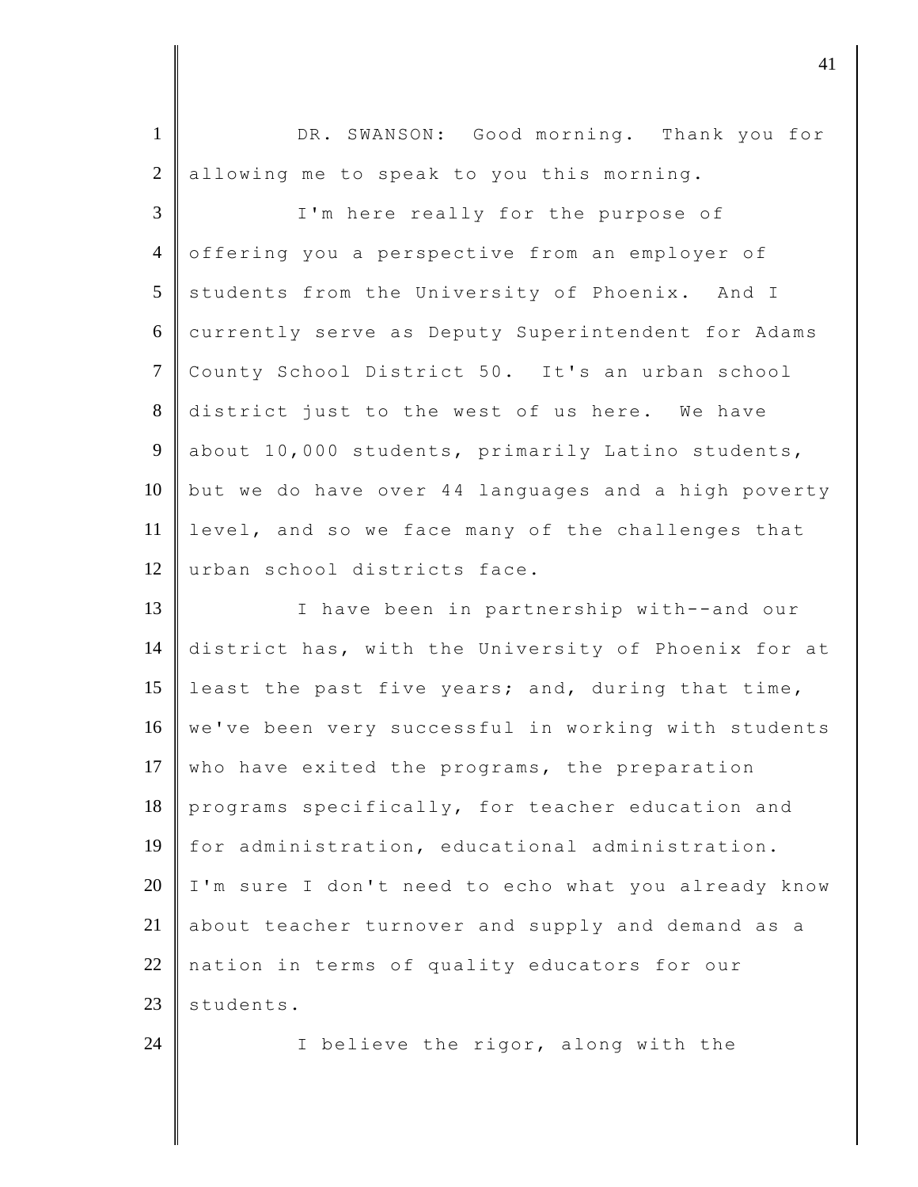DR. SWANSON: Good morning. Thank you for allowing me to speak to you this morning.

I'm here really for the purpose of offering you a perspective from an employer of students from the University of Phoenix. And I currently serve as Deputy Superintendent for Adams County School District 50. It's an urban school district just to the west of us here. We have about 10,000 students, primarily Latino students, but we do have over 44 languages and a high poverty level, and so we face many of the challenges that urban school districts face.

I have been in partnership with--and our district has, with the University of Phoenix for at least the past five years; and, during that time, we've been very successful in working with students who have exited the programs, the preparation programs specifically, for teacher education and for administration, educational administration. I'm sure I don't need to echo what you already know about teacher turnover and supply and demand as a nation in terms of quality educators for our students.

I believe the rigor, along with the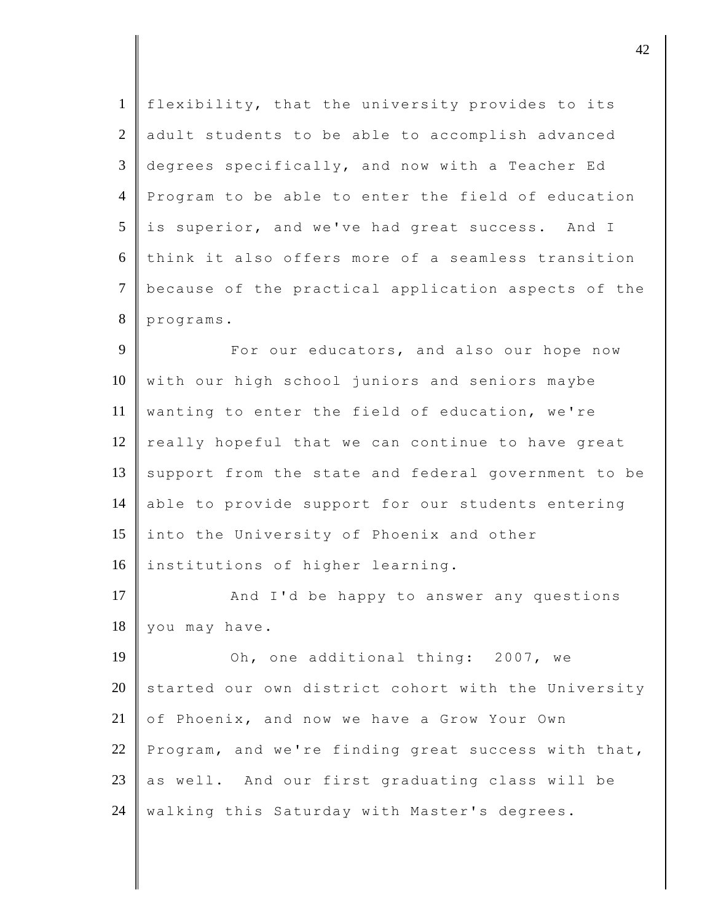flexibility, that the university provides to its adult students to be able to accomplish advanced degrees specifically, and now with a Teacher Ed Program to be able to enter the field of education is superior, and we've had great success. And I think it also offers more of a seamless transition because of the practical application aspects of the programs.

For our educators, and also our hope now with our high school juniors and seniors maybe wanting to enter the field of education, we're really hopeful that we can continue to have great support from the state and federal government to be able to provide support for our students entering into the University of Phoenix and other institutions of higher learning.

And I'd be happy to answer any questions you may have.

Oh, one additional thing: 2007, we started our own district cohort with the University of Phoenix, and now we have a Grow Your Own Program, and we're finding great success with that, as well. And our first graduating class will be walking this Saturday with Master's degrees.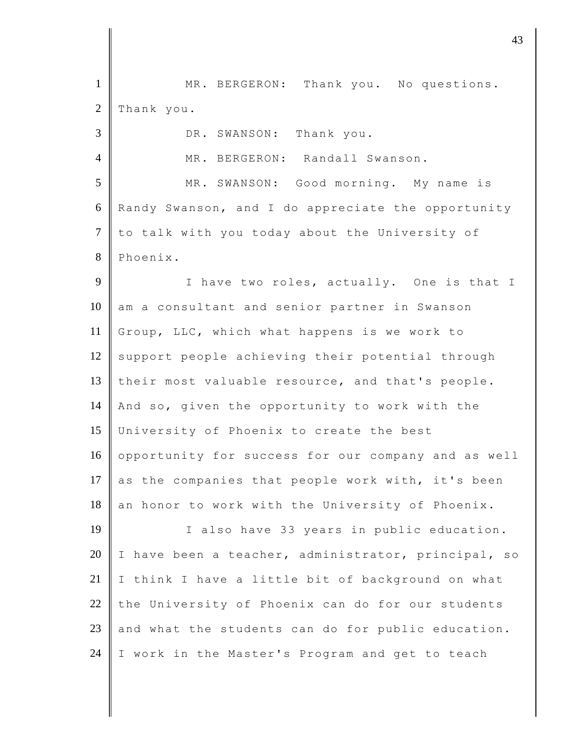MR. BERGERON: Thank you. No questions. Thank you.

DR. SWANSON: Thank you.

MR. BERGERON: Randall Swanson.

MR. SWANSON: Good morning. My name is Randy Swanson, and I do appreciate the opportunity to talk with you today about the University of Phoenix.

I have two roles, actually. One is that I am a consultant and senior partner in Swanson Group, LLC, which what happens is we work to support people achieving their potential through their most valuable resource, and that's people. And so, given the opportunity to work with the University of Phoenix to create the best opportunity for success for our company and as well as the companies that people work with, it's been an honor to work with the University of Phoenix.

I also have 33 years in public education. I have been a teacher, administrator, principal, so I think I have a little bit of background on what the University of Phoenix can do for our students and what the students can do for public education. I work in the Master's Program and get to teach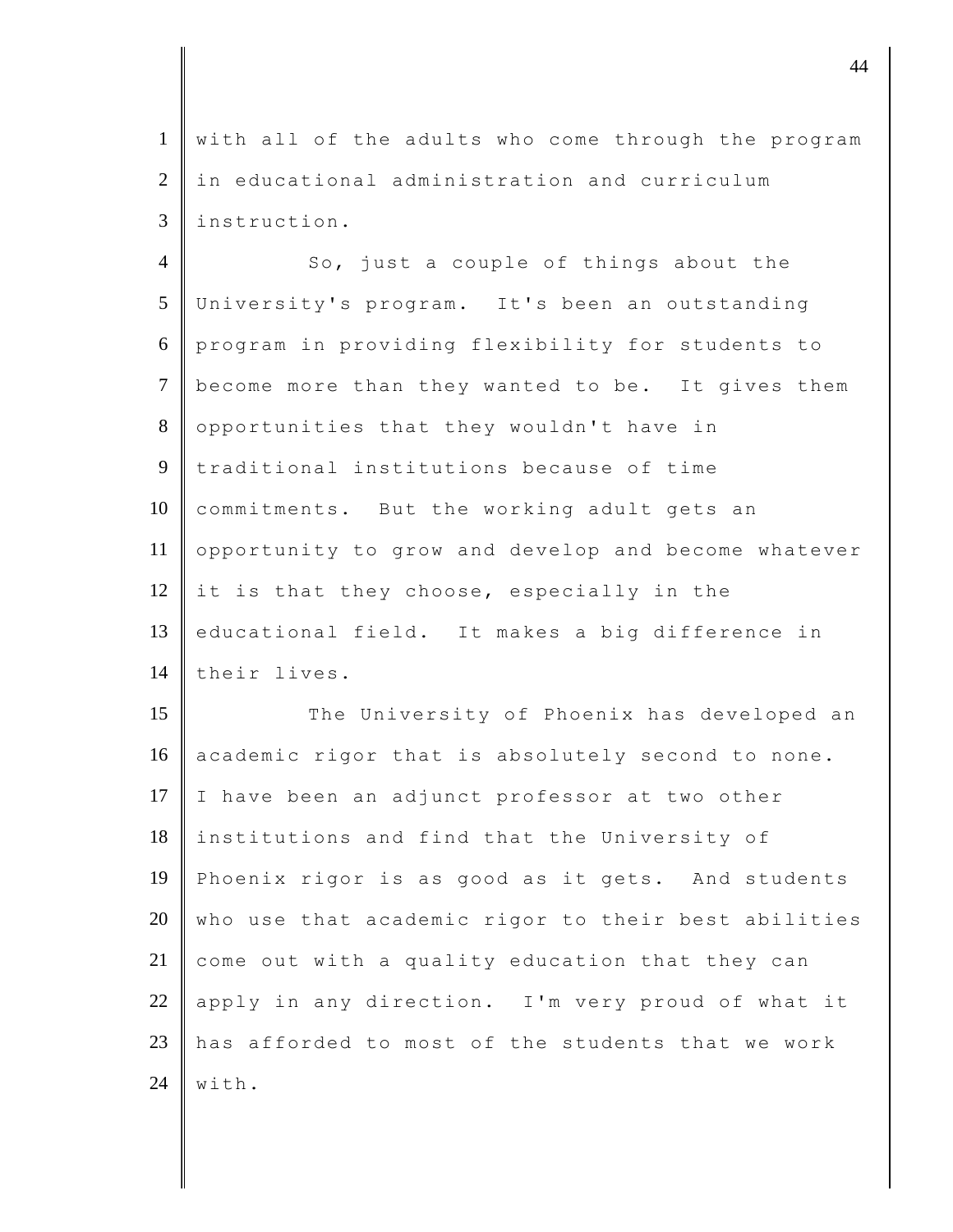with all of the adults who come through the program in educational administration and curriculum instruction.

So, just a couple of things about the University's program. It's been an outstanding program in providing flexibility for students to become more than they wanted to be. It gives them opportunities that they wouldn't have in traditional institutions because of time commitments. But the working adult gets an opportunity to grow and develop and become whatever it is that they choose, especially in the educational field. It makes a big difference in their lives.

The University of Phoenix has developed an academic rigor that is absolutely second to none. I have been an adjunct professor at two other institutions and find that the University of Phoenix rigor is as good as it gets. And students who use that academic rigor to their best abilities come out with a quality education that they can apply in any direction. I'm very proud of what it has afforded to most of the students that we work with.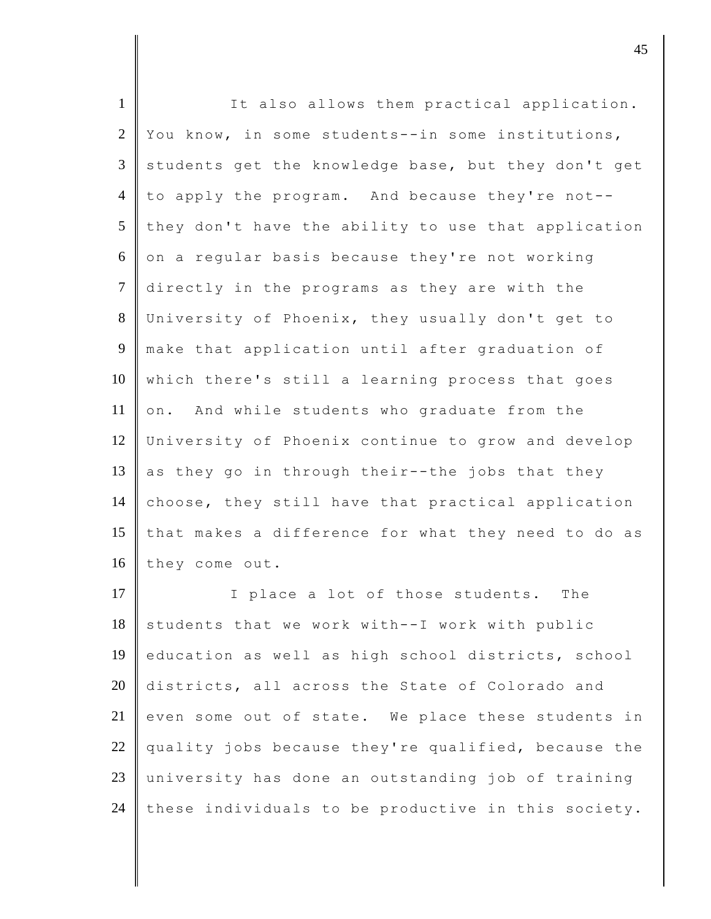It also allows them practical application. You know, in some students--in some institutions, students get the knowledge base, but they don't get to apply the program. And because they're not--they don't have the ability to use that application on a regular basis because they're not working directly in the programs as they are with the University of Phoenix, they usually don't get to make that application until after graduation of which there's still a learning process that goes on. And while students who graduate from the University of Phoenix continue to grow and develop as they go in through their--the jobs that they choose, they still have that practical application that makes a difference for what they need to do as they come out.

I place a lot of those students. The students that we work with--I work with public education as well as high school districts, school districts, all across the State of Colorado and even some out of state. We place these students in quality jobs because they're qualified, because the university has done an outstanding job of training these individuals to be productive in this society.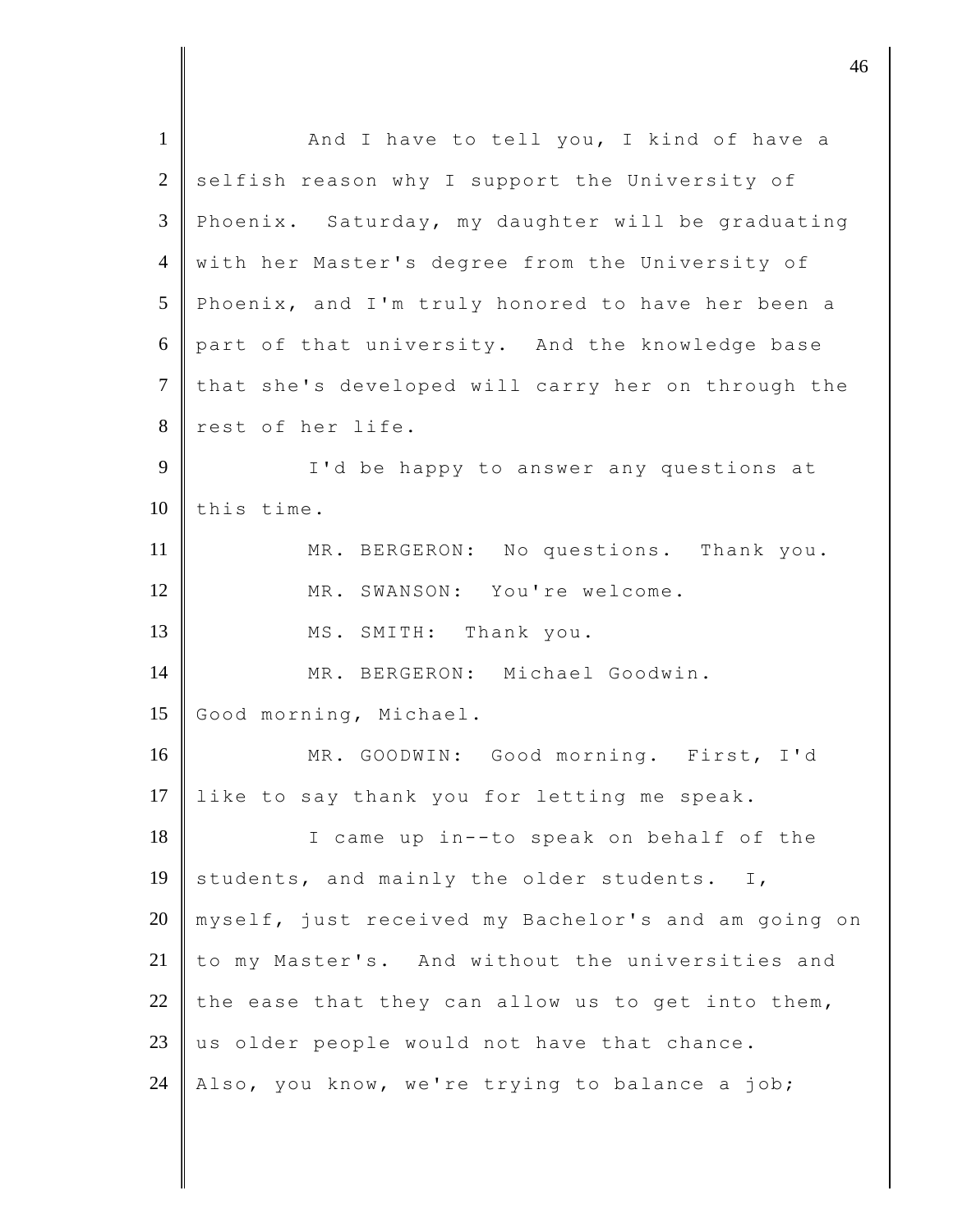And I have to tell you, I kind of have a selfish reason why I support the University of Phoenix. Saturday, my daughter will be graduating with her Master's degree from the University of Phoenix, and I'm truly honored to have her been a part of that university. And the knowledge base that she's developed will carry her on through the rest of her life.

I'd be happy to answer any questions at this time.

MR. BERGERON: No questions. Thank you.

MR. SWANSON: You're welcome.

MS. SMITH: Thank you.

MR. BERGERON: Michael Goodwin. Good morning, Michael.

MR. GOODWIN: Good morning. First, I'd like to say thank you for letting me speak.

I came up in--to speak on behalf of the students, and mainly the older students. I, myself, just received my Bachelor's and am going on to my Master's. And without the universities and the ease that they can allow us to get into them, us older people would not have that chance. Also, you know, we're trying to balance a job;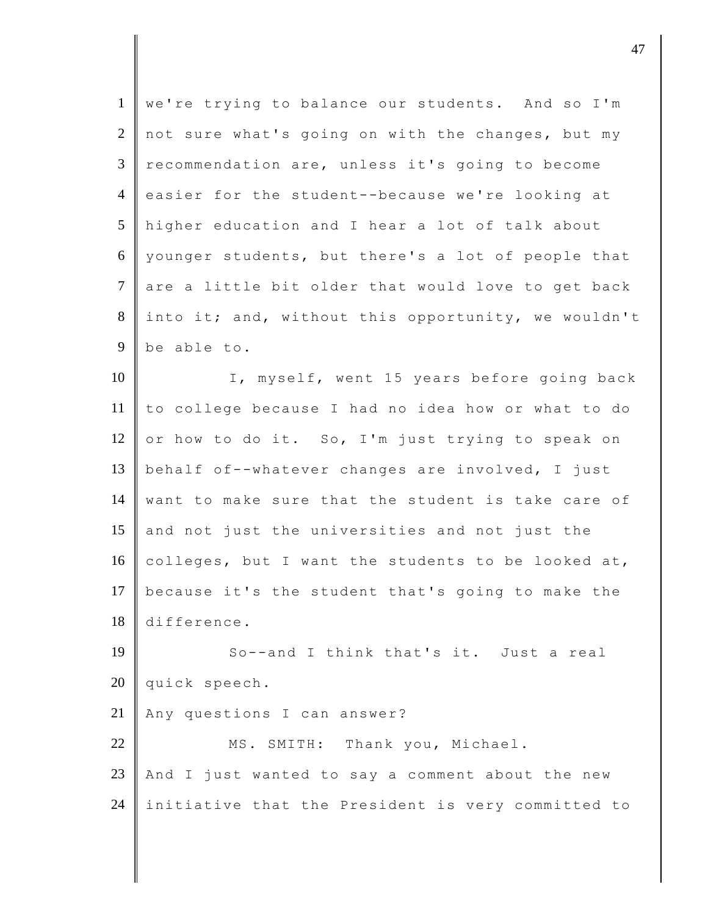we're trying to balance our students. And so I'm not sure what's going on with the changes, but my recommendation are, unless it's going to become easier for the student--because we're looking at higher education and I hear a lot of talk about younger students, but there's a lot of people that are a little bit older that would love to get back into it; and, without this opportunity, we wouldn't be able to.

I, myself, went 15 years before going back to college because I had no idea how or what to do or how to do it. So, I'm just trying to speak on behalf of--whatever changes are involved, I just want to make sure that the student is take care of and not just the universities and not just the colleges, but I want the students to be looked at, because it's the student that's going to make the difference.

So--and I think that's it. Just a real quick speech.

Any questions I can answer?

MS. SMITH: Thank you, Michael.

And I just wanted to say a comment about the new initiative that the President is very committed to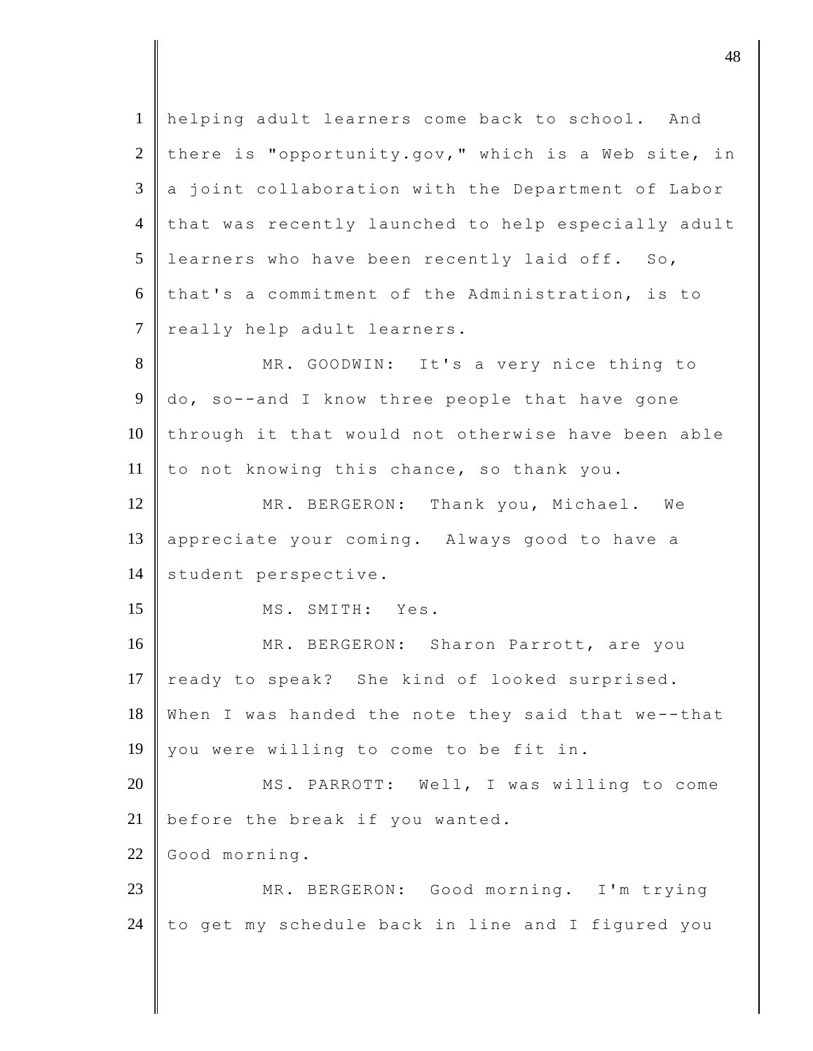1 helping adult learners come back to school. And
2 there is "opportunity.gov," which is a Web site, in
3 a joint collaboration with the Department of Labor
4 that was recently launched to help especially adult
5 learners who have been recently laid off. So,
6 that's a commitment of the Administration, is to
7 really help adult learners.

8 MR. GOODWIN: It's a very nice thing to
9 do, so--and I know three people that have gone
10 through it that would not otherwise have been able
11 to not knowing this chance, so thank you.

12 MR. BERGERON: Thank you, Michael. We
13 appreciate your coming. Always good to have a
14 student perspective.

15 MS. SMITH: Yes.

16 MR. BERGERON: Sharon Parrott, are you
17 ready to speak? She kind of looked surprised.
18 When I was handed the note they said that we--that
19 you were willing to come to be fit in.

20 MS. PARROTT: Well, I was willing to come
21 before the break if you wanted.
22 Good morning.

23 MR. BERGERON: Good morning. I'm trying
24 to get my schedule back in line and I figured you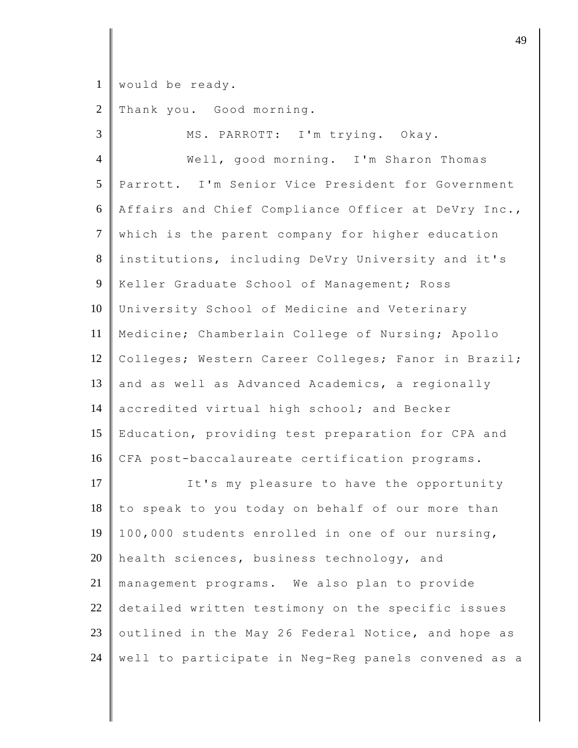would be ready.

Thank you. Good morning.

MS. PARROTT: I'm trying. Okay.

Well, good morning. I'm Sharon Thomas Parrott. I'm Senior Vice President for Government Affairs and Chief Compliance Officer at DeVry Inc., which is the parent company for higher education institutions, including DeVry University and it's Keller Graduate School of Management; Ross University School of Medicine and Veterinary Medicine; Chamberlain College of Nursing; Apollo Colleges; Western Career Colleges; Fanor in Brazil; and as well as Advanced Academics, a regionally accredited virtual high school; and Becker Education, providing test preparation for CPA and CFA post-baccalaureate certification programs.

It's my pleasure to have the opportunity to speak to you today on behalf of our more than 100,000 students enrolled in one of our nursing, health sciences, business technology, and management programs. We also plan to provide detailed written testimony on the specific issues outlined in the May 26 Federal Notice, and hope as well to participate in Neg-Reg panels convened as a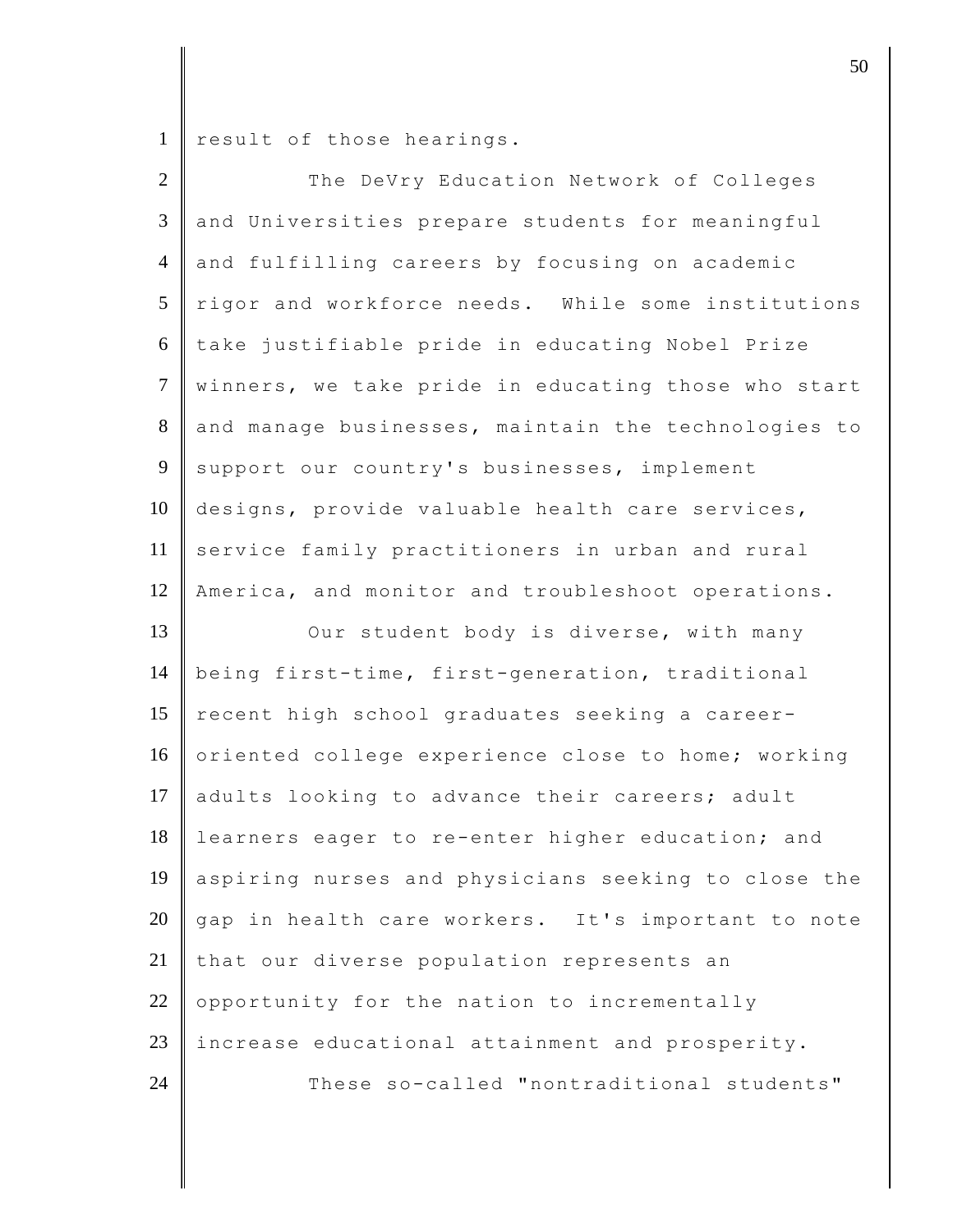result of those hearings.

The DeVry Education Network of Colleges and Universities prepare students for meaningful and fulfilling careers by focusing on academic rigor and workforce needs. While some institutions take justifiable pride in educating Nobel Prize winners, we take pride in educating those who start and manage businesses, maintain the technologies to support our country's businesses, implement designs, provide valuable health care services, service family practitioners in urban and rural America, and monitor and troubleshoot operations.

Our student body is diverse, with many being first-time, first-generation, traditional recent high school graduates seeking a career-oriented college experience close to home; working adults looking to advance their careers; adult learners eager to re-enter higher education; and aspiring nurses and physicians seeking to close the gap in health care workers. It's important to note that our diverse population represents an opportunity for the nation to incrementally increase educational attainment and prosperity.

These so-called "nontraditional students"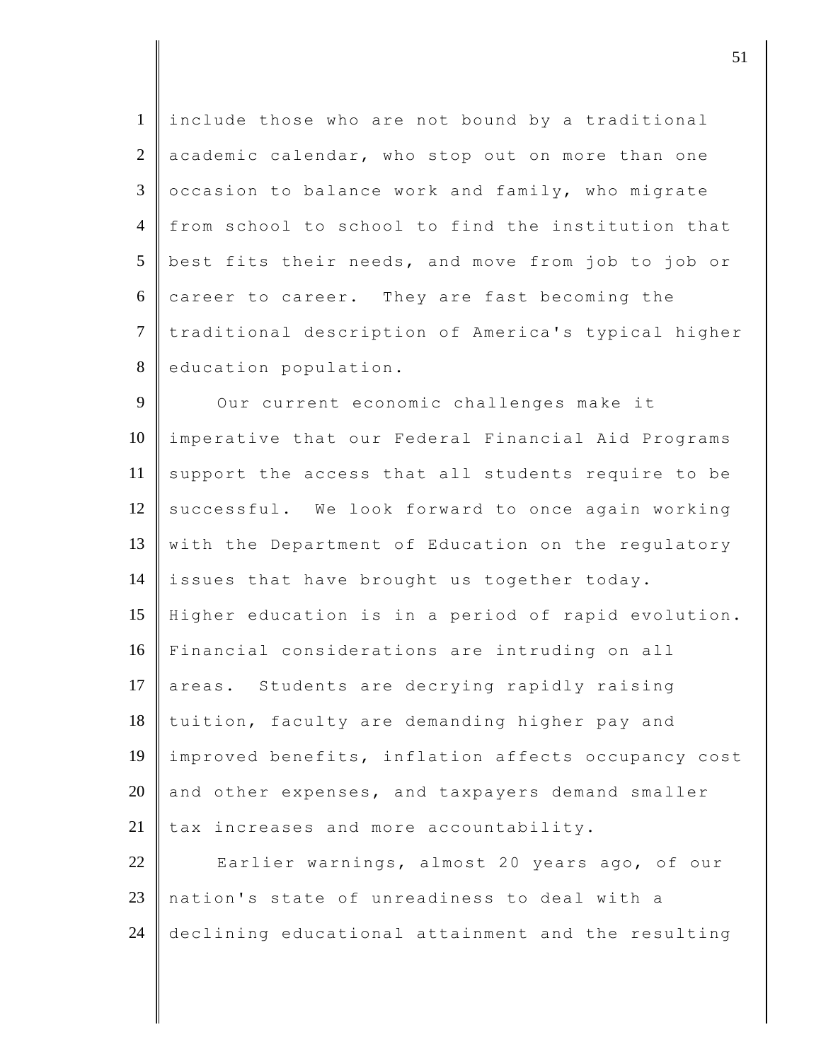include those who are not bound by a traditional academic calendar, who stop out on more than one occasion to balance work and family, who migrate from school to school to find the institution that best fits their needs, and move from job to job or career to career. They are fast becoming the traditional description of America's typical higher education population.

Our current economic challenges make it imperative that our Federal Financial Aid Programs support the access that all students require to be successful. We look forward to once again working with the Department of Education on the regulatory issues that have brought us together today. Higher education is in a period of rapid evolution. Financial considerations are intruding on all areas. Students are decrying rapidly raising tuition, faculty are demanding higher pay and improved benefits, inflation affects occupancy cost and other expenses, and taxpayers demand smaller tax increases and more accountability.

Earlier warnings, almost 20 years ago, of our nation's state of unreadiness to deal with a declining educational attainment and the resulting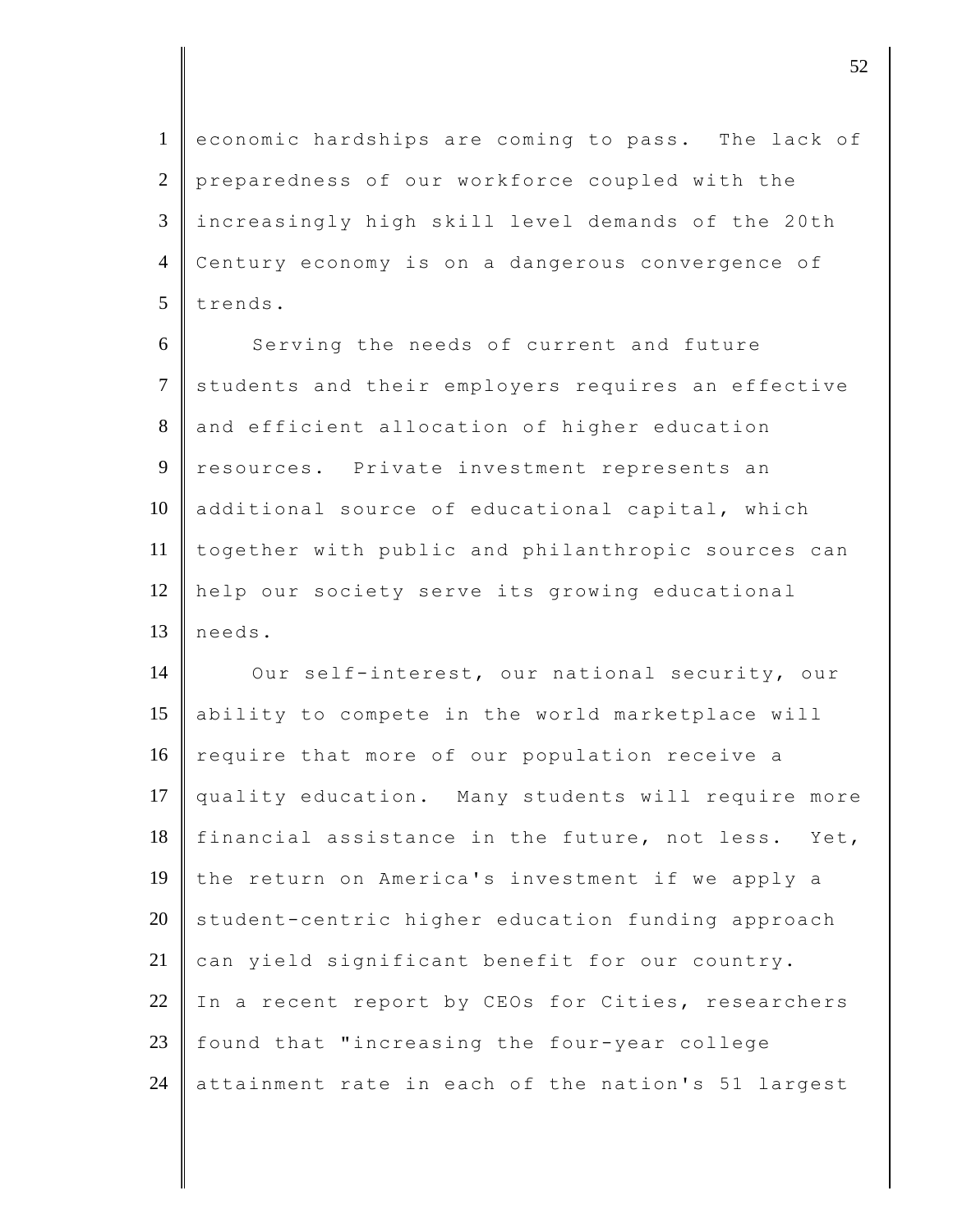economic hardships are coming to pass. The lack of preparedness of our workforce coupled with the increasingly high skill level demands of the 20th Century economy is on a dangerous convergence of trends.

Serving the needs of current and future students and their employers requires an effective and efficient allocation of higher education resources. Private investment represents an additional source of educational capital, which together with public and philanthropic sources can help our society serve its growing educational needs.

Our self-interest, our national security, our ability to compete in the world marketplace will require that more of our population receive a quality education. Many students will require more financial assistance in the future, not less. Yet, the return on America's investment if we apply a student-centric higher education funding approach can yield significant benefit for our country. In a recent report by CEOs for Cities, researchers found that "increasing the four-year college attainment rate in each of the nation's 51 largest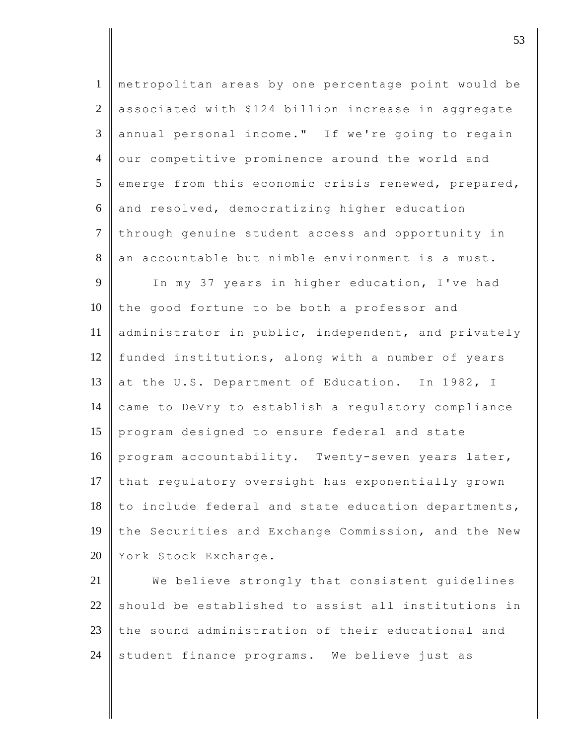metropolitan areas by one percentage point would be associated with $124 billion increase in aggregate annual personal income." If we're going to regain our competitive prominence around the world and emerge from this economic crisis renewed, prepared, and resolved, democratizing higher education through genuine student access and opportunity in an accountable but nimble environment is a must.

In my 37 years in higher education, I've had the good fortune to be both a professor and administrator in public, independent, and privately funded institutions, along with a number of years at the U.S. Department of Education. In 1982, I came to DeVry to establish a regulatory compliance program designed to ensure federal and state program accountability. Twenty-seven years later, that regulatory oversight has exponentially grown to include federal and state education departments, the Securities and Exchange Commission, and the New York Stock Exchange.

We believe strongly that consistent guidelines should be established to assist all institutions in the sound administration of their educational and student finance programs. We believe just as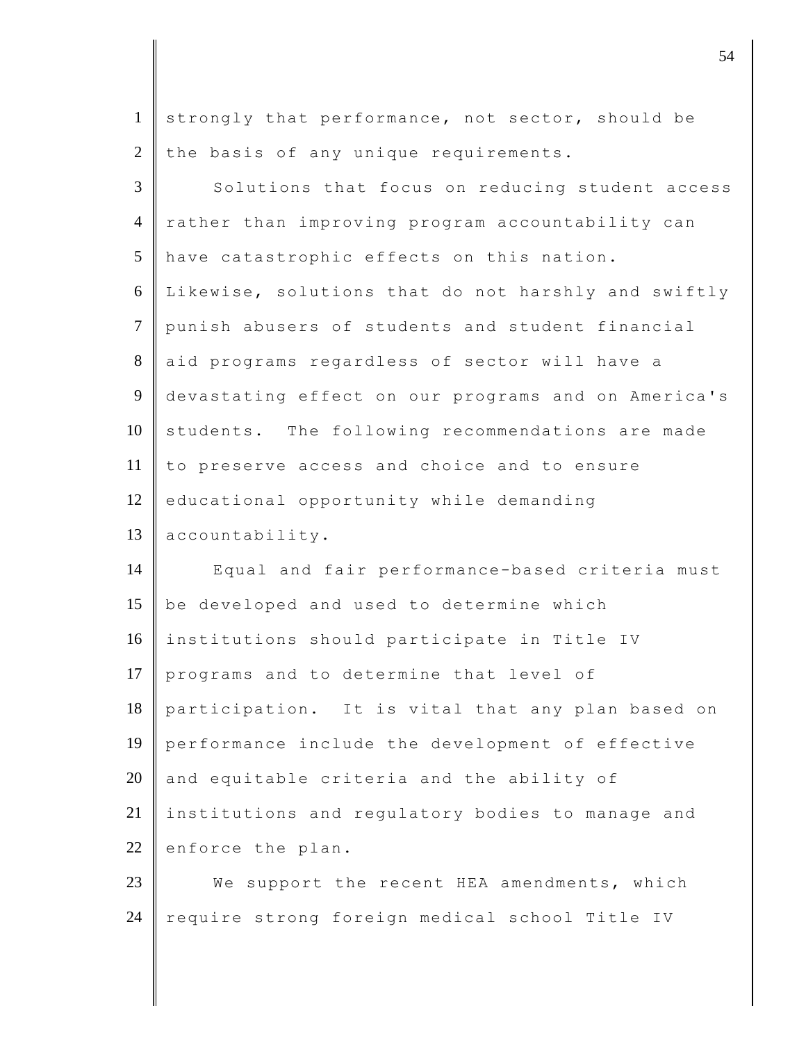strongly that performance, not sector, should be the basis of any unique requirements.

Solutions that focus on reducing student access rather than improving program accountability can have catastrophic effects on this nation. Likewise, solutions that do not harshly and swiftly punish abusers of students and student financial aid programs regardless of sector will have a devastating effect on our programs and on America's students. The following recommendations are made to preserve access and choice and to ensure educational opportunity while demanding accountability.

Equal and fair performance-based criteria must be developed and used to determine which institutions should participate in Title IV programs and to determine that level of participation. It is vital that any plan based on performance include the development of effective and equitable criteria and the ability of institutions and regulatory bodies to manage and enforce the plan.

We support the recent HEA amendments, which require strong foreign medical school Title IV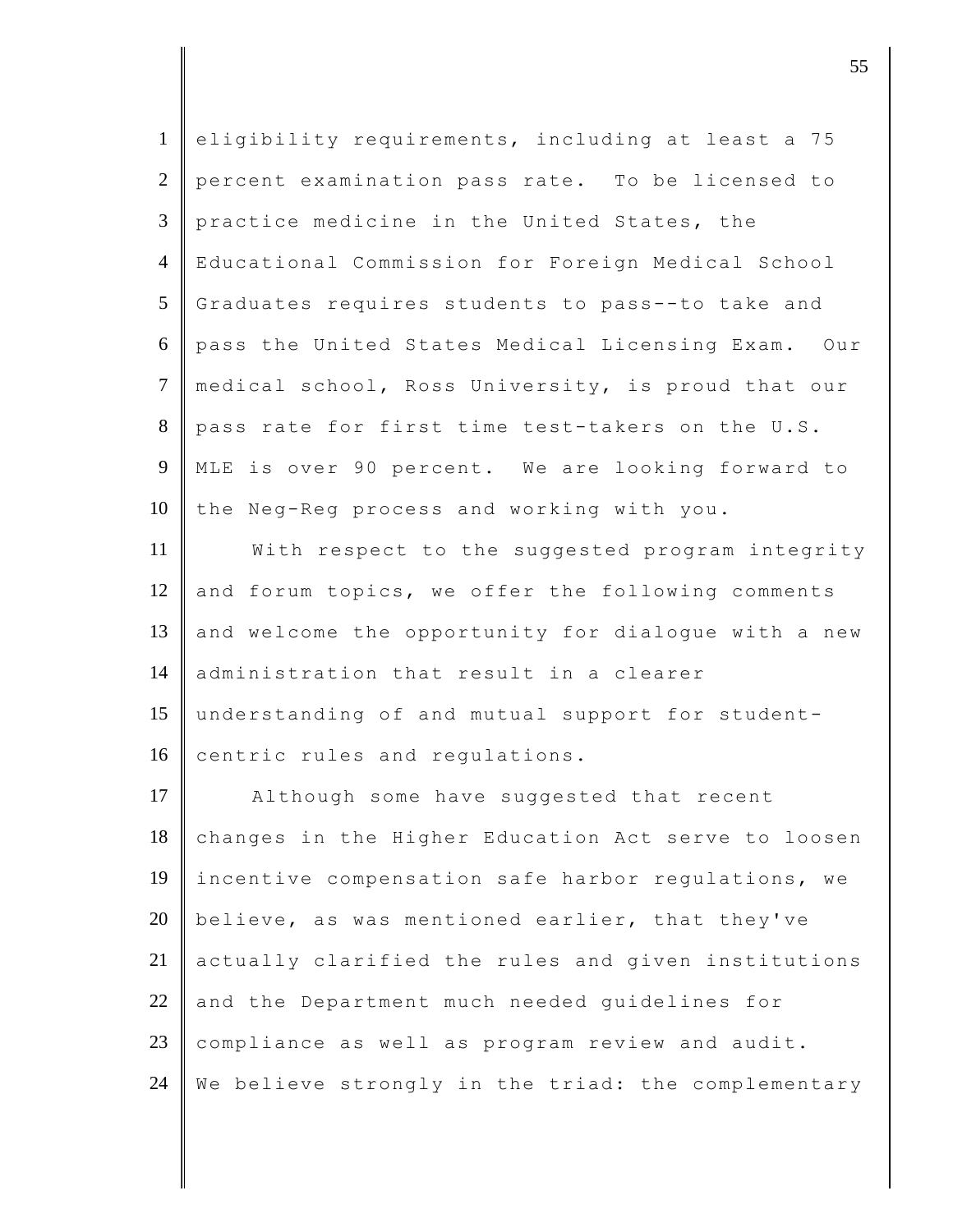eligibility requirements, including at least a 75 percent examination pass rate. To be licensed to practice medicine in the United States, the Educational Commission for Foreign Medical School Graduates requires students to pass--to take and pass the United States Medical Licensing Exam. Our medical school, Ross University, is proud that our pass rate for first time test-takers on the U.S. MLE is over 90 percent. We are looking forward to the Neg-Reg process and working with you.

With respect to the suggested program integrity and forum topics, we offer the following comments and welcome the opportunity for dialogue with a new administration that result in a clearer understanding of and mutual support for student-centric rules and regulations.

Although some have suggested that recent changes in the Higher Education Act serve to loosen incentive compensation safe harbor regulations, we believe, as was mentioned earlier, that they've actually clarified the rules and given institutions and the Department much needed guidelines for compliance as well as program review and audit. We believe strongly in the triad: the complementary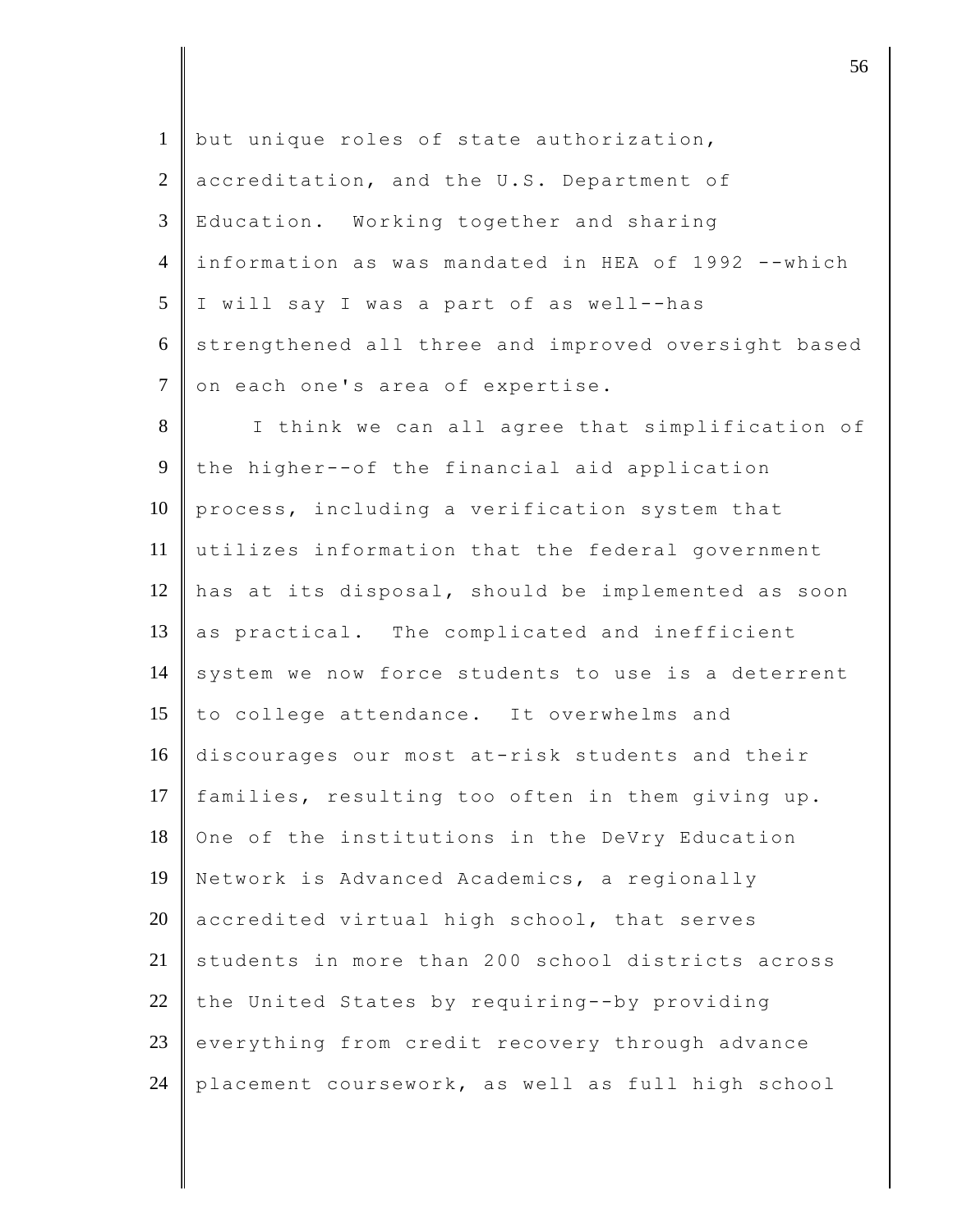but unique roles of state authorization, accreditation, and the U.S. Department of Education. Working together and sharing information as was mandated in HEA of 1992 --which I will say I was a part of as well--has strengthened all three and improved oversight based on each one's area of expertise.

I think we can all agree that simplification of the higher--of the financial aid application process, including a verification system that utilizes information that the federal government has at its disposal, should be implemented as soon as practical. The complicated and inefficient system we now force students to use is a deterrent to college attendance. It overwhelms and discourages our most at-risk students and their families, resulting too often in them giving up. One of the institutions in the DeVry Education Network is Advanced Academics, a regionally accredited virtual high school, that serves students in more than 200 school districts across the United States by requiring--by providing everything from credit recovery through advance placement coursework, as well as full high school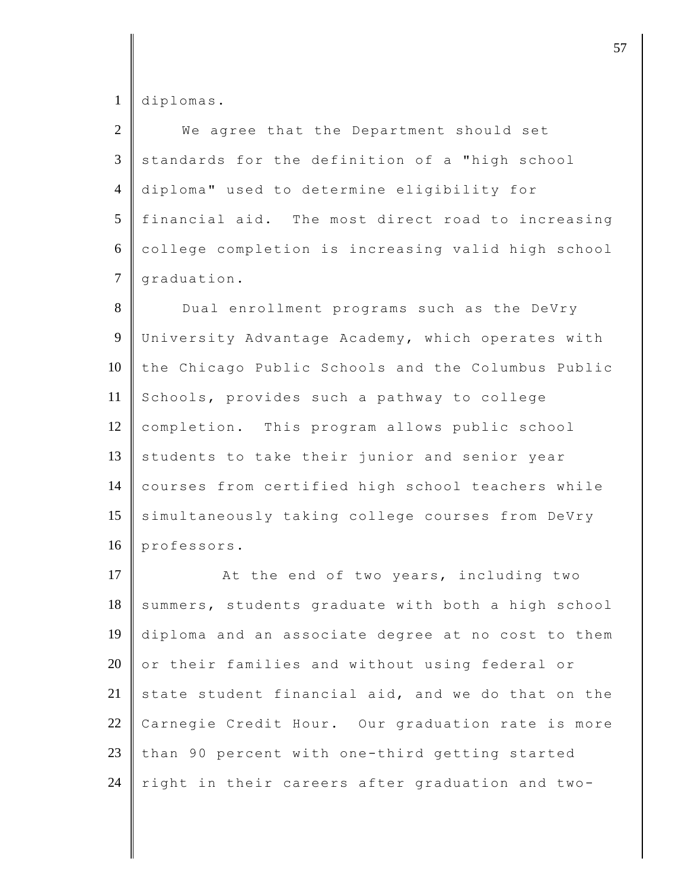diplomas.

We agree that the Department should set standards for the definition of a "high school diploma" used to determine eligibility for financial aid. The most direct road to increasing college completion is increasing valid high school graduation.

Dual enrollment programs such as the DeVry University Advantage Academy, which operates with the Chicago Public Schools and the Columbus Public Schools, provides such a pathway to college completion. This program allows public school students to take their junior and senior year courses from certified high school teachers while simultaneously taking college courses from DeVry professors.

At the end of two years, including two summers, students graduate with both a high school diploma and an associate degree at no cost to them or their families and without using federal or state student financial aid, and we do that on the Carnegie Credit Hour. Our graduation rate is more than 90 percent with one-third getting started right in their careers after graduation and two-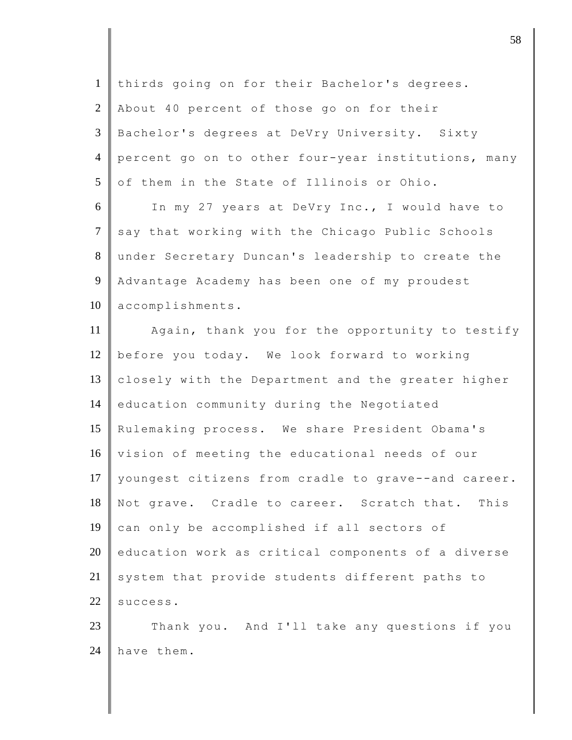thirds going on for their Bachelor's degrees. About 40 percent of those go on for their Bachelor's degrees at DeVry University. Sixty percent go on to other four-year institutions, many of them in the State of Illinois or Ohio.

In my 27 years at DeVry Inc., I would have to say that working with the Chicago Public Schools under Secretary Duncan's leadership to create the Advantage Academy has been one of my proudest accomplishments.

Again, thank you for the opportunity to testify before you today. We look forward to working closely with the Department and the greater higher education community during the Negotiated Rulemaking process. We share President Obama's vision of meeting the educational needs of our youngest citizens from cradle to grave--and career. Not grave. Cradle to career. Scratch that. This can only be accomplished if all sectors of education work as critical components of a diverse system that provide students different paths to success.

Thank you. And I'll take any questions if you have them.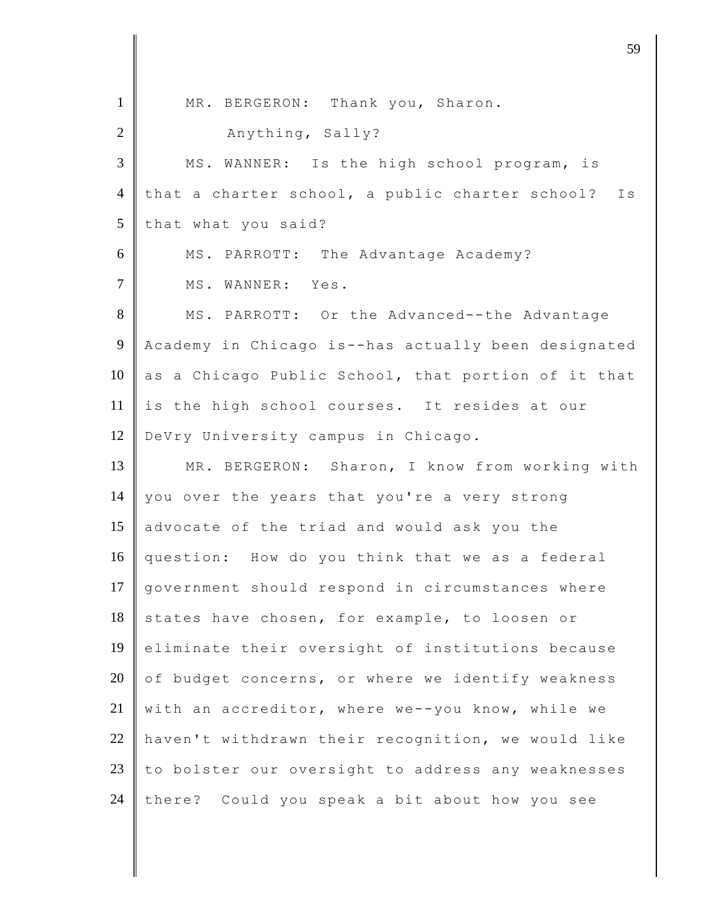MR. BERGERON: Thank you, Sharon.

Anything, Sally?

MS. WANNER: Is the high school program, is that a charter school, a public charter school? Is that what you said?

MS. PARROTT: The Advantage Academy?

MS. WANNER: Yes.

MS. PARROTT: Or the Advanced--the Advantage Academy in Chicago is--has actually been designated as a Chicago Public School, that portion of it that is the high school courses. It resides at our DeVry University campus in Chicago.

MR. BERGERON: Sharon, I know from working with you over the years that you're a very strong advocate of the triad and would ask you the question: How do you think that we as a federal government should respond in circumstances where states have chosen, for example, to loosen or eliminate their oversight of institutions because of budget concerns, or where we identify weakness with an accreditor, where we--you know, while we haven't withdrawn their recognition, we would like to bolster our oversight to address any weaknesses there? Could you speak a bit about how you see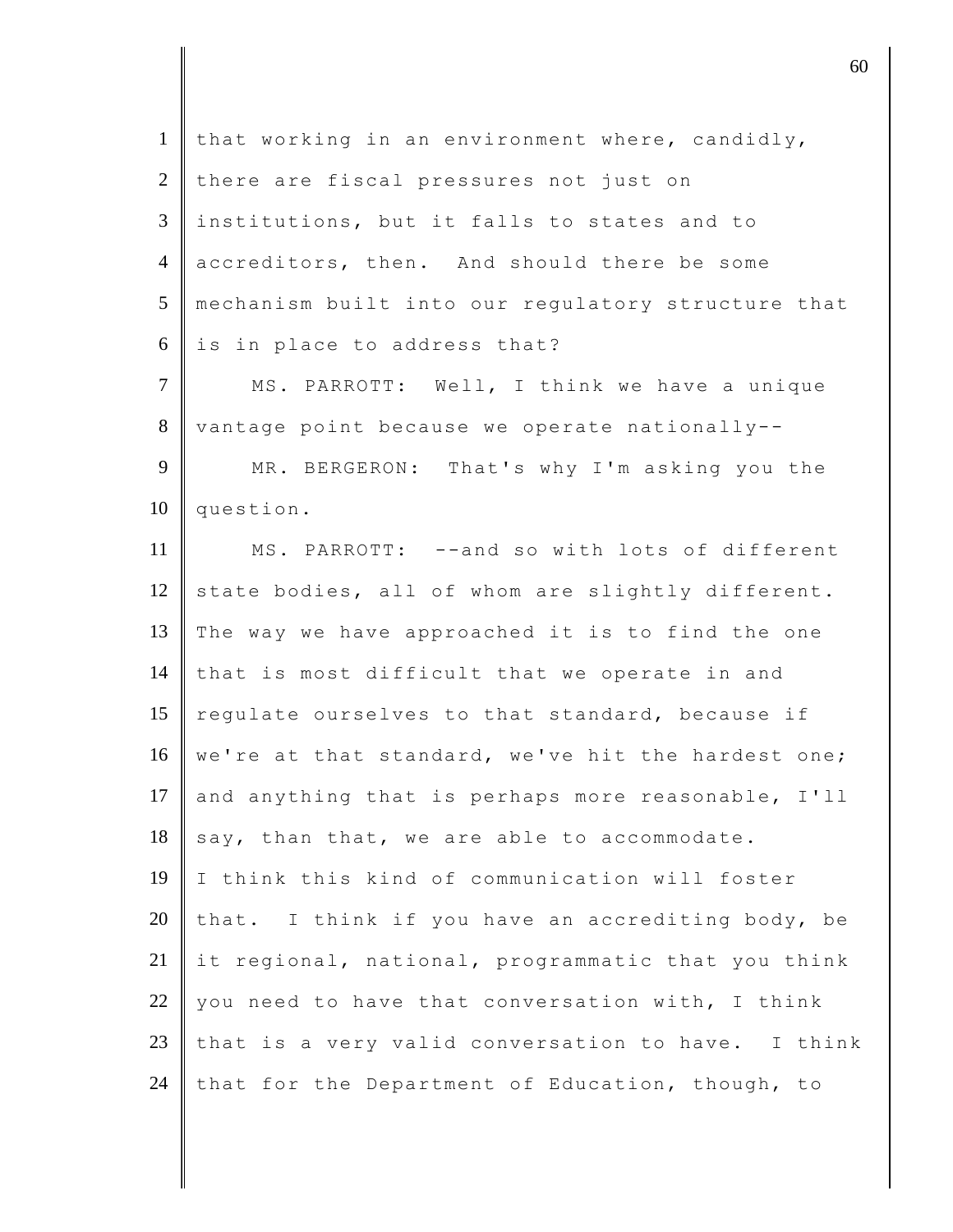that working in an environment where, candidly, there are fiscal pressures not just on institutions, but it falls to states and to accreditors, then. And should there be some mechanism built into our regulatory structure that is in place to address that?

MS. PARROTT: Well, I think we have a unique vantage point because we operate nationally--

MR. BERGERON: That's why I'm asking you the question.

MS. PARROTT: --and so with lots of different state bodies, all of whom are slightly different. The way we have approached it is to find the one that is most difficult that we operate in and regulate ourselves to that standard, because if we're at that standard, we've hit the hardest one; and anything that is perhaps more reasonable, I'll say, than that, we are able to accommodate. I think this kind of communication will foster that. I think if you have an accrediting body, be it regional, national, programmatic that you think you need to have that conversation with, I think that is a very valid conversation to have. I think that for the Department of Education, though, to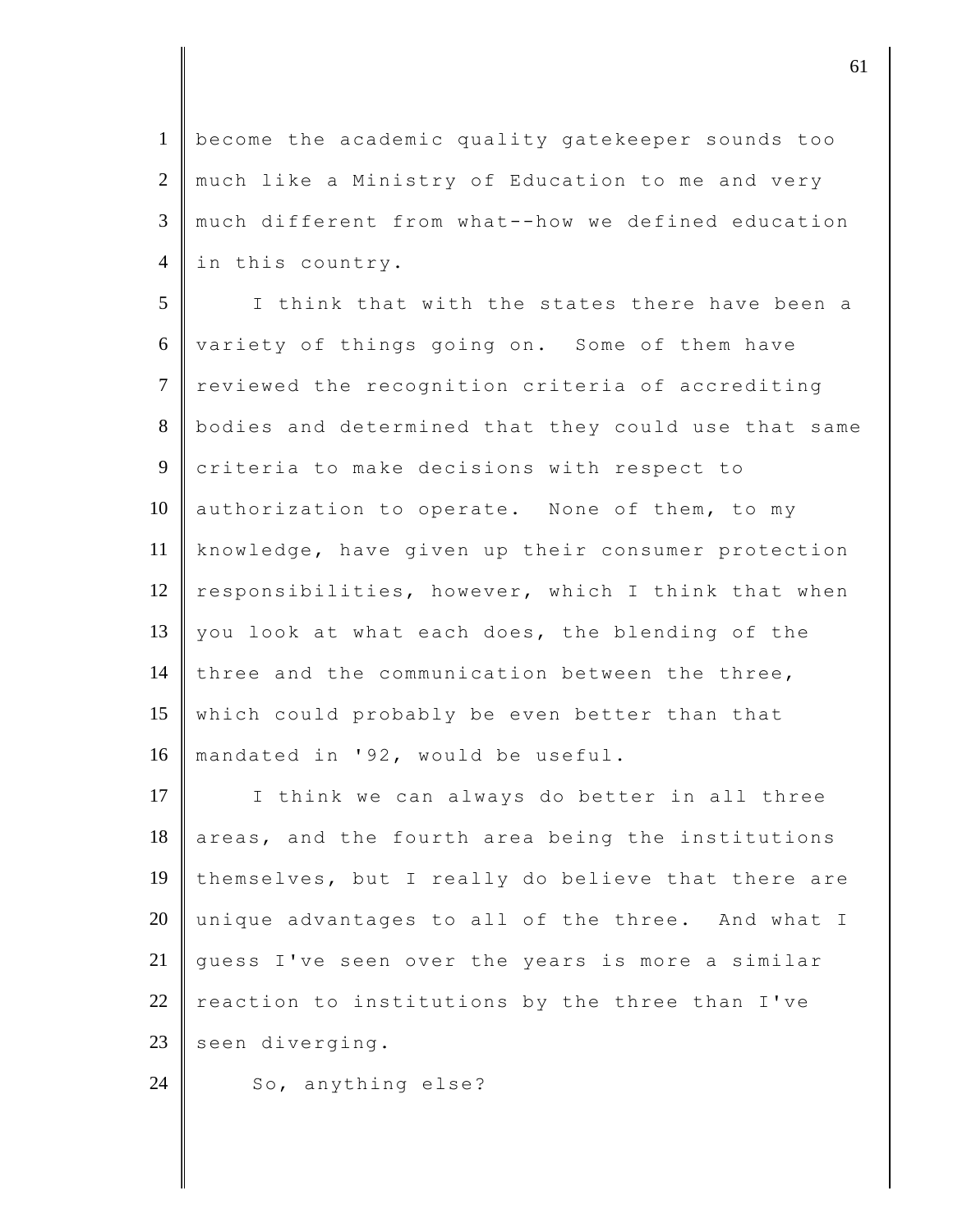become the academic quality gatekeeper sounds too much like a Ministry of Education to me and very much different from what--how we defined education in this country.

I think that with the states there have been a variety of things going on. Some of them have reviewed the recognition criteria of accrediting bodies and determined that they could use that same criteria to make decisions with respect to authorization to operate. None of them, to my knowledge, have given up their consumer protection responsibilities, however, which I think that when you look at what each does, the blending of the three and the communication between the three, which could probably be even better than that mandated in '92, would be useful.

I think we can always do better in all three areas, and the fourth area being the institutions themselves, but I really do believe that there are unique advantages to all of the three. And what I guess I've seen over the years is more a similar reaction to institutions by the three than I've seen diverging.

So, anything else?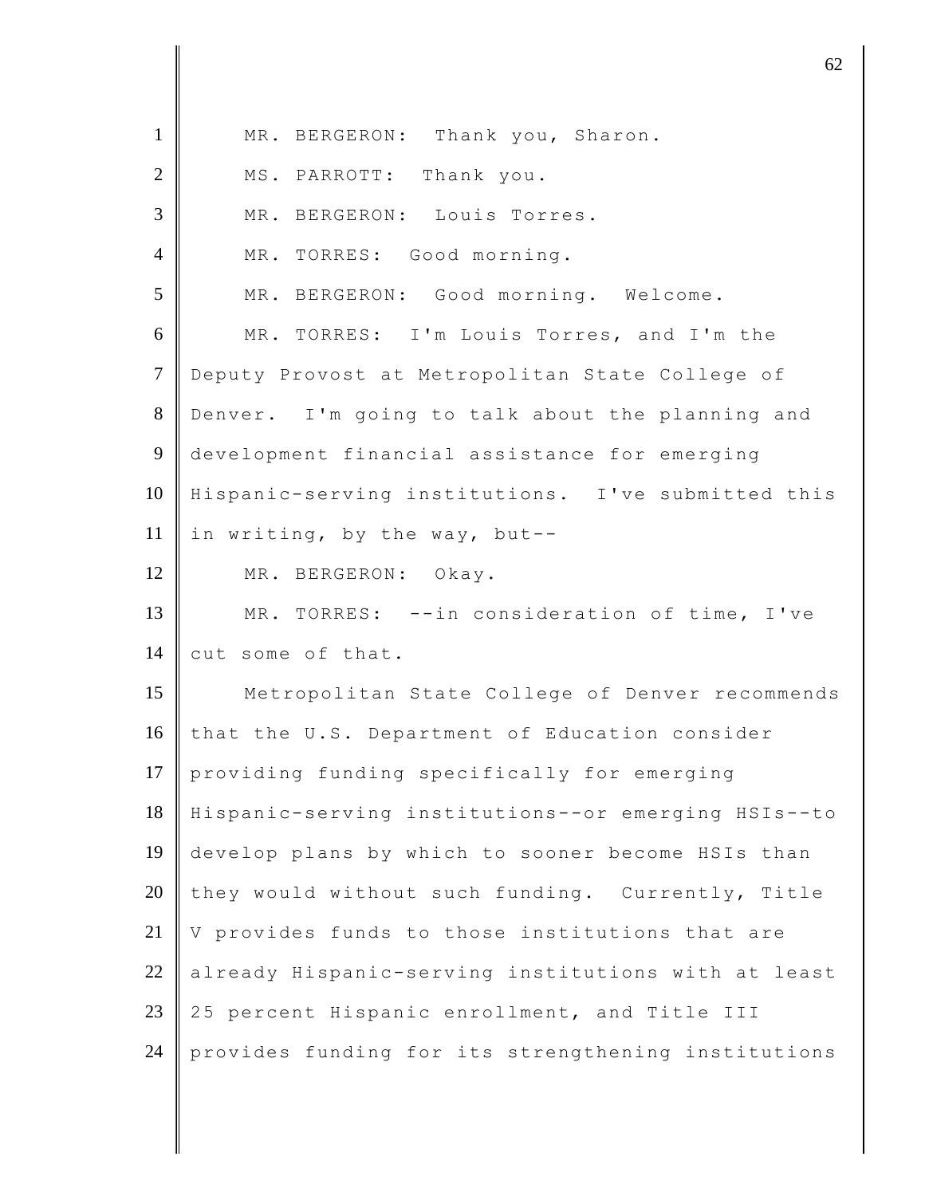MR. BERGERON: Thank you, Sharon.

MS. PARROTT: Thank you.

MR. BERGERON: Louis Torres.

MR. TORRES: Good morning.

MR. BERGERON: Good morning. Welcome.

MR. TORRES: I'm Louis Torres, and I'm the Deputy Provost at Metropolitan State College of Denver. I'm going to talk about the planning and development financial assistance for emerging Hispanic-serving institutions. I've submitted this in writing, by the way, but--

MR. BERGERON: Okay.

MR. TORRES: --in consideration of time, I've cut some of that.

Metropolitan State College of Denver recommends that the U.S. Department of Education consider providing funding specifically for emerging Hispanic-serving institutions--or emerging HSIs--to develop plans by which to sooner become HSIs than they would without such funding. Currently, Title V provides funds to those institutions that are already Hispanic-serving institutions with at least 25 percent Hispanic enrollment, and Title III provides funding for its strengthening institutions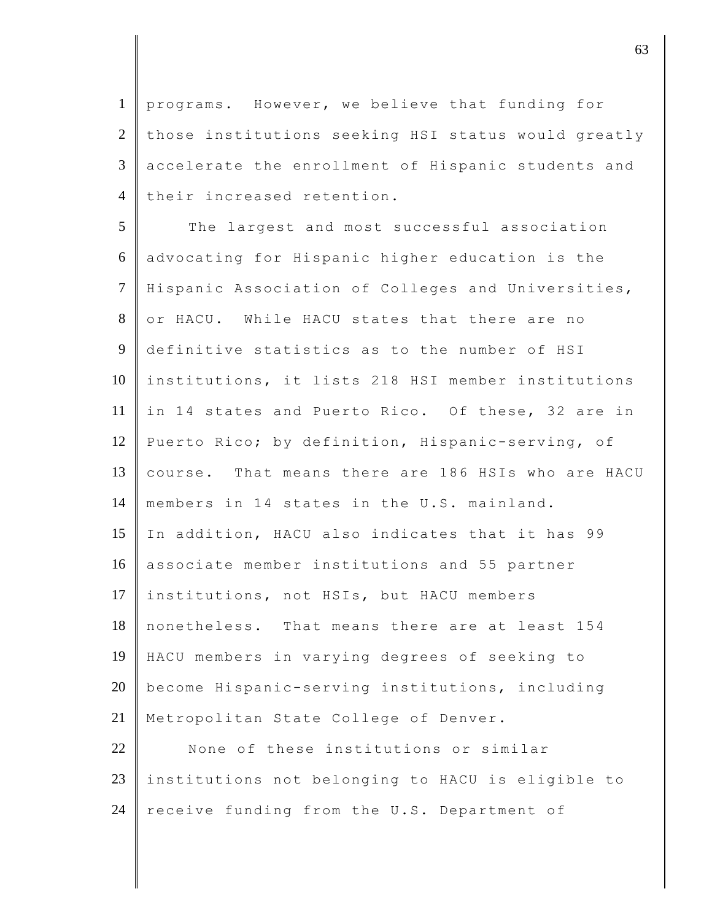programs. However, we believe that funding for those institutions seeking HSI status would greatly accelerate the enrollment of Hispanic students and their increased retention.

The largest and most successful association advocating for Hispanic higher education is the Hispanic Association of Colleges and Universities, or HACU. While HACU states that there are no definitive statistics as to the number of HSI institutions, it lists 218 HSI member institutions in 14 states and Puerto Rico. Of these, 32 are in Puerto Rico; by definition, Hispanic-serving, of course. That means there are 186 HSIs who are HACU members in 14 states in the U.S. mainland.

In addition, HACU also indicates that it has 99 associate member institutions and 55 partner institutions, not HSIs, but HACU members nonetheless. That means there are at least 154 HACU members in varying degrees of seeking to become Hispanic-serving institutions, including Metropolitan State College of Denver.

None of these institutions or similar institutions not belonging to HACU is eligible to receive funding from the U.S. Department of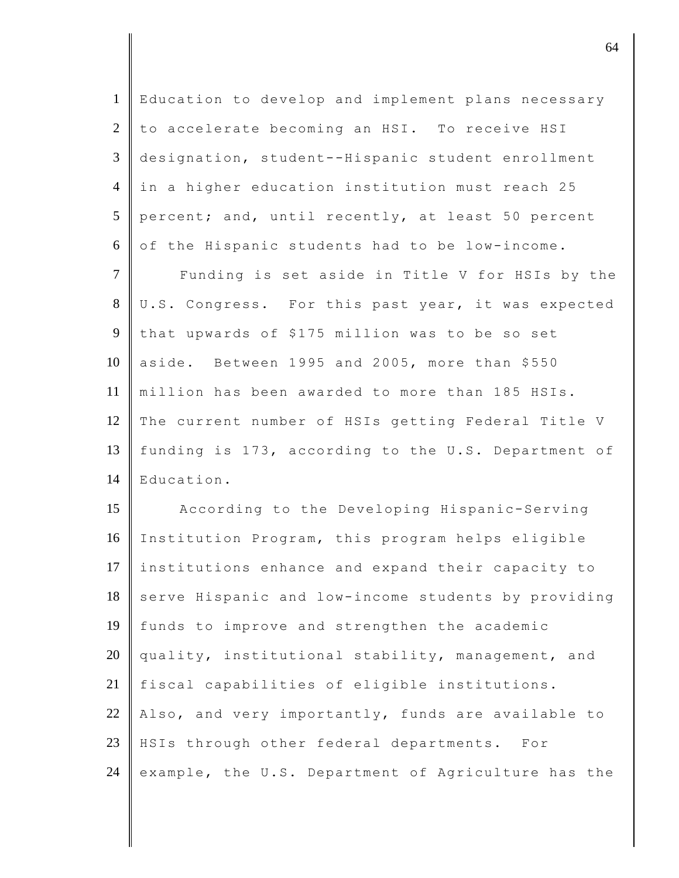Education to develop and implement plans necessary to accelerate becoming an HSI. To receive HSI designation, student--Hispanic student enrollment in a higher education institution must reach 25 percent; and, until recently, at least 50 percent of the Hispanic students had to be low-income.

Funding is set aside in Title V for HSIs by the U.S. Congress. For this past year, it was expected that upwards of $175 million was to be so set aside. Between 1995 and 2005, more than $550 million has been awarded to more than 185 HSIs. The current number of HSIs getting Federal Title V funding is 173, according to the U.S. Department of Education.

According to the Developing Hispanic-Serving Institution Program, this program helps eligible institutions enhance and expand their capacity to serve Hispanic and low-income students by providing funds to improve and strengthen the academic quality, institutional stability, management, and fiscal capabilities of eligible institutions. Also, and very importantly, funds are available to HSIs through other federal departments. For example, the U.S. Department of Agriculture has the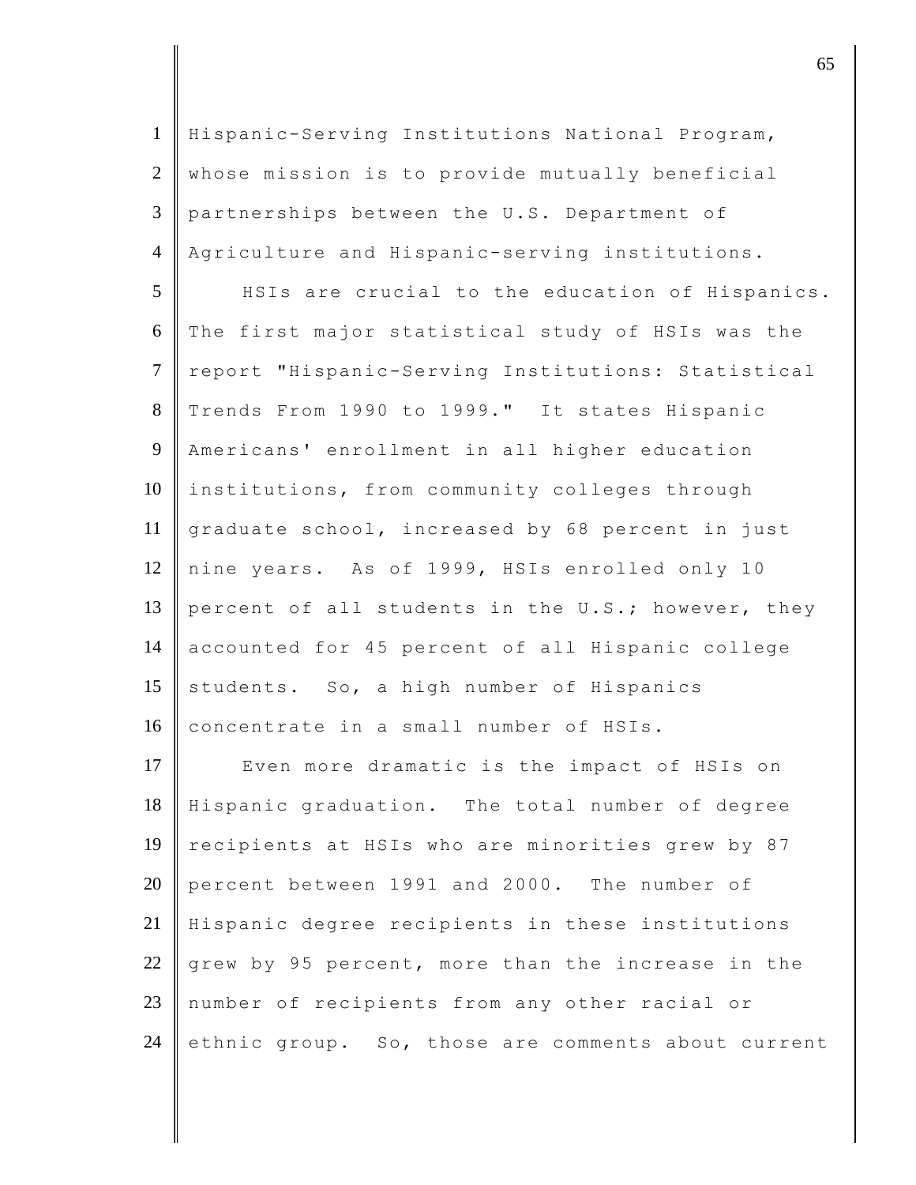Hispanic-Serving Institutions National Program, whose mission is to provide mutually beneficial partnerships between the U.S. Department of Agriculture and Hispanic-serving institutions.

HSIs are crucial to the education of Hispanics. The first major statistical study of HSIs was the report "Hispanic-Serving Institutions: Statistical Trends From 1990 to 1999." It states Hispanic Americans' enrollment in all higher education institutions, from community colleges through graduate school, increased by 68 percent in just nine years. As of 1999, HSIs enrolled only 10 percent of all students in the U.S.; however, they accounted for 45 percent of all Hispanic college students. So, a high number of Hispanics concentrate in a small number of HSIs.

Even more dramatic is the impact of HSIs on Hispanic graduation. The total number of degree recipients at HSIs who are minorities grew by 87 percent between 1991 and 2000. The number of Hispanic degree recipients in these institutions grew by 95 percent, more than the increase in the number of recipients from any other racial or ethnic group. So, those are comments about current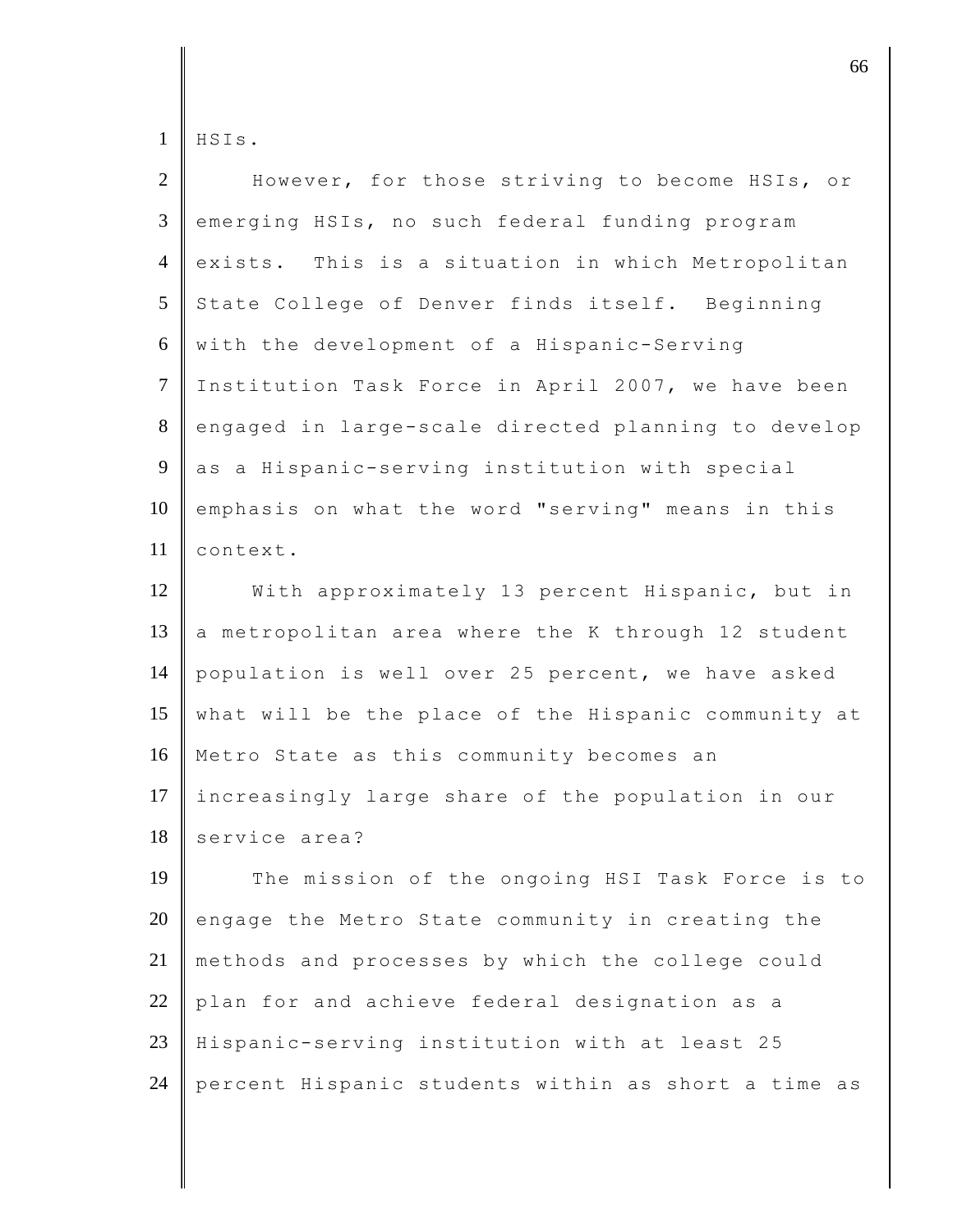HSIs.

However, for those striving to become HSIs, or emerging HSIs, no such federal funding program exists. This is a situation in which Metropolitan State College of Denver finds itself. Beginning with the development of a Hispanic-Serving Institution Task Force in April 2007, we have been engaged in large-scale directed planning to develop as a Hispanic-serving institution with special emphasis on what the word "serving" means in this context.

With approximately 13 percent Hispanic, but in a metropolitan area where the K through 12 student population is well over 25 percent, we have asked what will be the place of the Hispanic community at Metro State as this community becomes an increasingly large share of the population in our service area?

The mission of the ongoing HSI Task Force is to engage the Metro State community in creating the methods and processes by which the college could plan for and achieve federal designation as a Hispanic-serving institution with at least 25 percent Hispanic students within as short a time as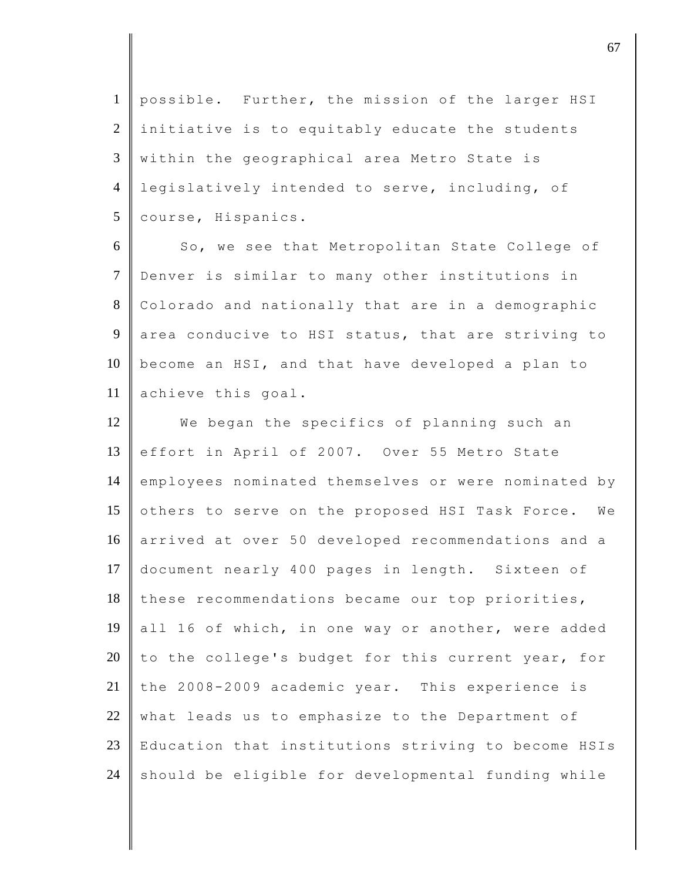possible. Further, the mission of the larger HSI initiative is to equitably educate the students within the geographical area Metro State is legislatively intended to serve, including, of course, Hispanics.

So, we see that Metropolitan State College of Denver is similar to many other institutions in Colorado and nationally that are in a demographic area conducive to HSI status, that are striving to become an HSI, and that have developed a plan to achieve this goal.

We began the specifics of planning such an effort in April of 2007. Over 55 Metro State employees nominated themselves or were nominated by others to serve on the proposed HSI Task Force. We arrived at over 50 developed recommendations and a document nearly 400 pages in length. Sixteen of these recommendations became our top priorities, all 16 of which, in one way or another, were added to the college's budget for this current year, for the 2008-2009 academic year. This experience is what leads us to emphasize to the Department of Education that institutions striving to become HSIs should be eligible for developmental funding while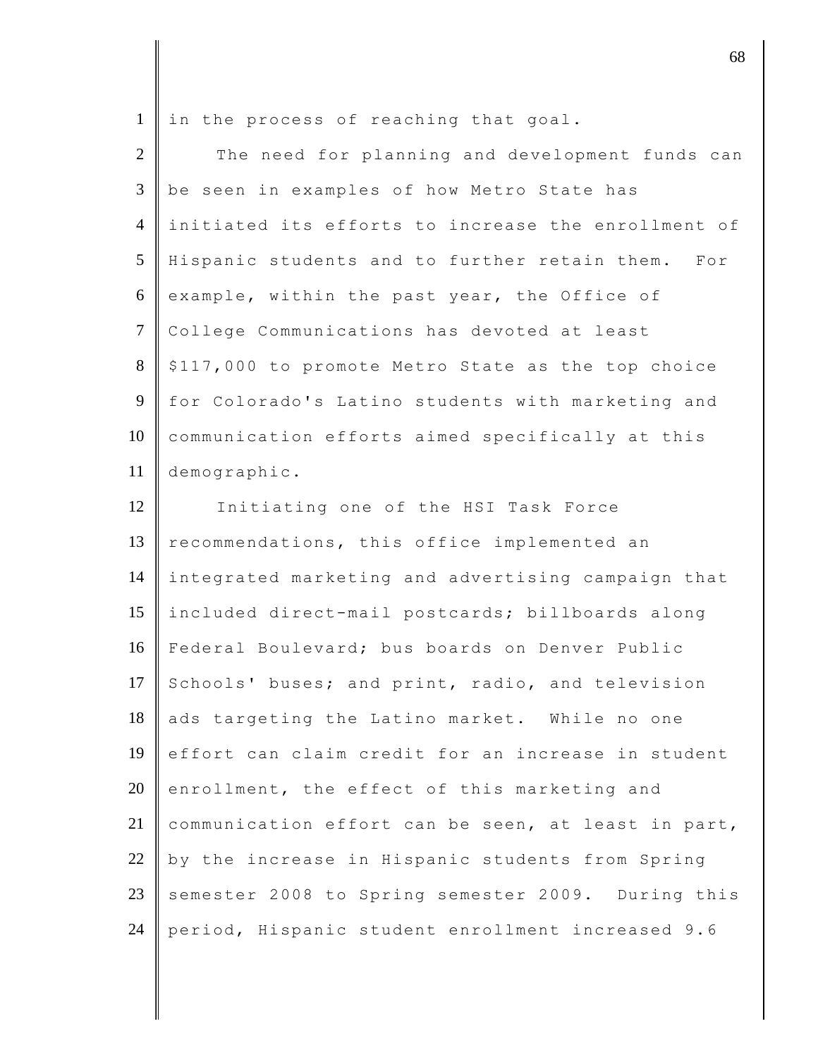in the process of reaching that goal.

The need for planning and development funds can be seen in examples of how Metro State has initiated its efforts to increase the enrollment of Hispanic students and to further retain them. For example, within the past year, the Office of College Communications has devoted at least $117,000 to promote Metro State as the top choice for Colorado's Latino students with marketing and communication efforts aimed specifically at this demographic.

Initiating one of the HSI Task Force recommendations, this office implemented an integrated marketing and advertising campaign that included direct-mail postcards; billboards along Federal Boulevard; bus boards on Denver Public Schools' buses; and print, radio, and television ads targeting the Latino market. While no one effort can claim credit for an increase in student enrollment, the effect of this marketing and communication effort can be seen, at least in part, by the increase in Hispanic students from Spring semester 2008 to Spring semester 2009. During this period, Hispanic student enrollment increased 9.6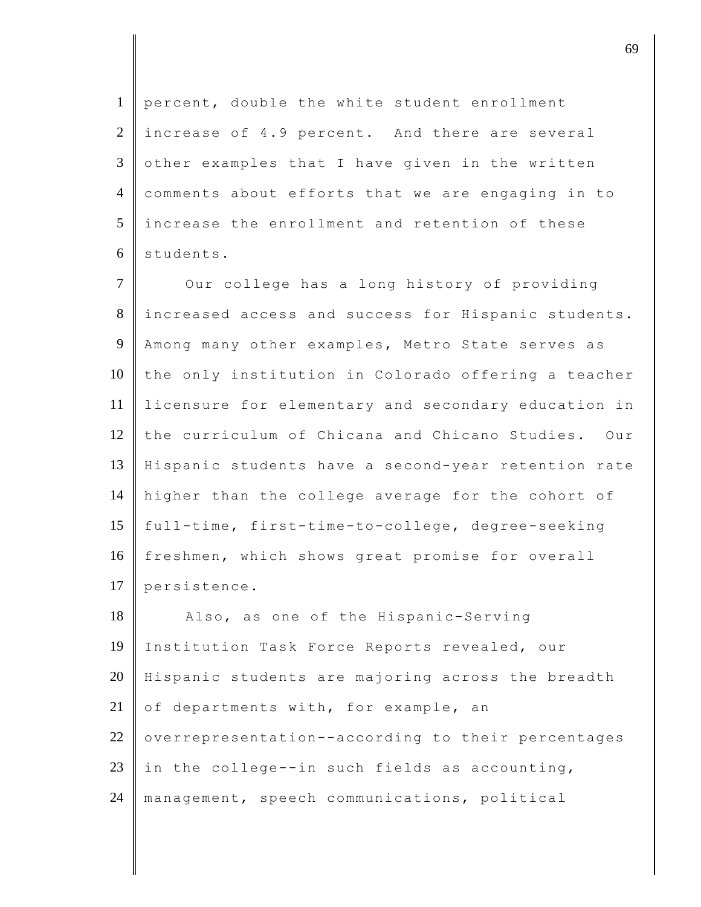percent, double the white student enrollment increase of 4.9 percent. And there are several other examples that I have given in the written comments about efforts that we are engaging in to increase the enrollment and retention of these students.

Our college has a long history of providing increased access and success for Hispanic students. Among many other examples, Metro State serves as the only institution in Colorado offering a teacher licensure for elementary and secondary education in the curriculum of Chicana and Chicano Studies. Our Hispanic students have a second-year retention rate higher than the college average for the cohort of full-time, first-time-to-college, degree-seeking freshmen, which shows great promise for overall persistence.

Also, as one of the Hispanic-Serving Institution Task Force Reports revealed, our Hispanic students are majoring across the breadth of departments with, for example, an overrepresentation--according to their percentages in the college--in such fields as accounting, management, speech communications, political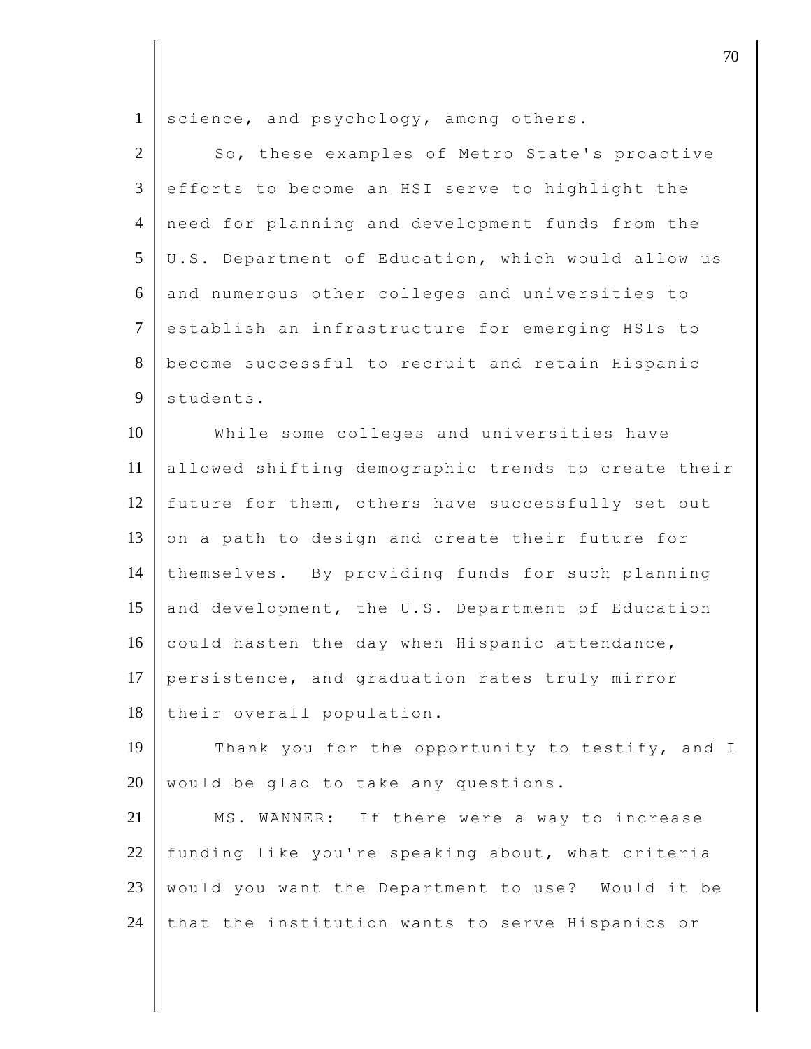science, and psychology, among others.

So, these examples of Metro State's proactive efforts to become an HSI serve to highlight the need for planning and development funds from the U.S. Department of Education, which would allow us and numerous other colleges and universities to establish an infrastructure for emerging HSIs to become successful to recruit and retain Hispanic students.

While some colleges and universities have allowed shifting demographic trends to create their future for them, others have successfully set out on a path to design and create their future for themselves. By providing funds for such planning and development, the U.S. Department of Education could hasten the day when Hispanic attendance, persistence, and graduation rates truly mirror their overall population.

Thank you for the opportunity to testify, and I would be glad to take any questions.

MS. WANNER: If there were a way to increase funding like you're speaking about, what criteria would you want the Department to use? Would it be that the institution wants to serve Hispanics or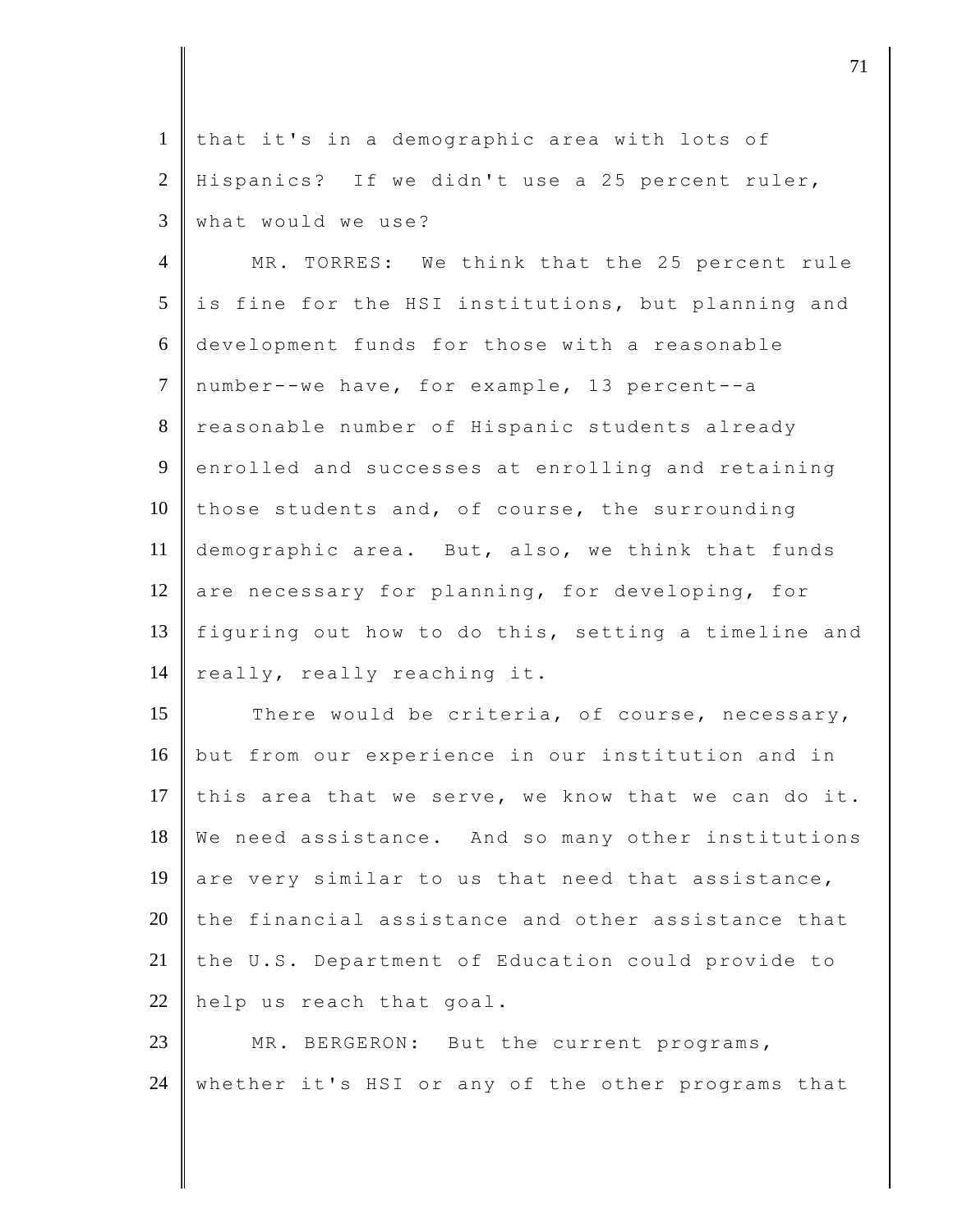that it's in a demographic area with lots of Hispanics? If we didn't use a 25 percent ruler, what would we use?

MR. TORRES: We think that the 25 percent rule is fine for the HSI institutions, but planning and development funds for those with a reasonable number--we have, for example, 13 percent--a reasonable number of Hispanic students already enrolled and successes at enrolling and retaining those students and, of course, the surrounding demographic area. But, also, we think that funds are necessary for planning, for developing, for figuring out how to do this, setting a timeline and really, really reaching it.

There would be criteria, of course, necessary, but from our experience in our institution and in this area that we serve, we know that we can do it. We need assistance. And so many other institutions are very similar to us that need that assistance, the financial assistance and other assistance that the U.S. Department of Education could provide to help us reach that goal.

MR. BERGERON: But the current programs, whether it's HSI or any of the other programs that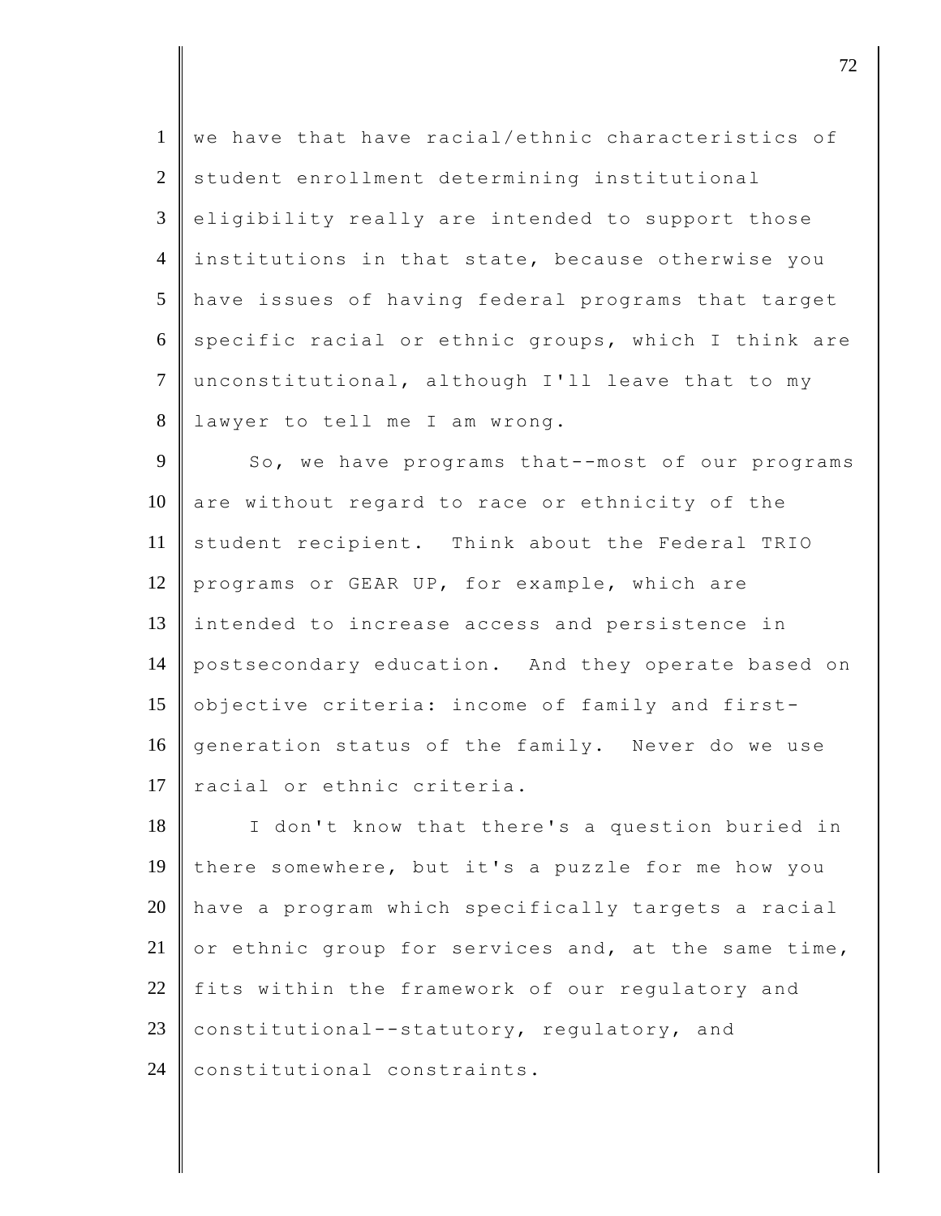we have that have racial/ethnic characteristics of student enrollment determining institutional eligibility really are intended to support those institutions in that state, because otherwise you have issues of having federal programs that target specific racial or ethnic groups, which I think are unconstitutional, although I'll leave that to my lawyer to tell me I am wrong.

So, we have programs that--most of our programs are without regard to race or ethnicity of the student recipient. Think about the Federal TRIO programs or GEAR UP, for example, which are intended to increase access and persistence in postsecondary education. And they operate based on objective criteria: income of family and first-generation status of the family. Never do we use racial or ethnic criteria.

I don't know that there's a question buried in there somewhere, but it's a puzzle for me how you have a program which specifically targets a racial or ethnic group for services and, at the same time, fits within the framework of our regulatory and constitutional--statutory, regulatory, and constitutional constraints.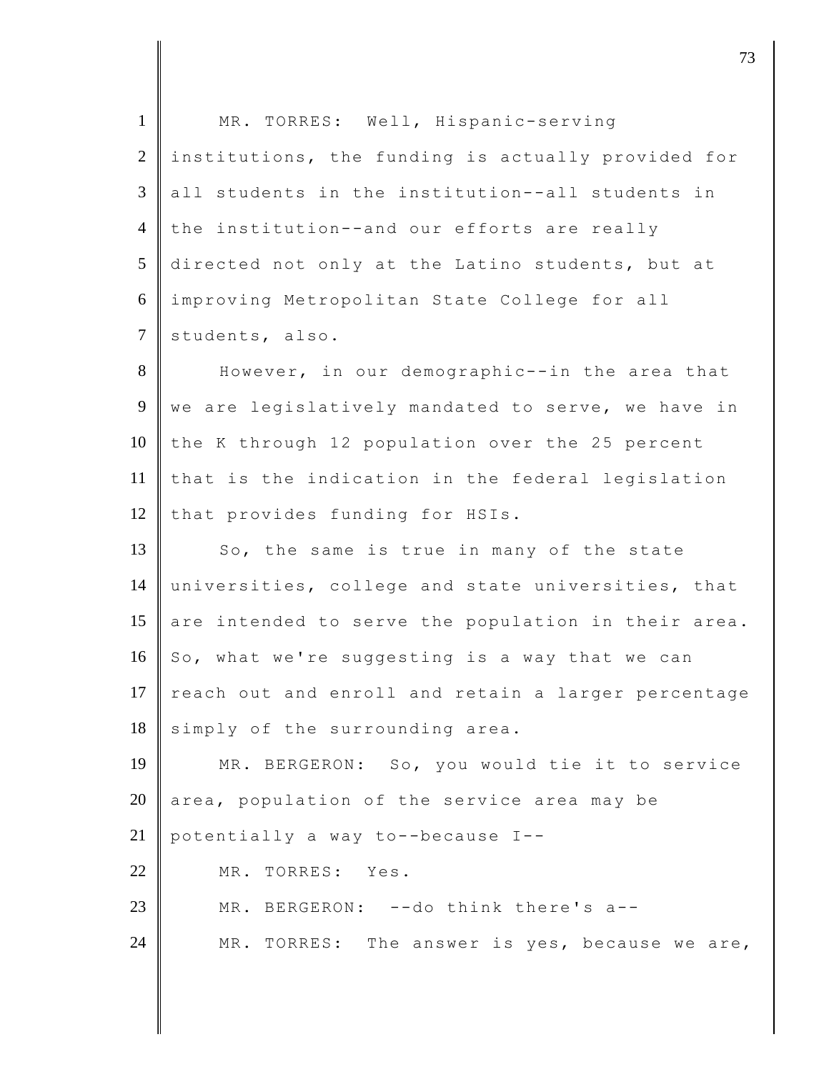MR. TORRES: Well, Hispanic-serving institutions, the funding is actually provided for all students in the institution--all students in the institution--and our efforts are really directed not only at the Latino students, but at improving Metropolitan State College for all students, also.

However, in our demographic--in the area that we are legislatively mandated to serve, we have in the K through 12 population over the 25 percent that is the indication in the federal legislation that provides funding for HSIs.

So, the same is true in many of the state universities, college and state universities, that are intended to serve the population in their area. So, what we're suggesting is a way that we can reach out and enroll and retain a larger percentage simply of the surrounding area.

MR. BERGERON: So, you would tie it to service area, population of the service area may be potentially a way to--because I--

MR. TORRES: Yes.

MR. BERGERON: --do think there's a--

MR. TORRES: The answer is yes, because we are,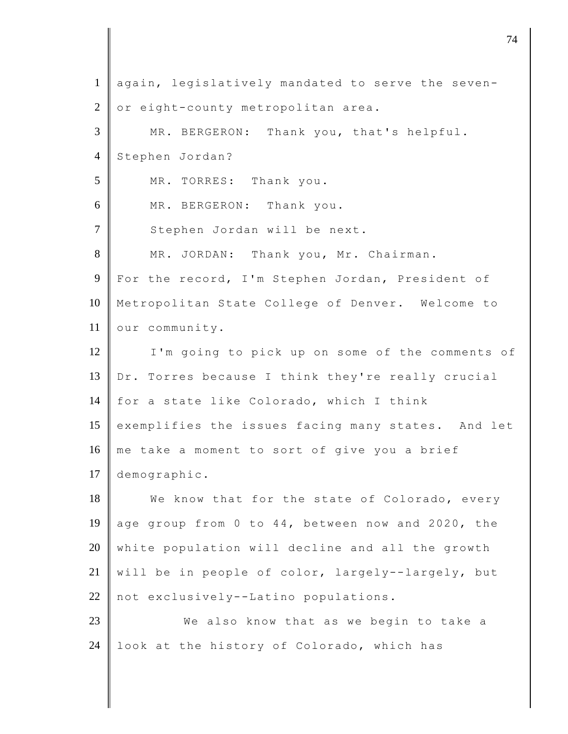again, legislatively mandated to serve the seven- or eight-county metropolitan area.

MR. BERGERON: Thank you, that's helpful. Stephen Jordan?

MR. TORRES: Thank you.

MR. BERGERON: Thank you.

Stephen Jordan will be next.

MR. JORDAN: Thank you, Mr. Chairman. For the record, I'm Stephen Jordan, President of Metropolitan State College of Denver. Welcome to our community.

I'm going to pick up on some of the comments of Dr. Torres because I think they're really crucial for a state like Colorado, which I think exemplifies the issues facing many states. And let me take a moment to sort of give you a brief demographic.

We know that for the state of Colorado, every age group from 0 to 44, between now and 2020, the white population will decline and all the growth will be in people of color, largely--largely, but not exclusively--Latino populations.

We also know that as we begin to take a look at the history of Colorado, which has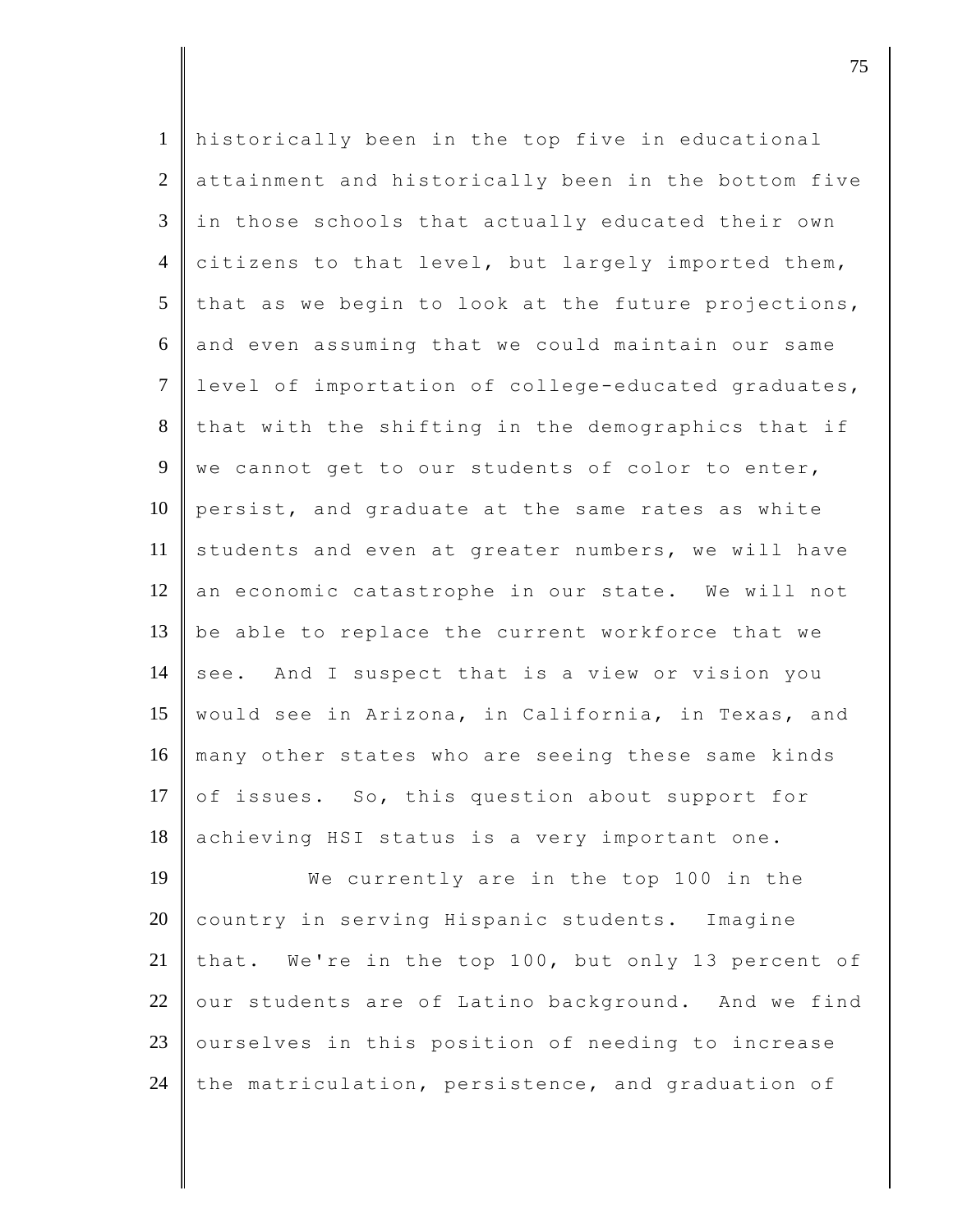historically been in the top five in educational attainment and historically been in the bottom five in those schools that actually educated their own citizens to that level, but largely imported them, that as we begin to look at the future projections, and even assuming that we could maintain our same level of importation of college-educated graduates, that with the shifting in the demographics that if we cannot get to our students of color to enter, persist, and graduate at the same rates as white students and even at greater numbers, we will have an economic catastrophe in our state. We will not be able to replace the current workforce that we see. And I suspect that is a view or vision you would see in Arizona, in California, in Texas, and many other states who are seeing these same kinds of issues. So, this question about support for achieving HSI status is a very important one.

We currently are in the top 100 in the country in serving Hispanic students. Imagine that. We're in the top 100, but only 13 percent of our students are of Latino background. And we find ourselves in this position of needing to increase the matriculation, persistence, and graduation of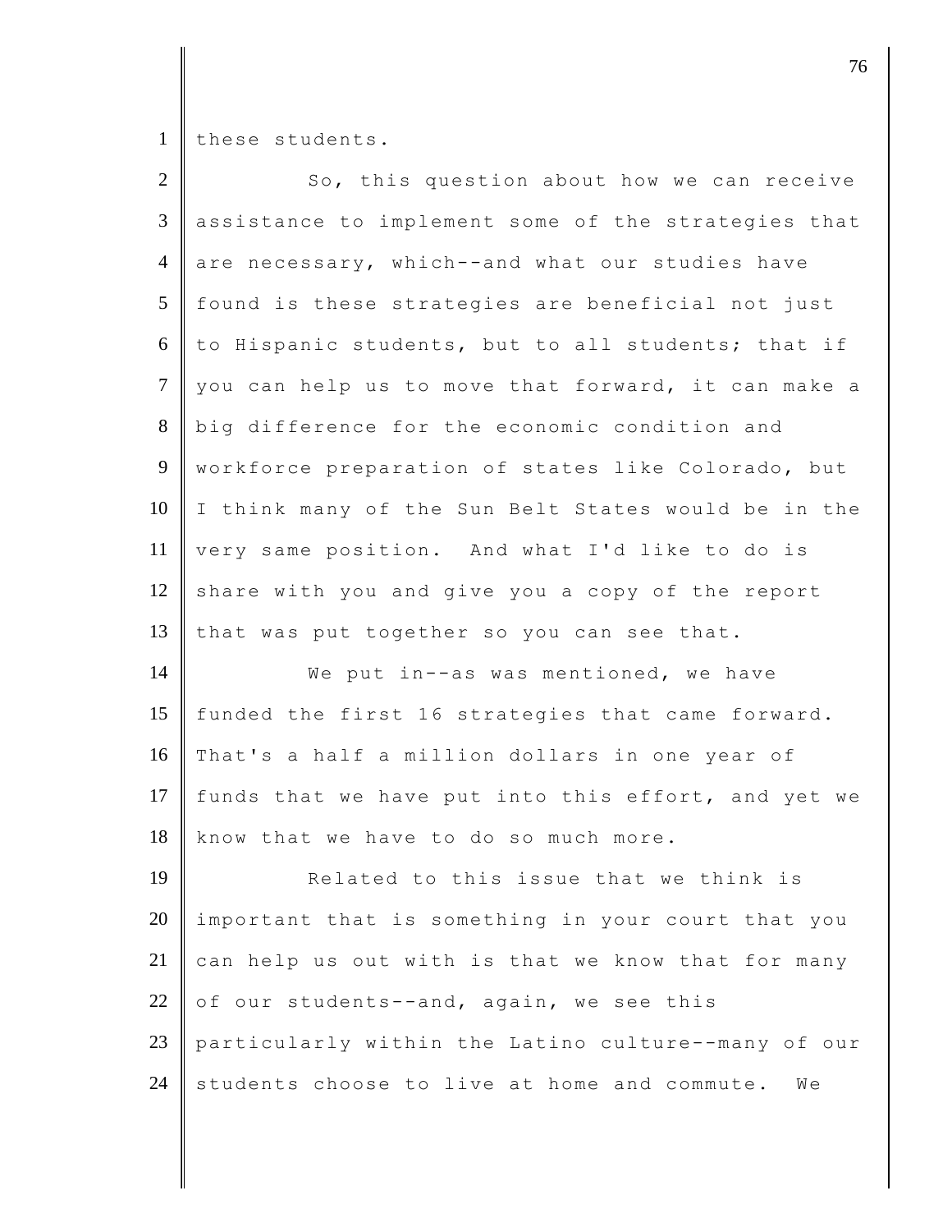these students.

So, this question about how we can receive assistance to implement some of the strategies that are necessary, which--and what our studies have found is these strategies are beneficial not just to Hispanic students, but to all students; that if you can help us to move that forward, it can make a big difference for the economic condition and workforce preparation of states like Colorado, but I think many of the Sun Belt States would be in the very same position. And what I'd like to do is share with you and give you a copy of the report that was put together so you can see that.

We put in--as was mentioned, we have funded the first 16 strategies that came forward. That's a half a million dollars in one year of funds that we have put into this effort, and yet we know that we have to do so much more.

Related to this issue that we think is important that is something in your court that you can help us out with is that we know that for many of our students--and, again, we see this particularly within the Latino culture--many of our students choose to live at home and commute. We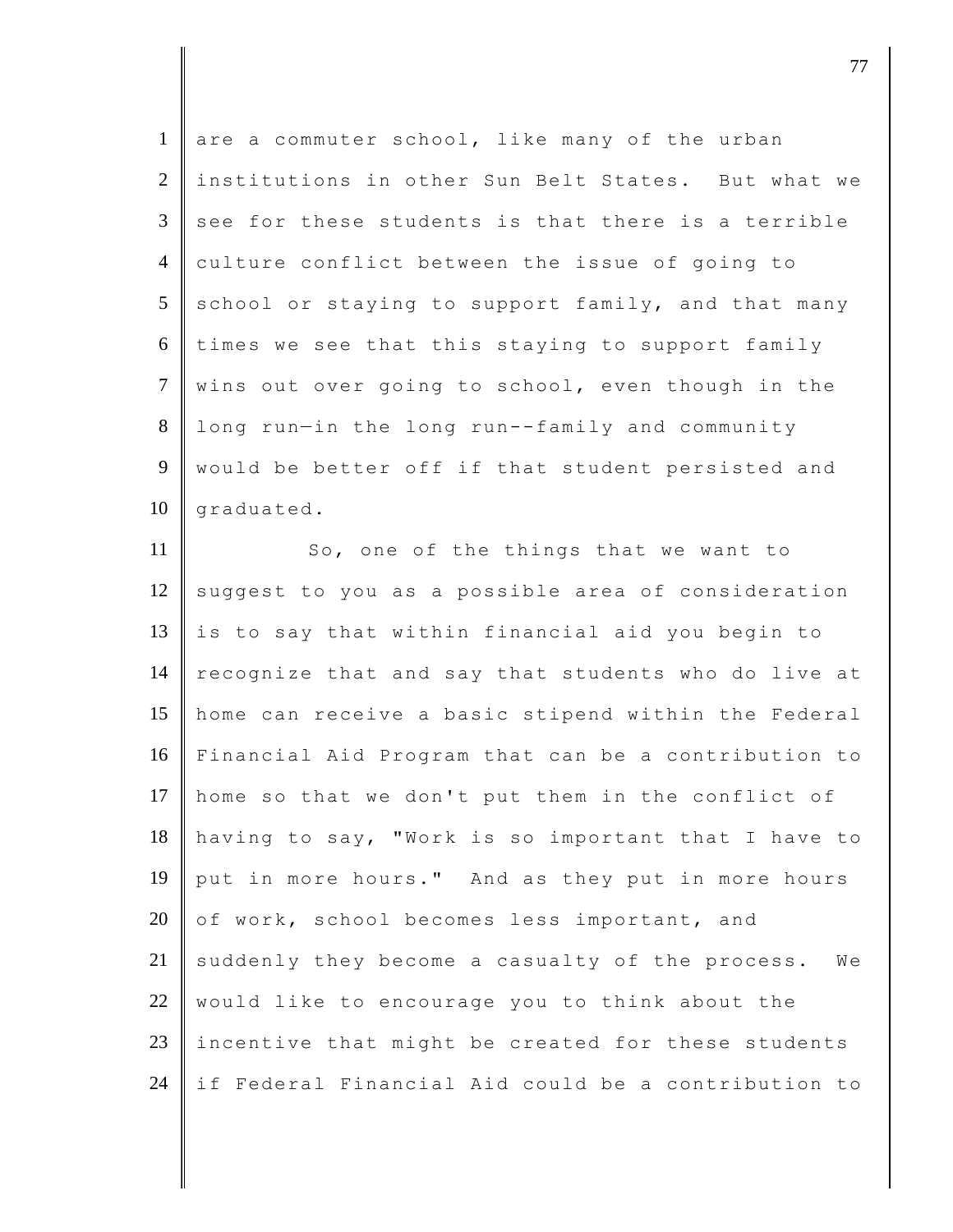are a commuter school, like many of the urban institutions in other Sun Belt States. But what we see for these students is that there is a terrible culture conflict between the issue of going to school or staying to support family, and that many times we see that this staying to support family wins out over going to school, even though in the long run—in the long run--family and community would be better off if that student persisted and graduated.

So, one of the things that we want to suggest to you as a possible area of consideration is to say that within financial aid you begin to recognize that and say that students who do live at home can receive a basic stipend within the Federal Financial Aid Program that can be a contribution to home so that we don't put them in the conflict of having to say, "Work is so important that I have to put in more hours." And as they put in more hours of work, school becomes less important, and suddenly they become a casualty of the process. We would like to encourage you to think about the incentive that might be created for these students if Federal Financial Aid could be a contribution to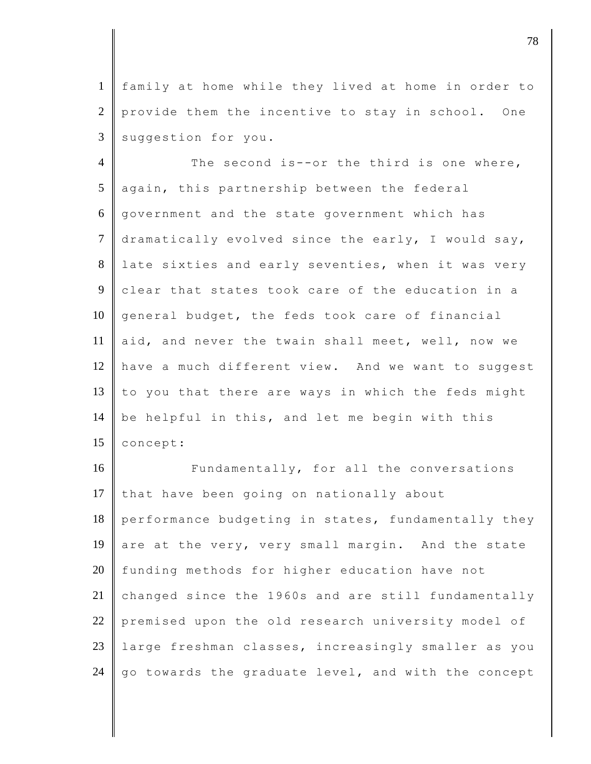family at home while they lived at home in order to provide them the incentive to stay in school. One suggestion for you.

The second is--or the third is one where, again, this partnership between the federal government and the state government which has dramatically evolved since the early, I would say, late sixties and early seventies, when it was very clear that states took care of the education in a general budget, the feds took care of financial aid, and never the twain shall meet, well, now we have a much different view. And we want to suggest to you that there are ways in which the feds might be helpful in this, and let me begin with this concept:

Fundamentally, for all the conversations that have been going on nationally about performance budgeting in states, fundamentally they are at the very, very small margin. And the state funding methods for higher education have not changed since the 1960s and are still fundamentally premised upon the old research university model of large freshman classes, increasingly smaller as you go towards the graduate level, and with the concept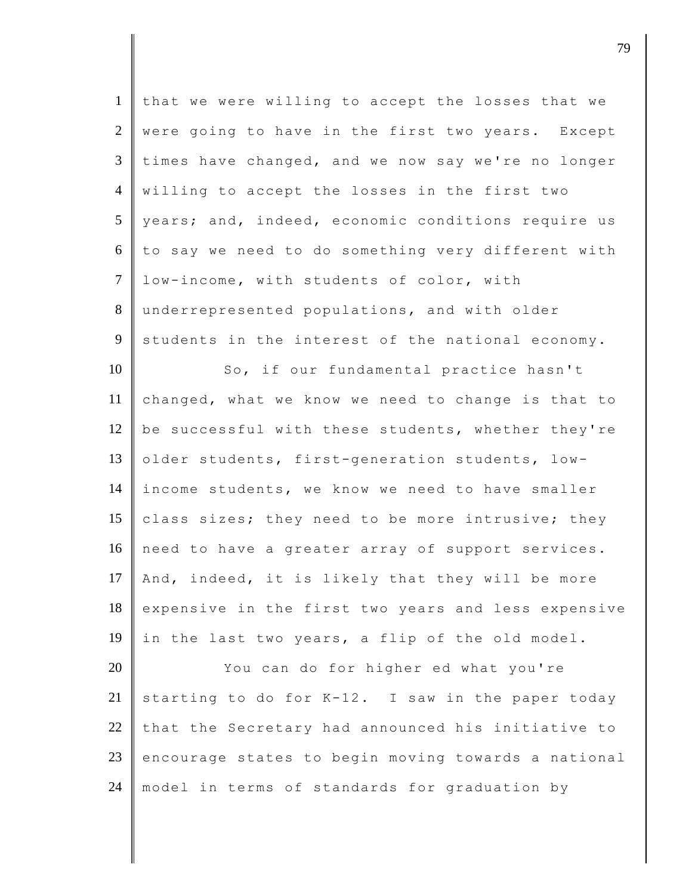that we were willing to accept the losses that we were going to have in the first two years. Except times have changed, and we now say we're no longer willing to accept the losses in the first two years; and, indeed, economic conditions require us to say we need to do something very different with low-income, with students of color, with underrepresented populations, and with older students in the interest of the national economy.

So, if our fundamental practice hasn't changed, what we know we need to change is that to be successful with these students, whether they're older students, first-generation students, low-income students, we know we need to have smaller class sizes; they need to be more intrusive; they need to have a greater array of support services. And, indeed, it is likely that they will be more expensive in the first two years and less expensive in the last two years, a flip of the old model.

You can do for higher ed what you're starting to do for K-12. I saw in the paper today that the Secretary had announced his initiative to encourage states to begin moving towards a national model in terms of standards for graduation by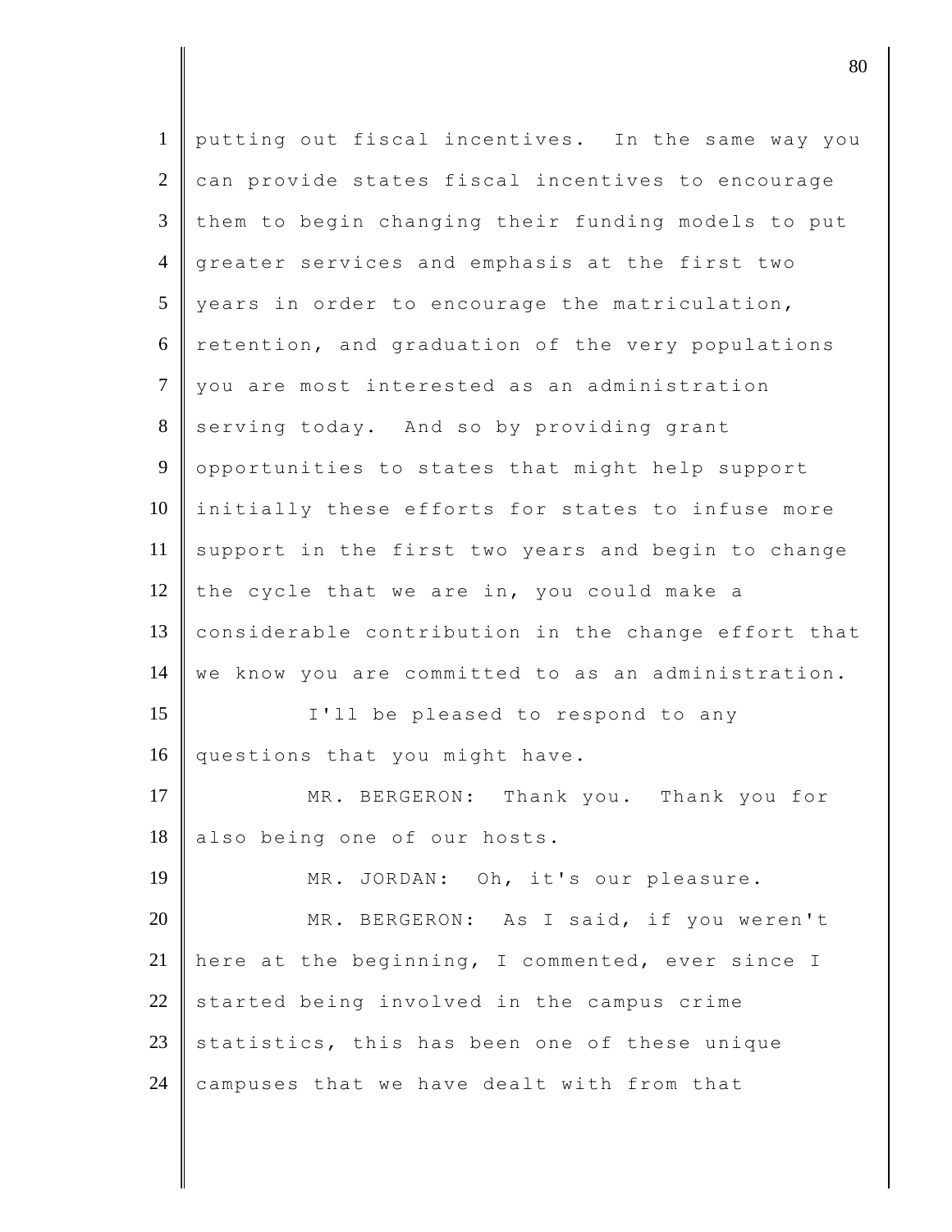putting out fiscal incentives. In the same way you can provide states fiscal incentives to encourage them to begin changing their funding models to put greater services and emphasis at the first two years in order to encourage the matriculation, retention, and graduation of the very populations you are most interested as an administration serving today. And so by providing grant opportunities to states that might help support initially these efforts for states to infuse more support in the first two years and begin to change the cycle that we are in, you could make a considerable contribution in the change effort that we know you are committed to as an administration.

I'll be pleased to respond to any questions that you might have.

MR. BERGERON: Thank you. Thank you for also being one of our hosts.

MR. JORDAN: Oh, it's our pleasure.

MR. BERGERON: As I said, if you weren't here at the beginning, I commented, ever since I started being involved in the campus crime statistics, this has been one of these unique campuses that we have dealt with from that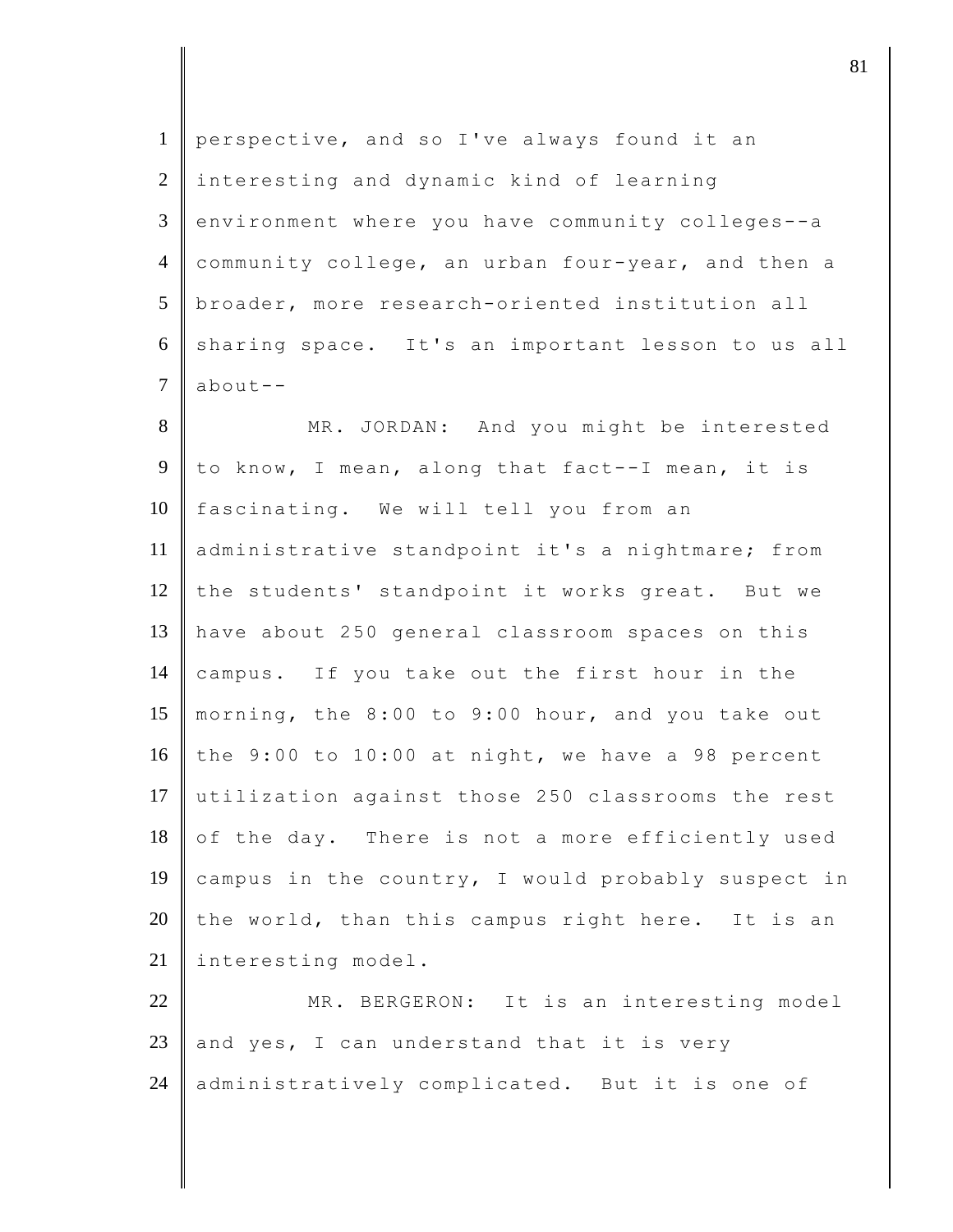perspective, and so I've always found it an interesting and dynamic kind of learning environment where you have community colleges--a community college, an urban four-year, and then a broader, more research-oriented institution all sharing space. It's an important lesson to us all about--

MR. JORDAN: And you might be interested to know, I mean, along that fact--I mean, it is fascinating. We will tell you from an administrative standpoint it's a nightmare; from the students' standpoint it works great. But we have about 250 general classroom spaces on this campus. If you take out the first hour in the morning, the 8:00 to 9:00 hour, and you take out the 9:00 to 10:00 at night, we have a 98 percent utilization against those 250 classrooms the rest of the day. There is not a more efficiently used campus in the country, I would probably suspect in the world, than this campus right here. It is an interesting model.

MR. BERGERON: It is an interesting model and yes, I can understand that it is very administratively complicated. But it is one of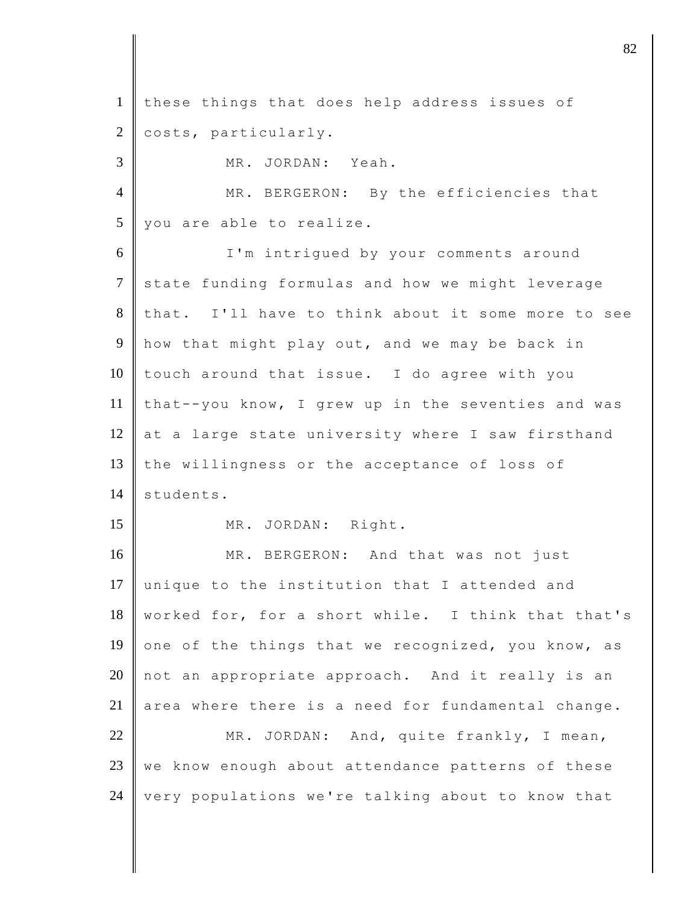these things that does help address issues of costs, particularly.

MR. JORDAN: Yeah.

MR. BERGERON: By the efficiencies that you are able to realize.

I'm intrigued by your comments around state funding formulas and how we might leverage that. I'll have to think about it some more to see how that might play out, and we may be back in touch around that issue. I do agree with you that--you know, I grew up in the seventies and was at a large state university where I saw firsthand the willingness or the acceptance of loss of students.

MR. JORDAN: Right.

MR. BERGERON: And that was not just unique to the institution that I attended and worked for, for a short while. I think that that's one of the things that we recognized, you know, as not an appropriate approach. And it really is an area where there is a need for fundamental change.

MR. JORDAN: And, quite frankly, I mean, we know enough about attendance patterns of these very populations we're talking about to know that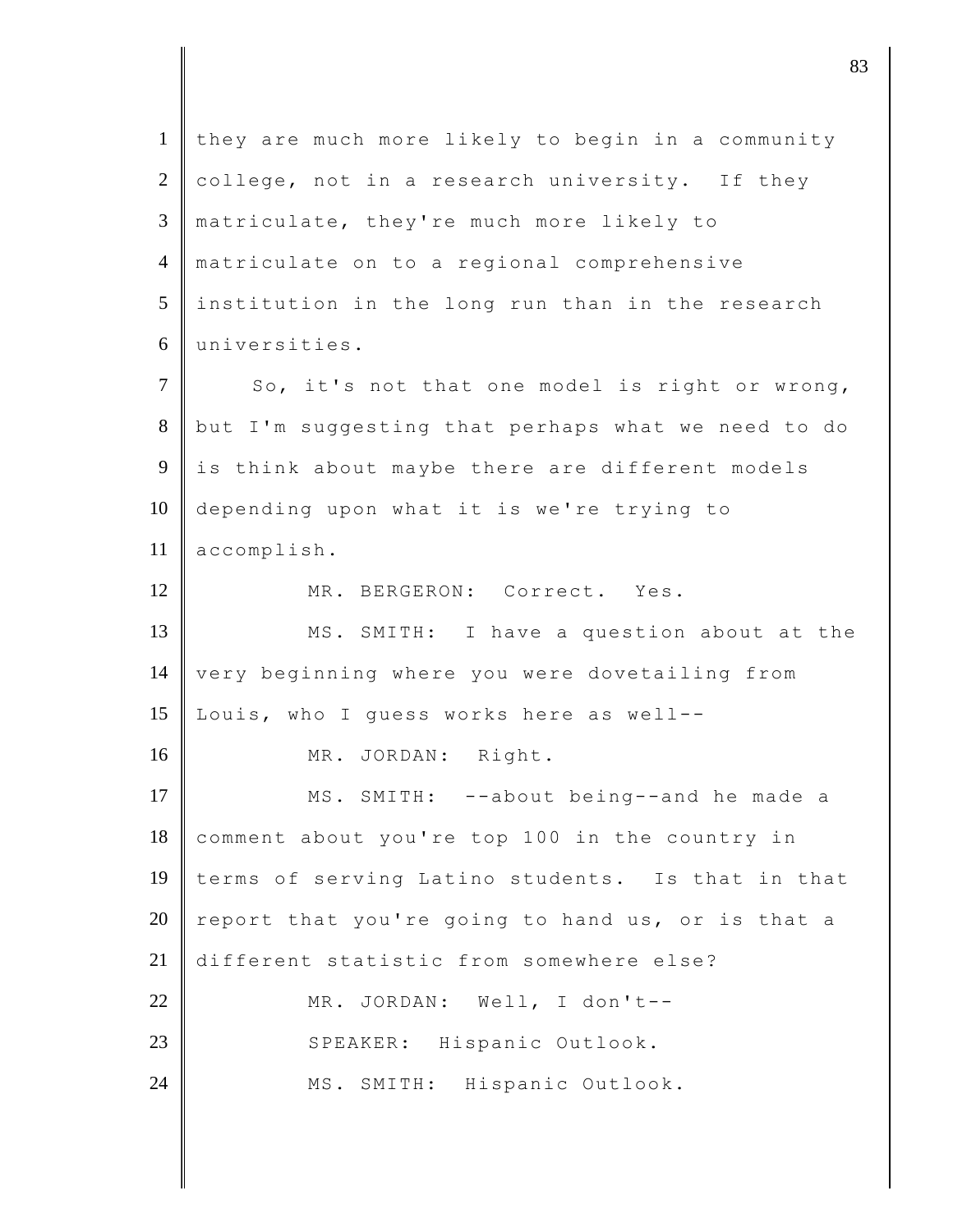they are much more likely to begin in a community college, not in a research university. If they matriculate, they're much more likely to matriculate on to a regional comprehensive institution in the long run than in the research universities.

So, it's not that one model is right or wrong, but I'm suggesting that perhaps what we need to do is think about maybe there are different models depending upon what it is we're trying to accomplish.

MR. BERGERON: Correct. Yes.

MS. SMITH: I have a question about at the very beginning where you were dovetailing from Louis, who I guess works here as well--

MR. JORDAN: Right.

MS. SMITH: --about being--and he made a comment about you're top 100 in the country in terms of serving Latino students. Is that in that report that you're going to hand us, or is that a different statistic from somewhere else?

MR. JORDAN: Well, I don't--

SPEAKER: Hispanic Outlook.

MS. SMITH: Hispanic Outlook.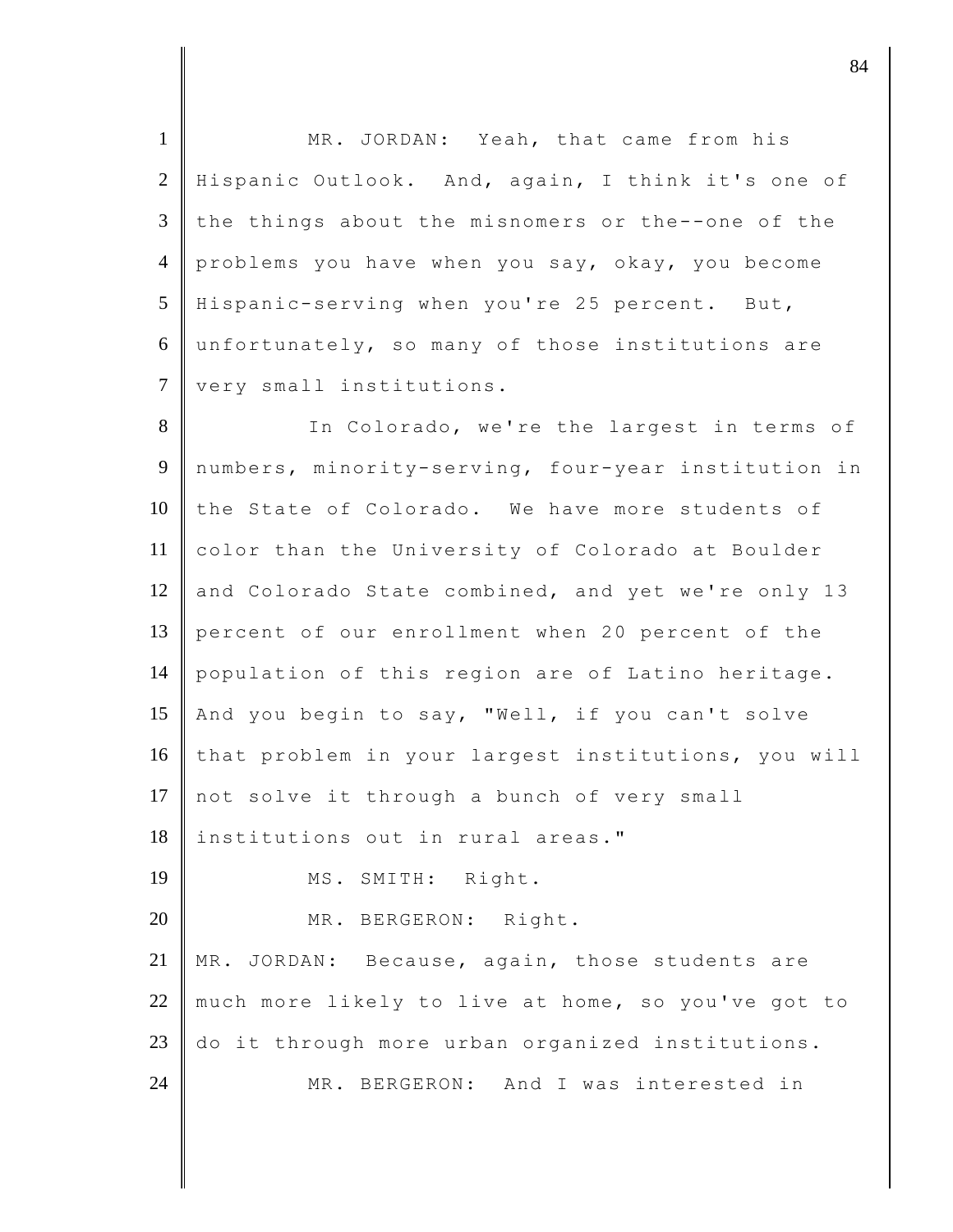MR. JORDAN: Yeah, that came from his Hispanic Outlook. And, again, I think it's one of the things about the misnomers or the--one of the problems you have when you say, okay, you become Hispanic-serving when you're 25 percent. But, unfortunately, so many of those institutions are very small institutions.

In Colorado, we're the largest in terms of numbers, minority-serving, four-year institution in the State of Colorado. We have more students of color than the University of Colorado at Boulder and Colorado State combined, and yet we're only 13 percent of our enrollment when 20 percent of the population of this region are of Latino heritage. And you begin to say, "Well, if you can't solve that problem in your largest institutions, you will not solve it through a bunch of very small institutions out in rural areas."

MS. SMITH: Right.

MR. BERGERON: Right.

MR. JORDAN: Because, again, those students are much more likely to live at home, so you've got to do it through more urban organized institutions.

MR. BERGERON: And I was interested in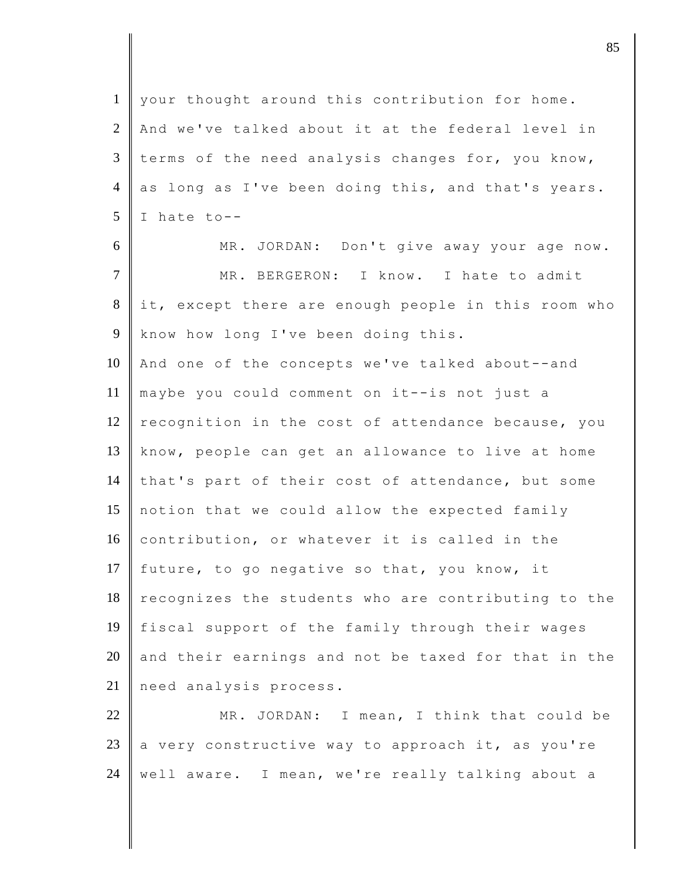your thought around this contribution for home. And we've talked about it at the federal level in terms of the need analysis changes for, you know, as long as I've been doing this, and that's years. I hate to--

MR. JORDAN: Don't give away your age now.

MR. BERGERON: I know. I hate to admit it, except there are enough people in this room who know how long I've been doing this.

And one of the concepts we've talked about--and maybe you could comment on it--is not just a recognition in the cost of attendance because, you know, people can get an allowance to live at home that's part of their cost of attendance, but some notion that we could allow the expected family contribution, or whatever it is called in the future, to go negative so that, you know, it recognizes the students who are contributing to the fiscal support of the family through their wages and their earnings and not be taxed for that in the need analysis process.

MR. JORDAN: I mean, I think that could be a very constructive way to approach it, as you're well aware. I mean, we're really talking about a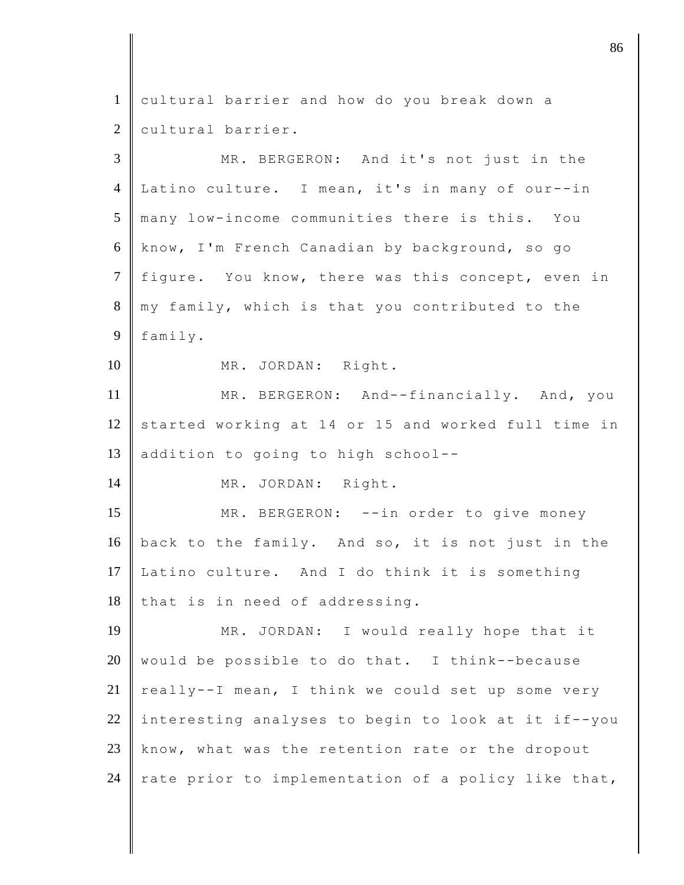cultural barrier and how do you break down a cultural barrier.

MR. BERGERON: And it's not just in the Latino culture. I mean, it's in many of our--in many low-income communities there is this. You know, I'm French Canadian by background, so go figure. You know, there was this concept, even in my family, which is that you contributed to the family.

MR. JORDAN: Right.

MR. BERGERON: And--financially. And, you started working at 14 or 15 and worked full time in addition to going to high school--

MR. JORDAN: Right.

MR. BERGERON: --in order to give money back to the family. And so, it is not just in the Latino culture. And I do think it is something that is in need of addressing.

MR. JORDAN: I would really hope that it would be possible to do that. I think--because really--I mean, I think we could set up some very interesting analyses to begin to look at it if--you know, what was the retention rate or the dropout rate prior to implementation of a policy like that,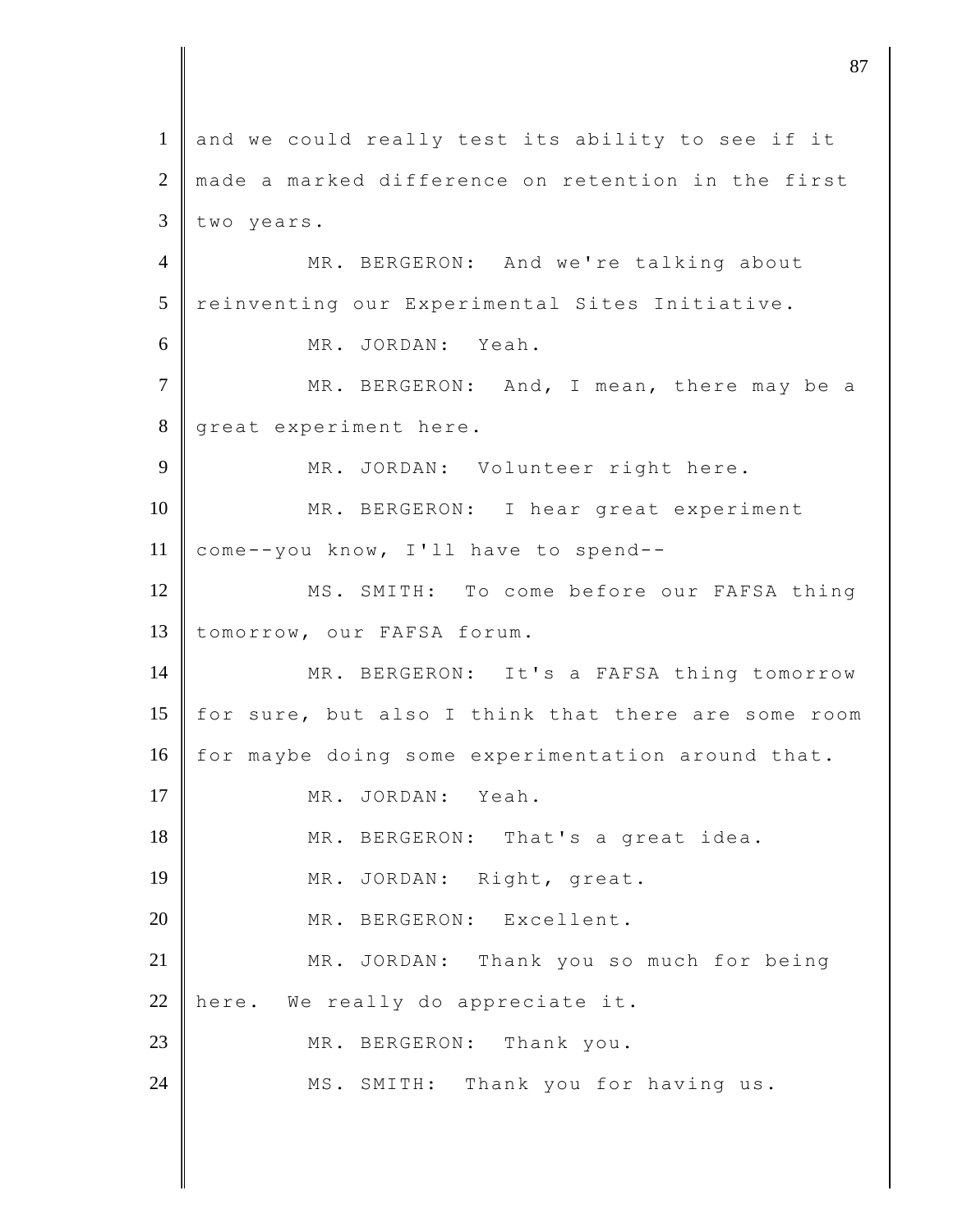and we could really test its ability to see if it made a marked difference on retention in the first two years.

MR. BERGERON: And we're talking about reinventing our Experimental Sites Initiative.

MR. JORDAN: Yeah.

MR. BERGERON: And, I mean, there may be a great experiment here.

MR. JORDAN: Volunteer right here.

MR. BERGERON: I hear great experiment come--you know, I'll have to spend--

MS. SMITH: To come before our FAFSA thing tomorrow, our FAFSA forum.

MR. BERGERON: It's a FAFSA thing tomorrow for sure, but also I think that there are some room for maybe doing some experimentation around that.

MR. JORDAN: Yeah.

MR. BERGERON: That's a great idea.

MR. JORDAN: Right, great.

MR. BERGERON: Excellent.

MR. JORDAN: Thank you so much for being here. We really do appreciate it.

MR. BERGERON: Thank you.

MS. SMITH: Thank you for having us.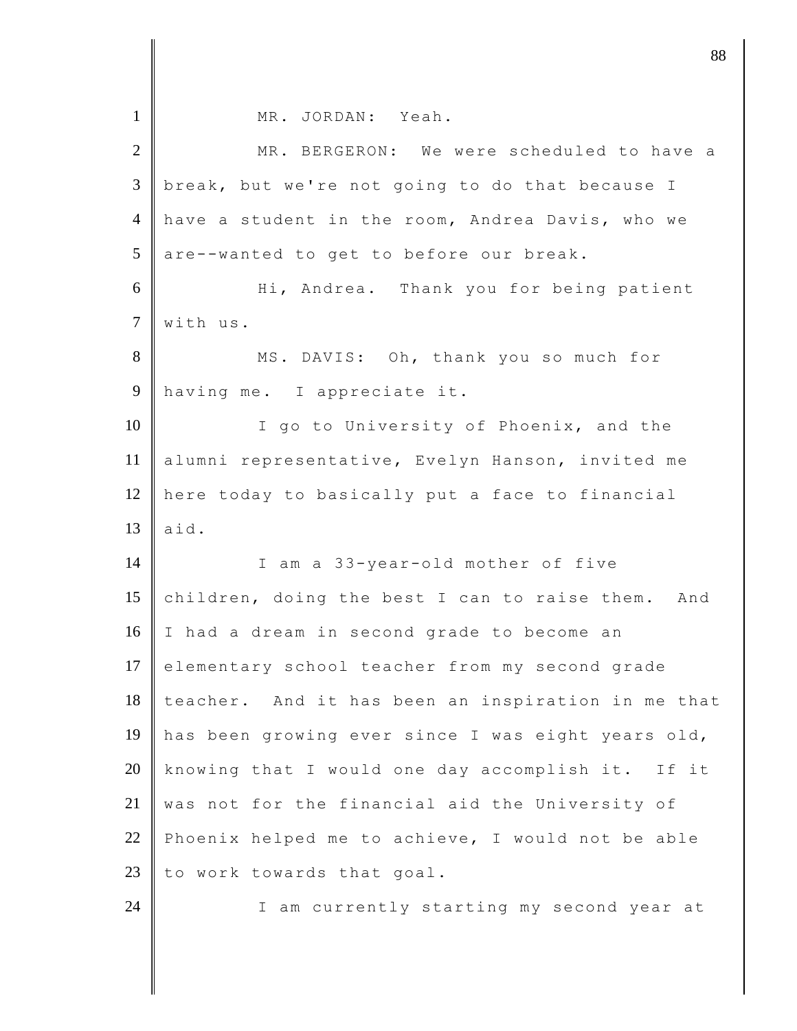MR. JORDAN: Yeah.

MR. BERGERON: We were scheduled to have a break, but we're not going to do that because I have a student in the room, Andrea Davis, who we are--wanted to get to before our break.

Hi, Andrea. Thank you for being patient with us.

MS. DAVIS: Oh, thank you so much for having me. I appreciate it.

I go to University of Phoenix, and the alumni representative, Evelyn Hanson, invited me here today to basically put a face to financial aid.

I am a 33-year-old mother of five children, doing the best I can to raise them. And I had a dream in second grade to become an elementary school teacher from my second grade teacher. And it has been an inspiration in me that has been growing ever since I was eight years old, knowing that I would one day accomplish it. If it was not for the financial aid the University of Phoenix helped me to achieve, I would not be able to work towards that goal.

I am currently starting my second year at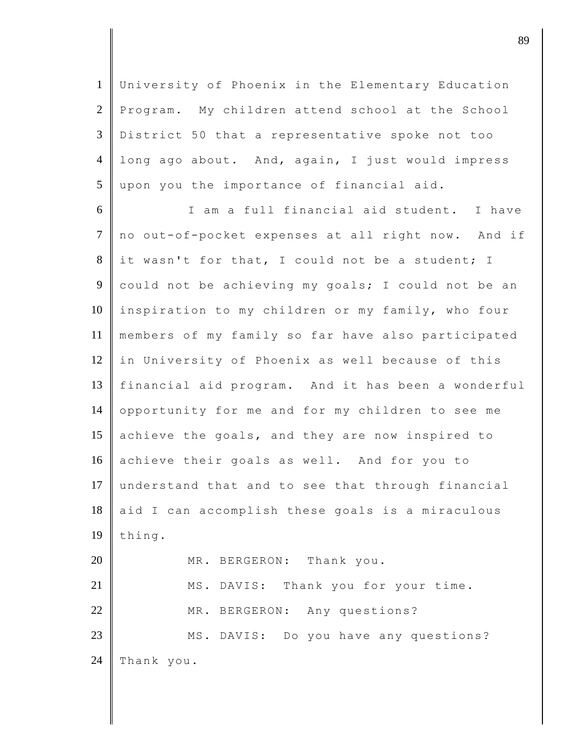University of Phoenix in the Elementary Education Program. My children attend school at the School District 50 that a representative spoke not too long ago about. And, again, I just would impress upon you the importance of financial aid.

I am a full financial aid student. I have no out-of-pocket expenses at all right now. And if it wasn't for that, I could not be a student; I could not be achieving my goals; I could not be an inspiration to my children or my family, who four members of my family so far have also participated in University of Phoenix as well because of this financial aid program. And it has been a wonderful opportunity for me and for my children to see me achieve the goals, and they are now inspired to achieve their goals as well. And for you to understand that and to see that through financial aid I can accomplish these goals is a miraculous thing.

MR. BERGERON: Thank you.

MS. DAVIS: Thank you for your time.

MR. BERGERON: Any questions?

MS. DAVIS: Do you have any questions? Thank you.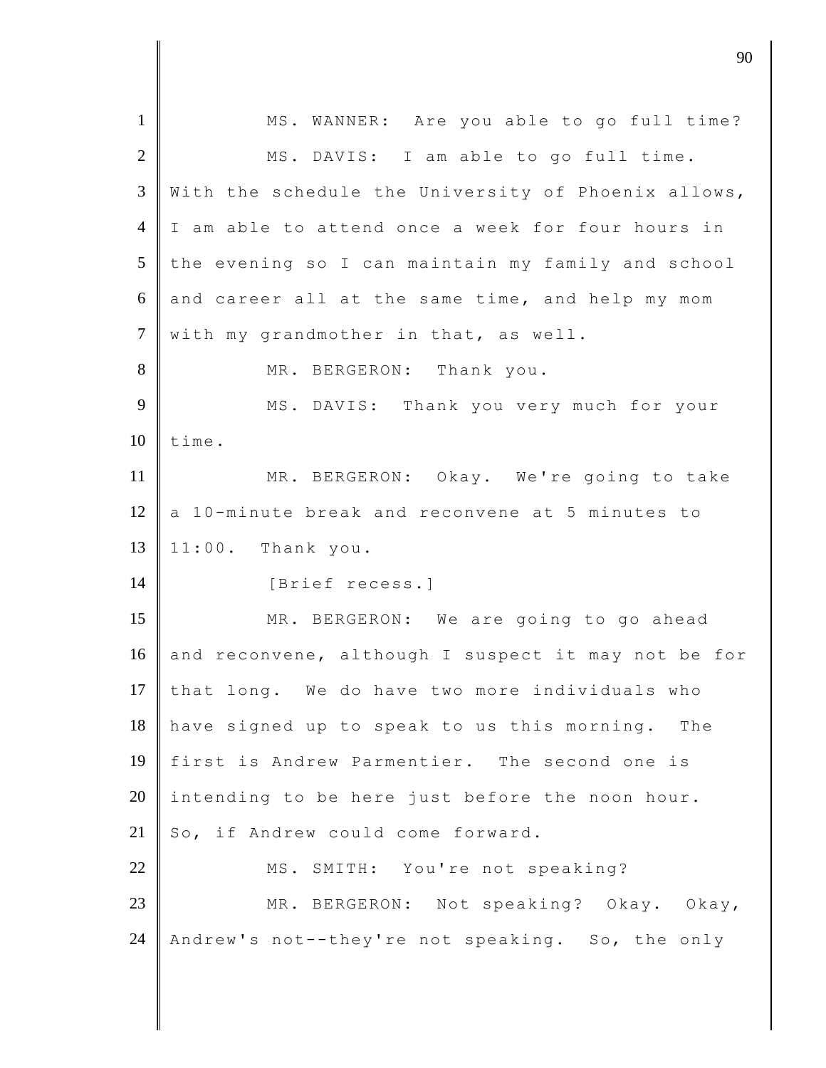MS. WANNER: Are you able to go full time?

MS. DAVIS: I am able to go full time. With the schedule the University of Phoenix allows, I am able to attend once a week for four hours in the evening so I can maintain my family and school and career all at the same time, and help my mom with my grandmother in that, as well.

MR. BERGERON: Thank you.

MS. DAVIS: Thank you very much for your time.

MR. BERGERON: Okay. We're going to take a 10-minute break and reconvene at 5 minutes to 11:00. Thank you.

[Brief recess.]

MR. BERGERON: We are going to go ahead and reconvene, although I suspect it may not be for that long. We do have two more individuals who have signed up to speak to us this morning. The first is Andrew Parmentier. The second one is intending to be here just before the noon hour. So, if Andrew could come forward.

MS. SMITH: You're not speaking?

MR. BERGERON: Not speaking? Okay. Okay, Andrew's not--they're not speaking. So, the only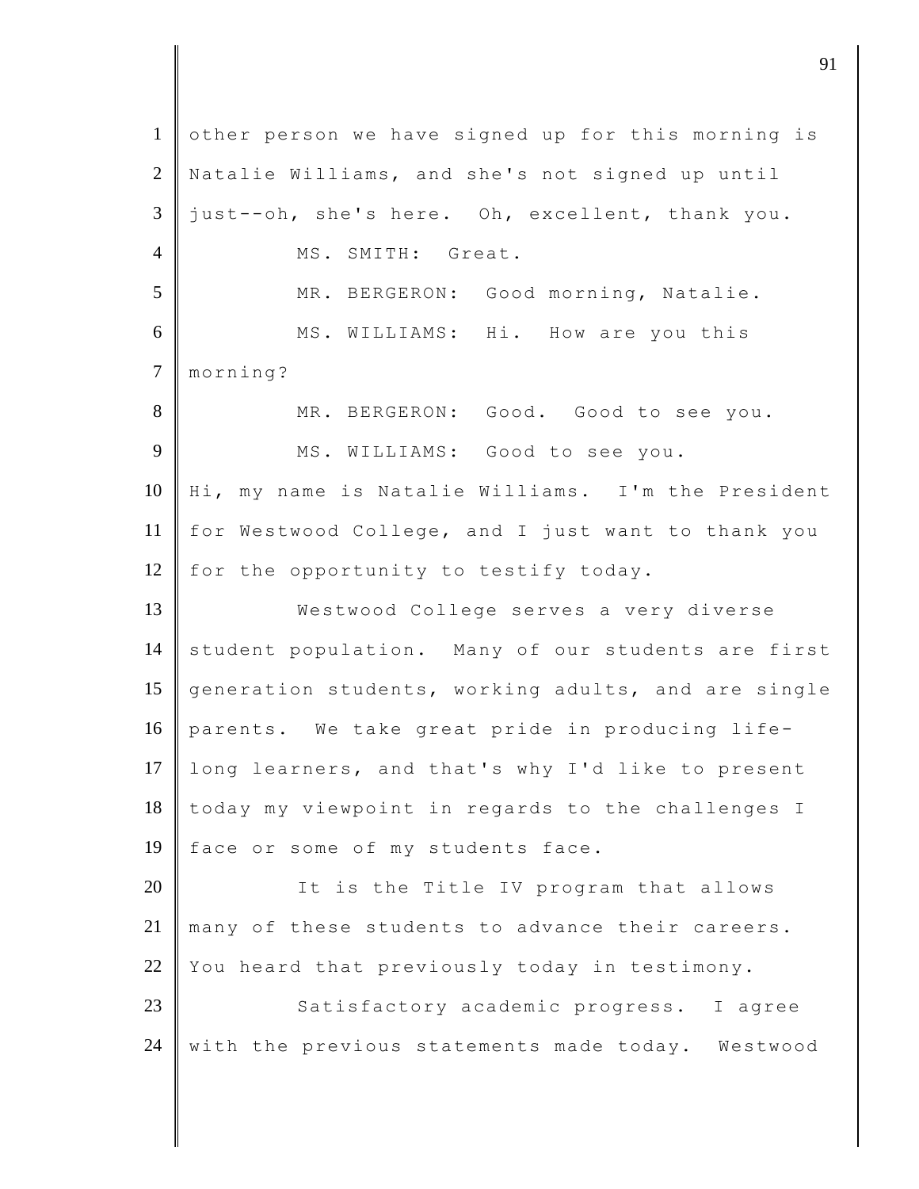other person we have signed up for this morning is Natalie Williams, and she's not signed up until just--oh, she's here. Oh, excellent, thank you.

MS. SMITH: Great.

MR. BERGERON: Good morning, Natalie.

MS. WILLIAMS: Hi. How are you this morning?

MR. BERGERON: Good. Good to see you.

MS. WILLIAMS: Good to see you. Hi, my name is Natalie Williams. I'm the President for Westwood College, and I just want to thank you for the opportunity to testify today.

Westwood College serves a very diverse student population. Many of our students are first generation students, working adults, and are single parents. We take great pride in producing life-long learners, and that's why I'd like to present today my viewpoint in regards to the challenges I face or some of my students face.

It is the Title IV program that allows many of these students to advance their careers. You heard that previously today in testimony.

Satisfactory academic progress. I agree with the previous statements made today. Westwood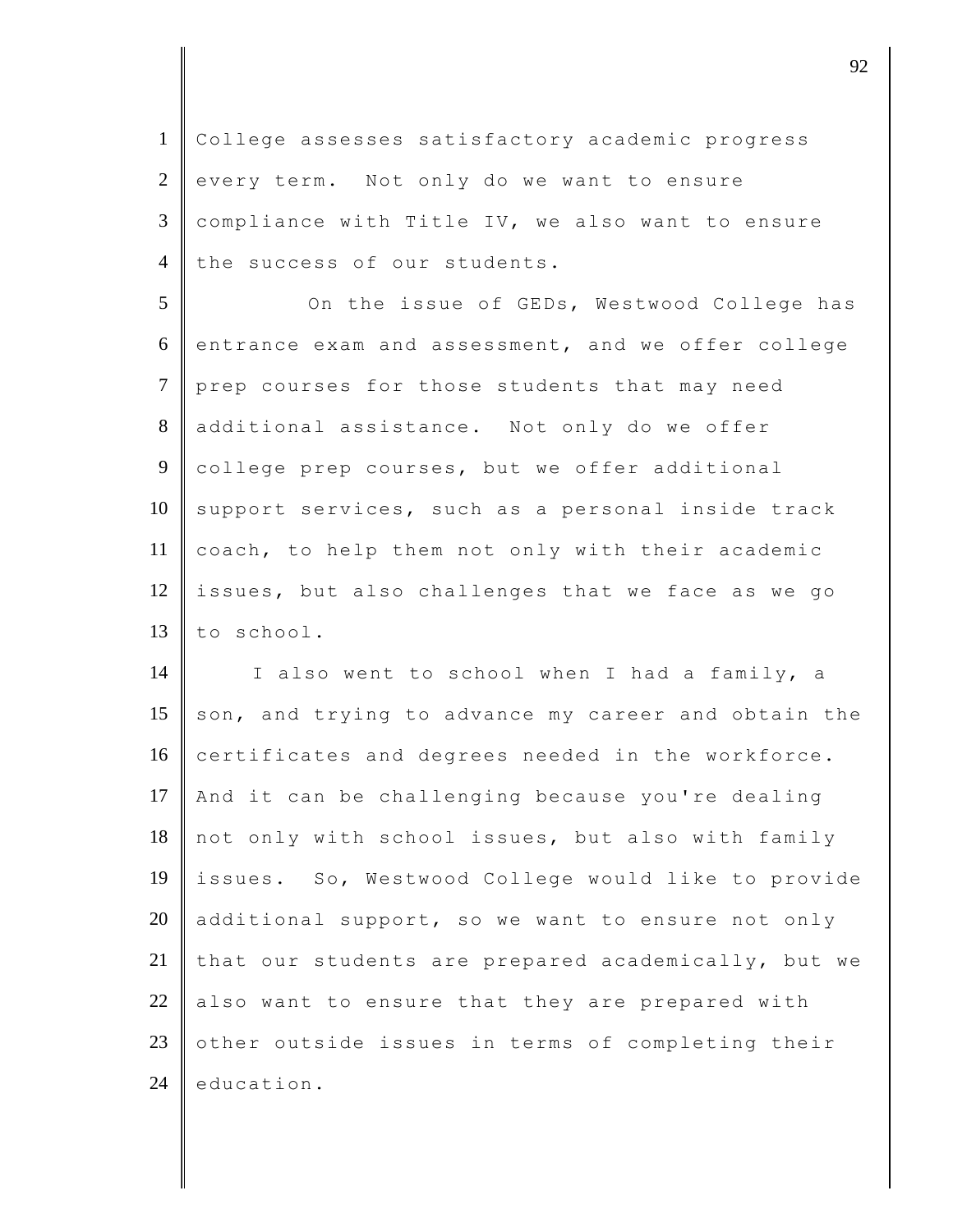College assesses satisfactory academic progress every term. Not only do we want to ensure compliance with Title IV, we also want to ensure the success of our students.

On the issue of GEDs, Westwood College has entrance exam and assessment, and we offer college prep courses for those students that may need additional assistance. Not only do we offer college prep courses, but we offer additional support services, such as a personal inside track coach, to help them not only with their academic issues, but also challenges that we face as we go to school.

I also went to school when I had a family, a son, and trying to advance my career and obtain the certificates and degrees needed in the workforce. And it can be challenging because you're dealing not only with school issues, but also with family issues. So, Westwood College would like to provide additional support, so we want to ensure not only that our students are prepared academically, but we also want to ensure that they are prepared with other outside issues in terms of completing their education.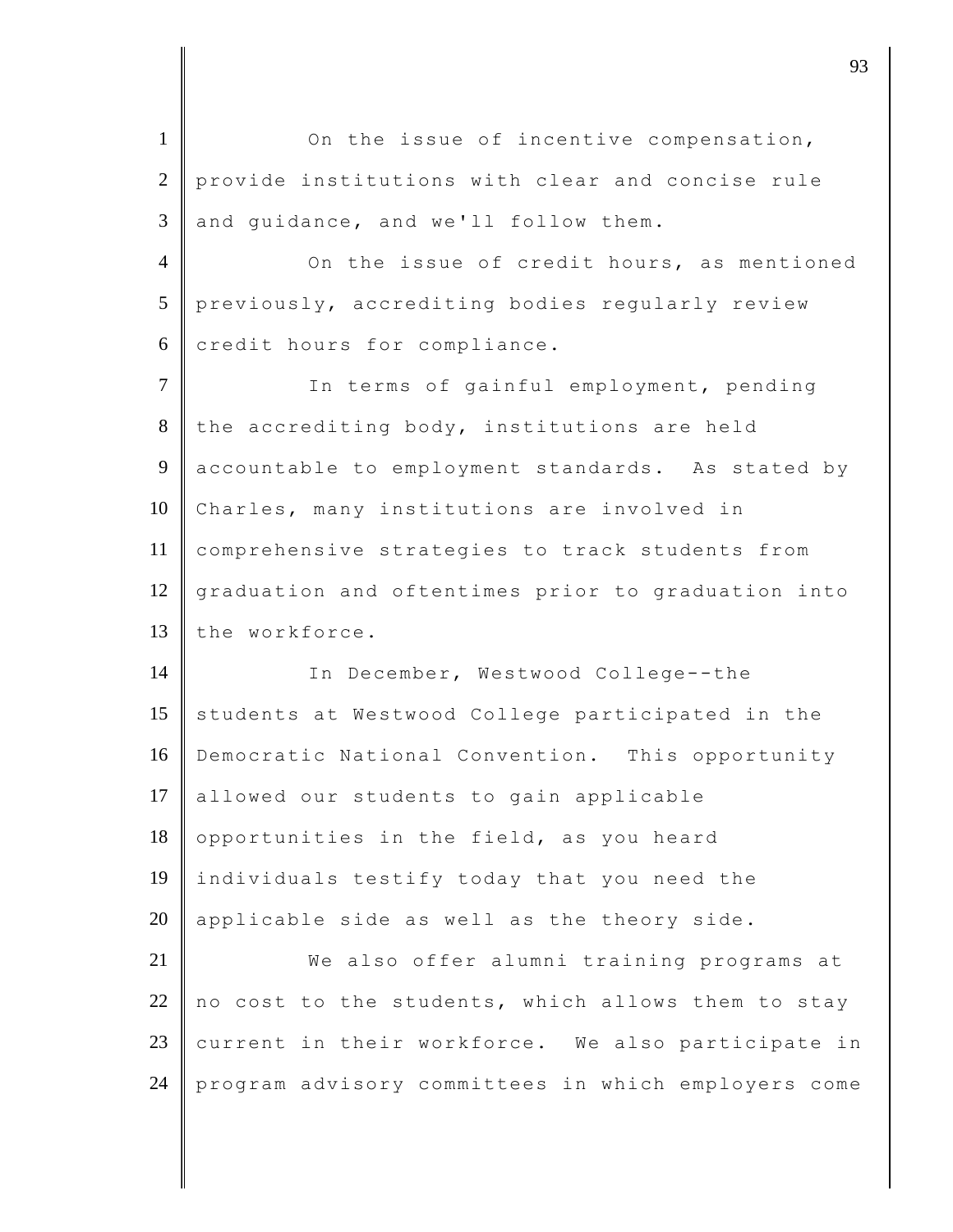On the issue of incentive compensation, provide institutions with clear and concise rule and guidance, and we'll follow them.

On the issue of credit hours, as mentioned previously, accrediting bodies regularly review credit hours for compliance.

In terms of gainful employment, pending the accrediting body, institutions are held accountable to employment standards. As stated by Charles, many institutions are involved in comprehensive strategies to track students from graduation and oftentimes prior to graduation into the workforce.

In December, Westwood College--the students at Westwood College participated in the Democratic National Convention. This opportunity allowed our students to gain applicable opportunities in the field, as you heard individuals testify today that you need the applicable side as well as the theory side.

We also offer alumni training programs at no cost to the students, which allows them to stay current in their workforce. We also participate in program advisory committees in which employers come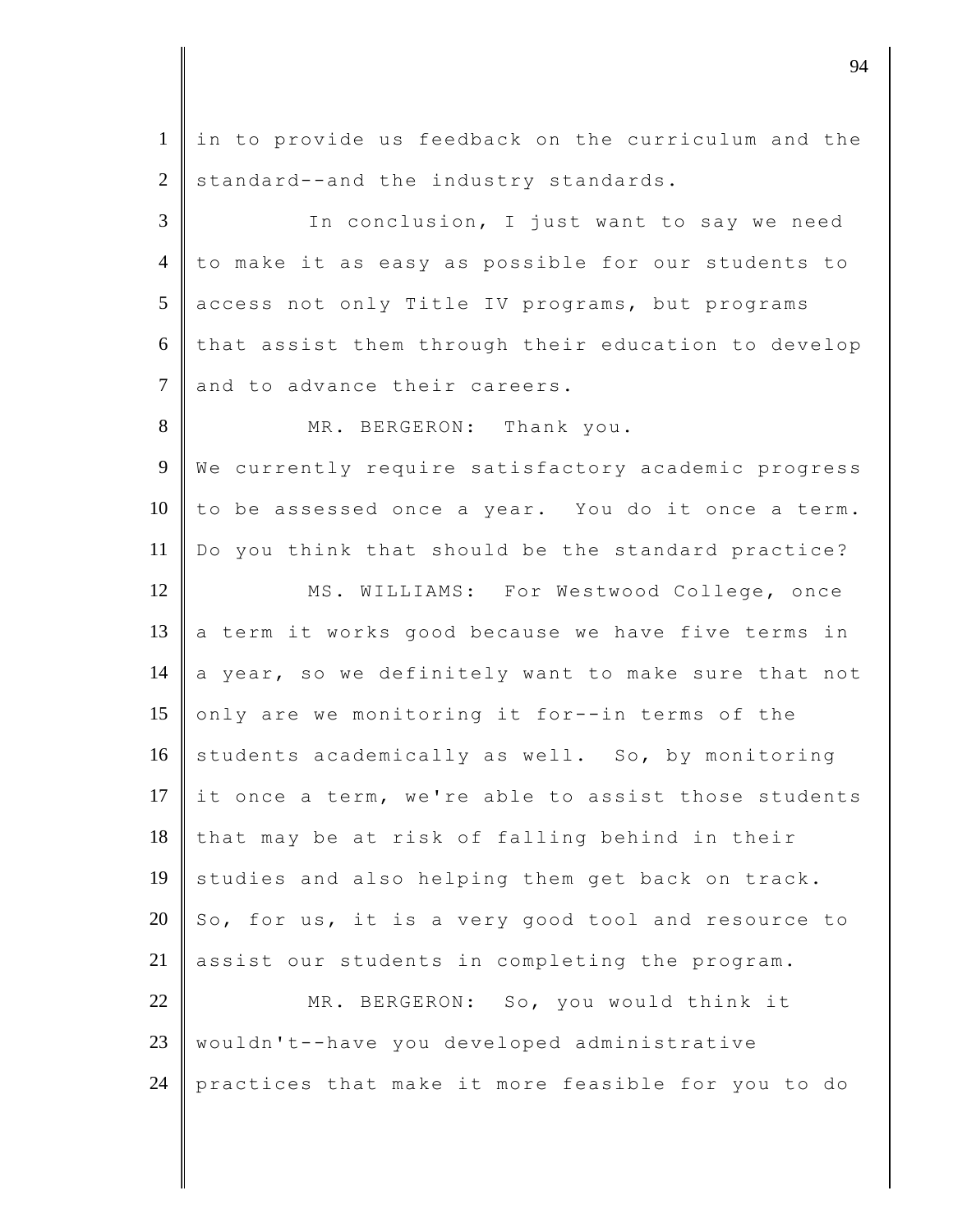in to provide us feedback on the curriculum and the standard--and the industry standards.

In conclusion, I just want to say we need to make it as easy as possible for our students to access not only Title IV programs, but programs that assist them through their education to develop and to advance their careers.

MR. BERGERON: Thank you.

We currently require satisfactory academic progress to be assessed once a year. You do it once a term. Do you think that should be the standard practice?

MS. WILLIAMS: For Westwood College, once a term it works good because we have five terms in a year, so we definitely want to make sure that not only are we monitoring it for--in terms of the students academically as well. So, by monitoring it once a term, we're able to assist those students that may be at risk of falling behind in their studies and also helping them get back on track. So, for us, it is a very good tool and resource to assist our students in completing the program.

MR. BERGERON: So, you would think it wouldn't--have you developed administrative practices that make it more feasible for you to do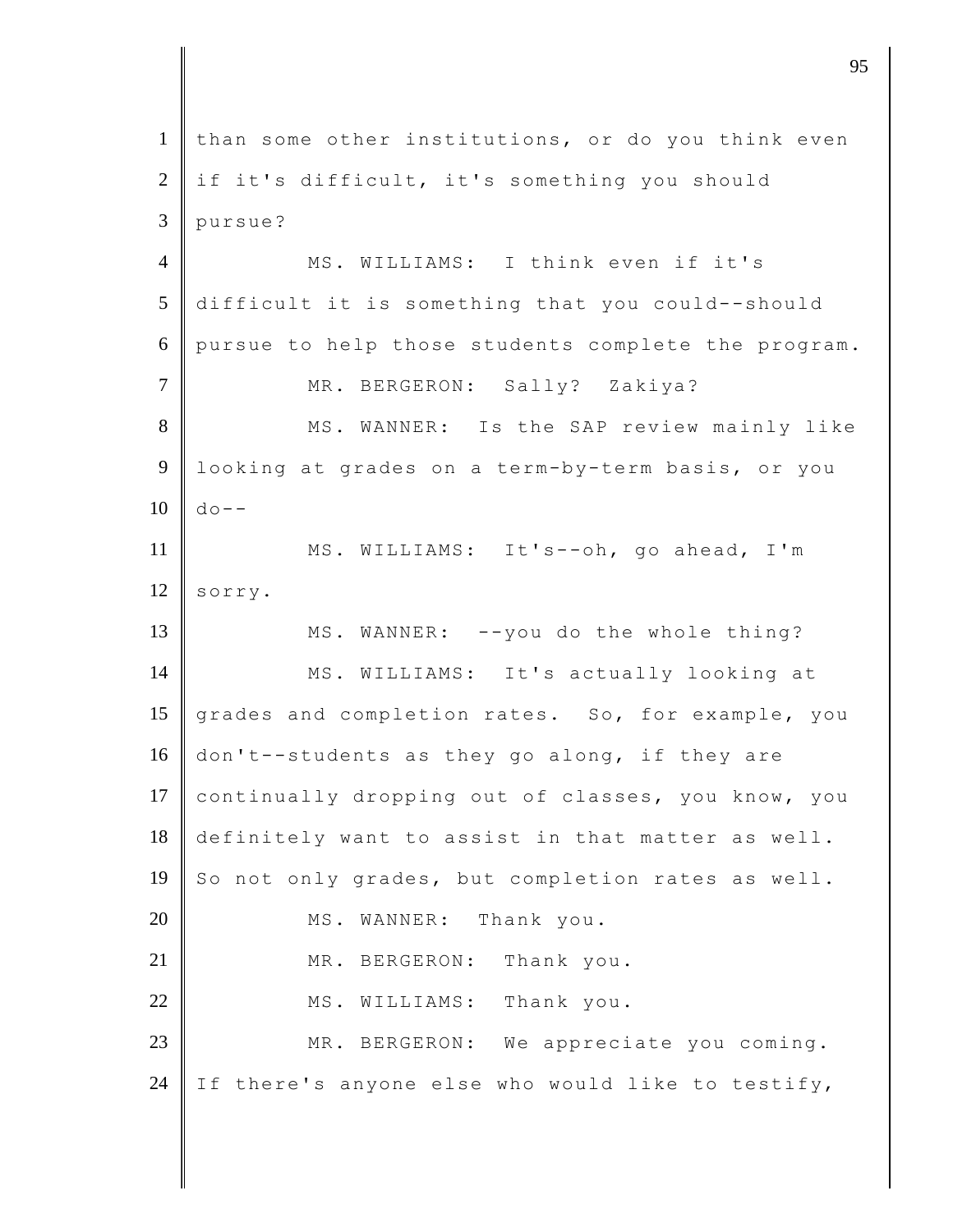than some other institutions, or do you think even if it's difficult, it's something you should pursue?

MS. WILLIAMS: I think even if it's difficult it is something that you could--should pursue to help those students complete the program.

MR. BERGERON: Sally? Zakiya?

MS. WANNER: Is the SAP review mainly like looking at grades on a term-by-term basis, or you do--

MS. WILLIAMS: It's--oh, go ahead, I'm sorry.

MS. WANNER: --you do the whole thing?

MS. WILLIAMS: It's actually looking at grades and completion rates. So, for example, you don't--students as they go along, if they are continually dropping out of classes, you know, you definitely want to assist in that matter as well. So not only grades, but completion rates as well.

MS. WANNER: Thank you.

MR. BERGERON: Thank you.

MS. WILLIAMS: Thank you.

MR. BERGERON: We appreciate you coming. If there's anyone else who would like to testify,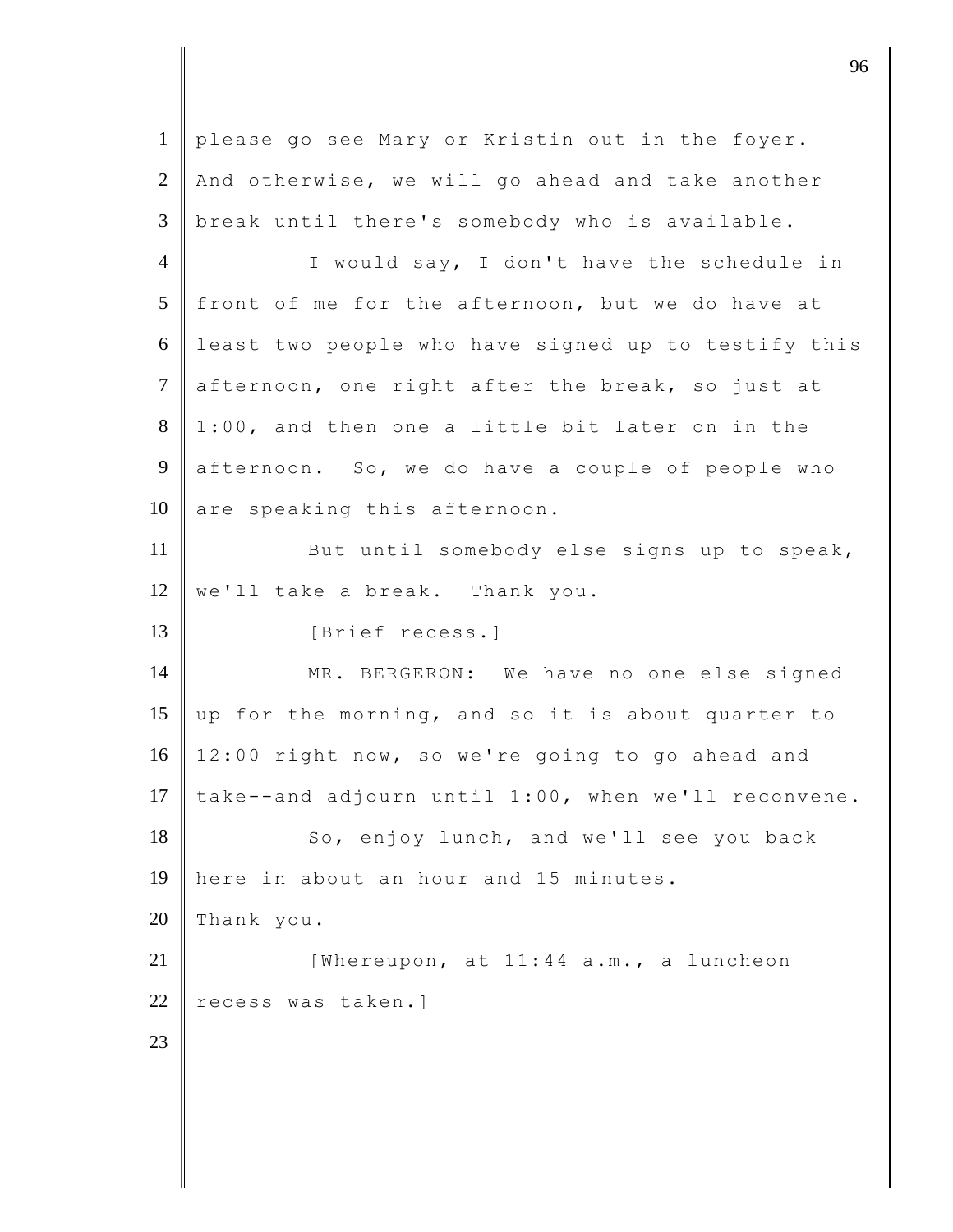please go see Mary or Kristin out in the foyer. And otherwise, we will go ahead and take another break until there's somebody who is available.

I would say, I don't have the schedule in front of me for the afternoon, but we do have at least two people who have signed up to testify this afternoon, one right after the break, so just at 1:00, and then one a little bit later on in the afternoon. So, we do have a couple of people who are speaking this afternoon.

But until somebody else signs up to speak, we'll take a break. Thank you.

[Brief recess.]

MR. BERGERON: We have no one else signed up for the morning, and so it is about quarter to 12:00 right now, so we're going to go ahead and take--and adjourn until 1:00, when we'll reconvene.

So, enjoy lunch, and we'll see you back here in about an hour and 15 minutes. Thank you.

[Whereupon, at 11:44 a.m., a luncheon recess was taken.]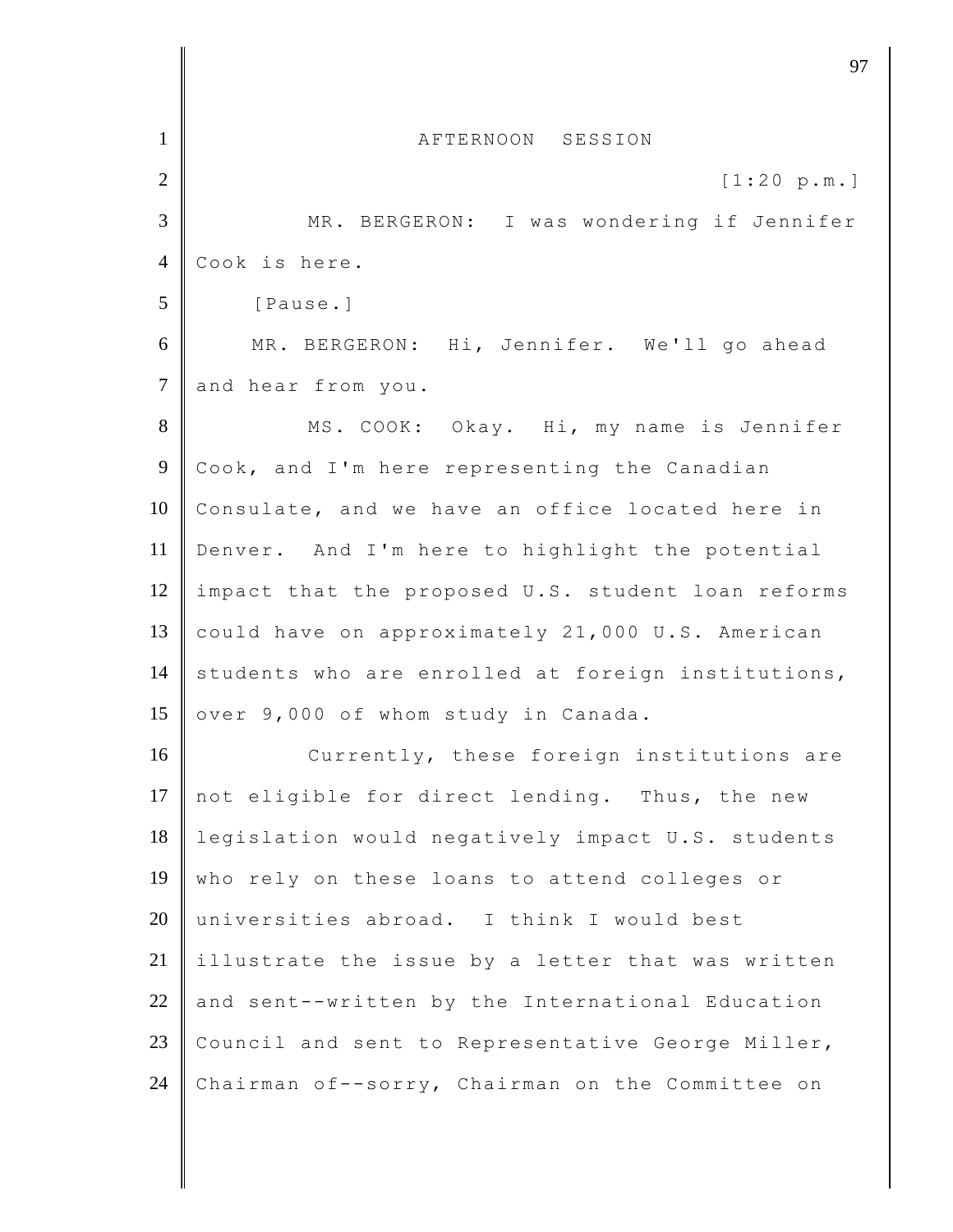AFTERNOON SESSION

[1:20 p.m.]

MR. BERGERON: I was wondering if Jennifer Cook is here.

[Pause.]

MR. BERGERON: Hi, Jennifer. We'll go ahead and hear from you.

MS. COOK: Okay. Hi, my name is Jennifer Cook, and I'm here representing the Canadian Consulate, and we have an office located here in Denver. And I'm here to highlight the potential impact that the proposed U.S. student loan reforms could have on approximately 21,000 U.S. American students who are enrolled at foreign institutions, over 9,000 of whom study in Canada.

Currently, these foreign institutions are not eligible for direct lending. Thus, the new legislation would negatively impact U.S. students who rely on these loans to attend colleges or universities abroad. I think I would best illustrate the issue by a letter that was written and sent--written by the International Education Council and sent to Representative George Miller, Chairman of--sorry, Chairman on the Committee on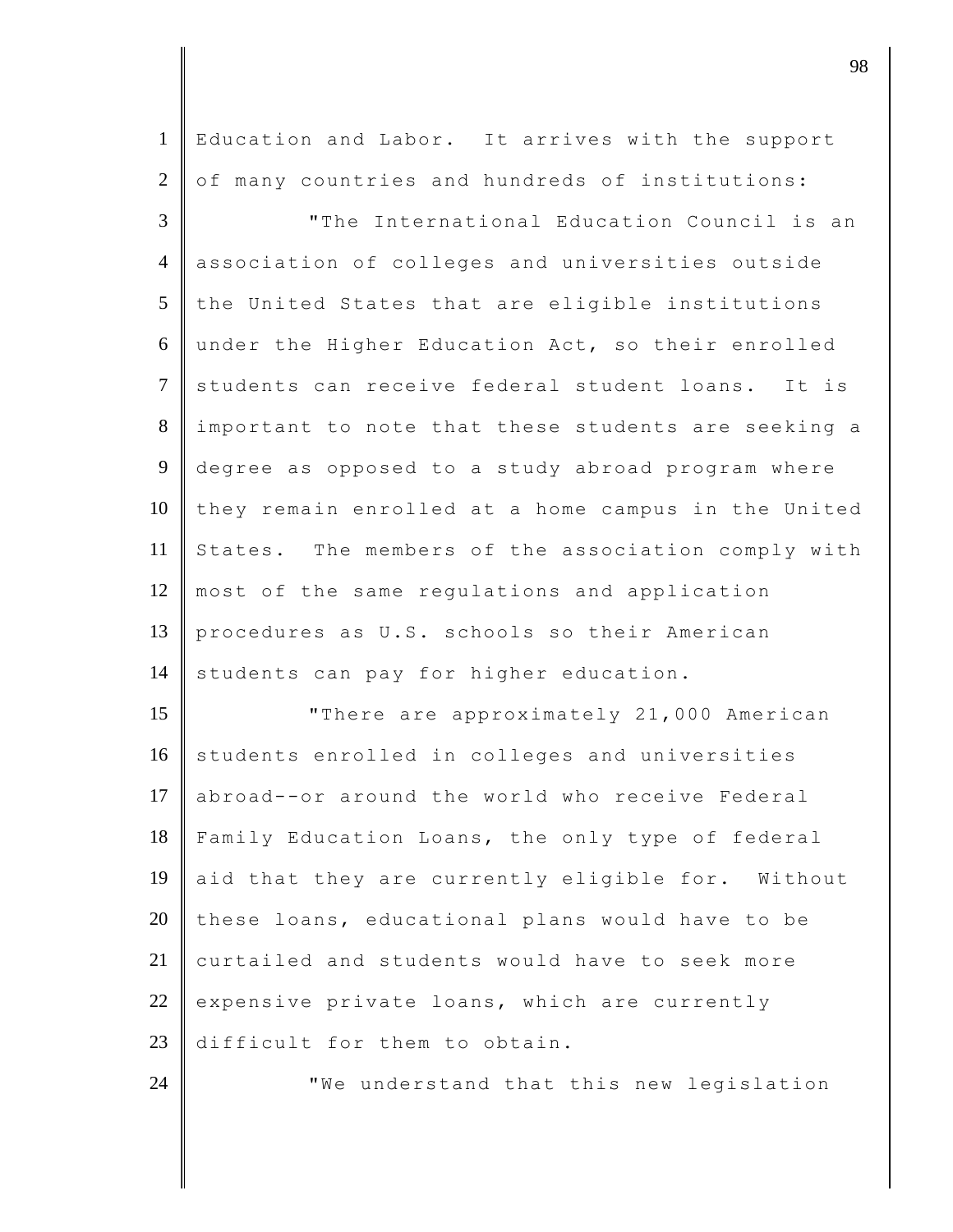Education and Labor. It arrives with the support of many countries and hundreds of institutions:

"The International Education Council is an association of colleges and universities outside the United States that are eligible institutions under the Higher Education Act, so their enrolled students can receive federal student loans. It is important to note that these students are seeking a degree as opposed to a study abroad program where they remain enrolled at a home campus in the United States. The members of the association comply with most of the same regulations and application procedures as U.S. schools so their American students can pay for higher education.

"There are approximately 21,000 American students enrolled in colleges and universities abroad--or around the world who receive Federal Family Education Loans, the only type of federal aid that they are currently eligible for. Without these loans, educational plans would have to be curtailed and students would have to seek more expensive private loans, which are currently difficult for them to obtain.

"We understand that this new legislation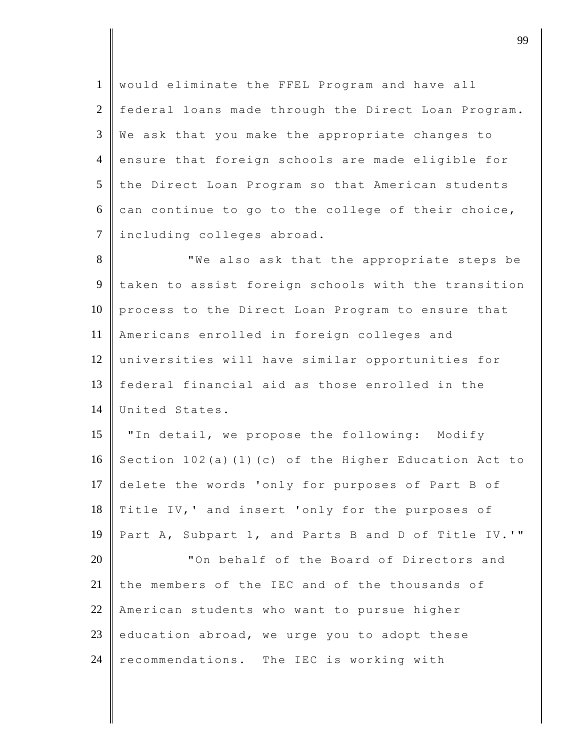would eliminate the FFEL Program and have all federal loans made through the Direct Loan Program. We ask that you make the appropriate changes to ensure that foreign schools are made eligible for the Direct Loan Program so that American students can continue to go to the college of their choice, including colleges abroad.

"We also ask that the appropriate steps be taken to assist foreign schools with the transition process to the Direct Loan Program to ensure that Americans enrolled in foreign colleges and universities will have similar opportunities for federal financial aid as those enrolled in the United States.

"In detail, we propose the following: Modify Section 102(a)(1)(c) of the Higher Education Act to delete the words 'only for purposes of Part B of Title IV,' and insert 'only for the purposes of Part A, Subpart 1, and Parts B and D of Title IV.'"

"On behalf of the Board of Directors and the members of the IEC and of the thousands of American students who want to pursue higher education abroad, we urge you to adopt these recommendations. The IEC is working with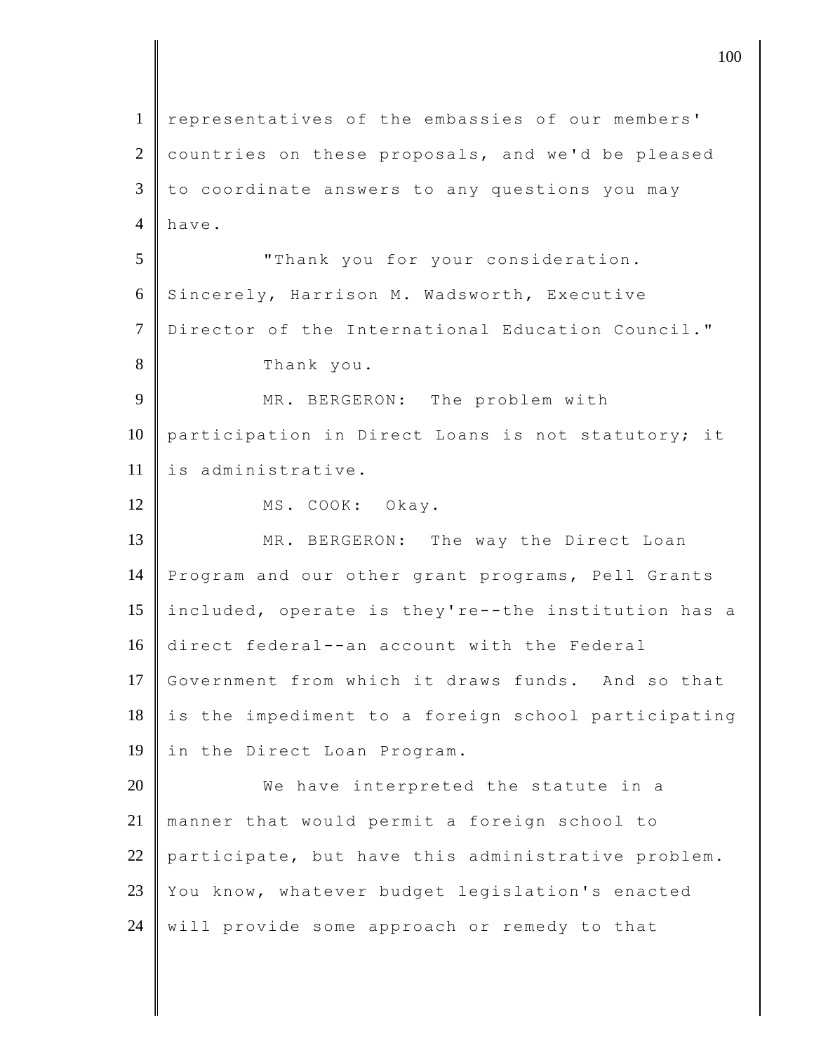representatives of the embassies of our members' countries on these proposals, and we'd be pleased to coordinate answers to any questions you may have.

"Thank you for your consideration. Sincerely, Harrison M. Wadsworth, Executive Director of the International Education Council."

Thank you.

MR. BERGERON: The problem with participation in Direct Loans is not statutory; it is administrative.

MS. COOK: Okay.

MR. BERGERON: The way the Direct Loan Program and our other grant programs, Pell Grants included, operate is they're--the institution has a direct federal--an account with the Federal Government from which it draws funds. And so that is the impediment to a foreign school participating in the Direct Loan Program.

We have interpreted the statute in a manner that would permit a foreign school to participate, but have this administrative problem. You know, whatever budget legislation's enacted will provide some approach or remedy to that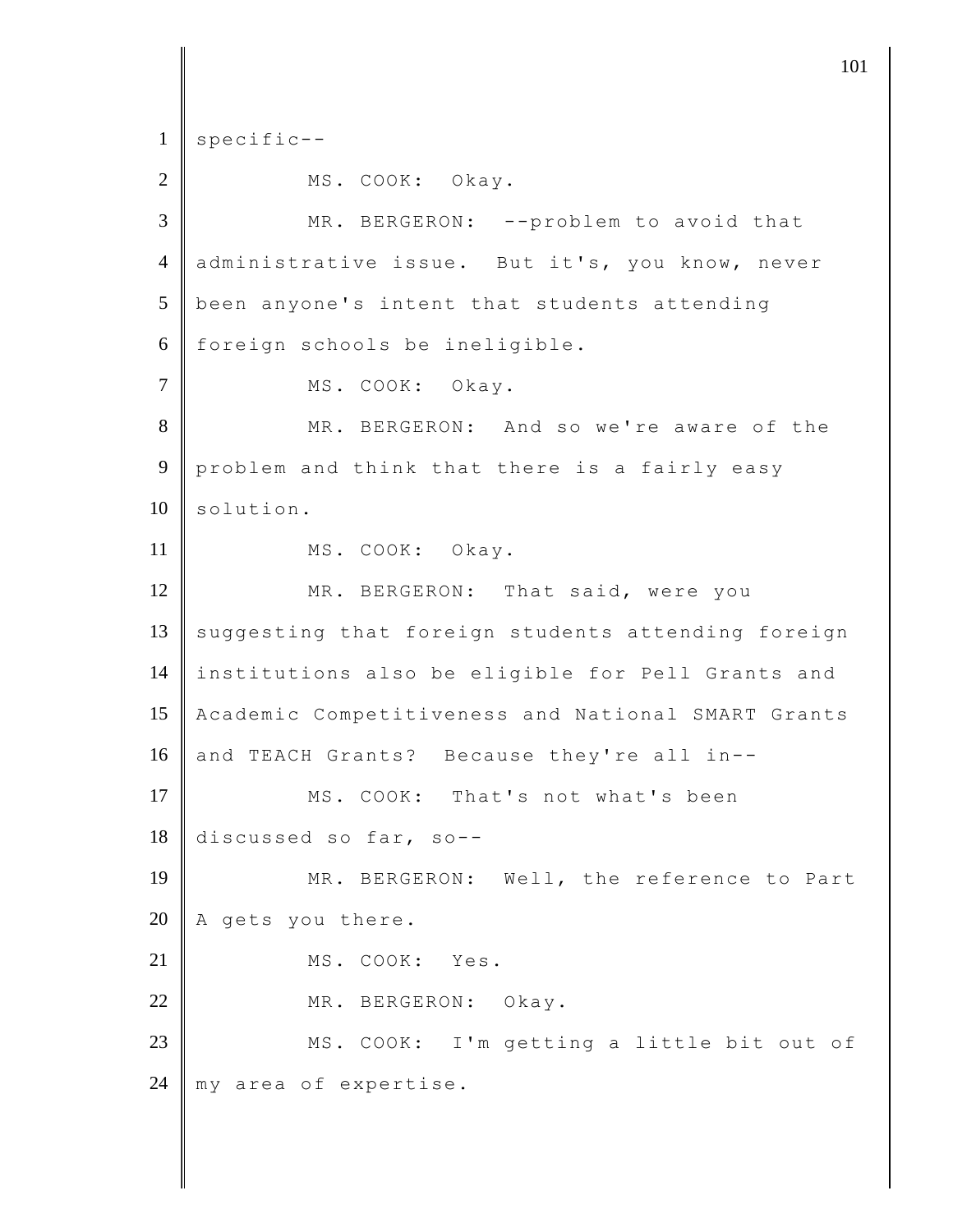specific--

MS. COOK: Okay.

MR. BERGERON: --problem to avoid that administrative issue. But it's, you know, never been anyone's intent that students attending foreign schools be ineligible.

MS. COOK: Okay.

MR. BERGERON: And so we're aware of the problem and think that there is a fairly easy solution.

MS. COOK: Okay.

MR. BERGERON: That said, were you suggesting that foreign students attending foreign institutions also be eligible for Pell Grants and Academic Competitiveness and National SMART Grants and TEACH Grants? Because they're all in--

MS. COOK: That's not what's been discussed so far, so--

MR. BERGERON: Well, the reference to Part A gets you there.

MS. COOK: Yes.

MR. BERGERON: Okay.

MS. COOK: I'm getting a little bit out of my area of expertise.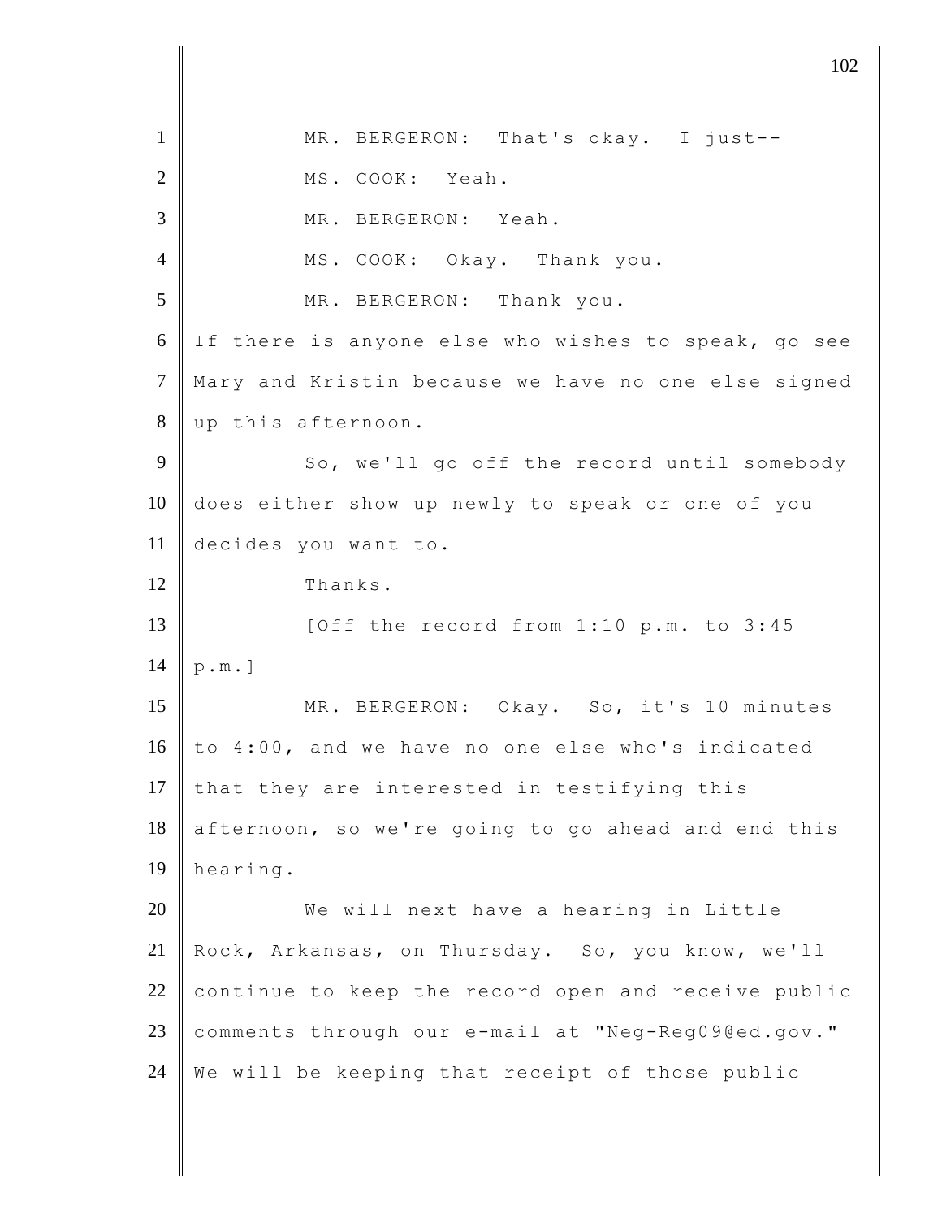MR. BERGERON: That's okay. I just--

MS. COOK: Yeah.

MR. BERGERON: Yeah.

MS. COOK: Okay. Thank you.

MR. BERGERON: Thank you.

If there is anyone else who wishes to speak, go see Mary and Kristin because we have no one else signed up this afternoon.

So, we'll go off the record until somebody does either show up newly to speak or one of you decides you want to.

Thanks.

[Off the record from 1:10 p.m. to 3:45 p.m.]

MR. BERGERON: Okay. So, it's 10 minutes to 4:00, and we have no one else who's indicated that they are interested in testifying this afternoon, so we're going to go ahead and end this hearing.

We will next have a hearing in Little Rock, Arkansas, on Thursday. So, you know, we'll continue to keep the record open and receive public comments through our e-mail at "Neg-Reg09@ed.gov." We will be keeping that receipt of those public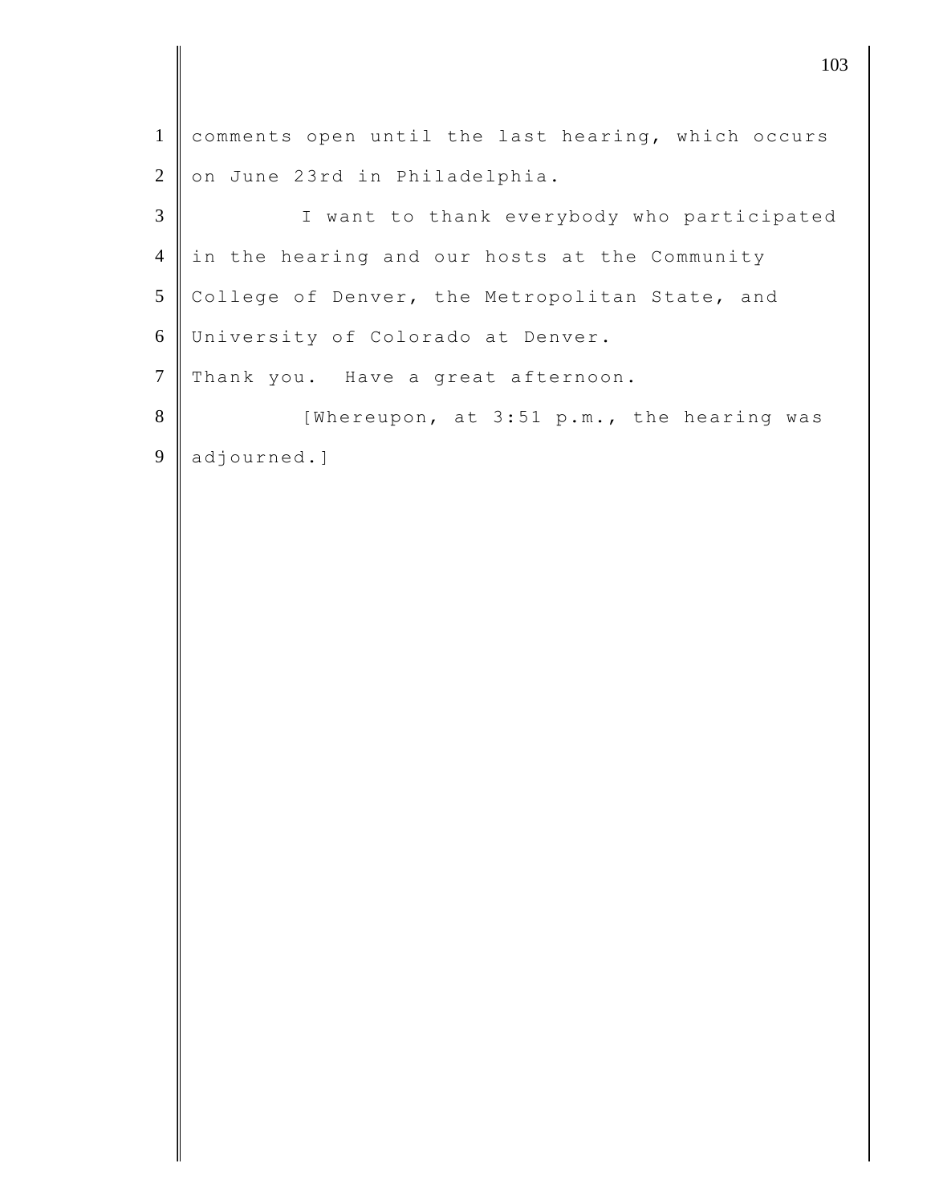comments open until the last hearing, which occurs on June 23rd in Philadelphia.

I want to thank everybody who participated in the hearing and our hosts at the Community College of Denver, the Metropolitan State, and University of Colorado at Denver.

Thank you. Have a great afternoon.

[Whereupon, at 3:51 p.m., the hearing was adjourned.]